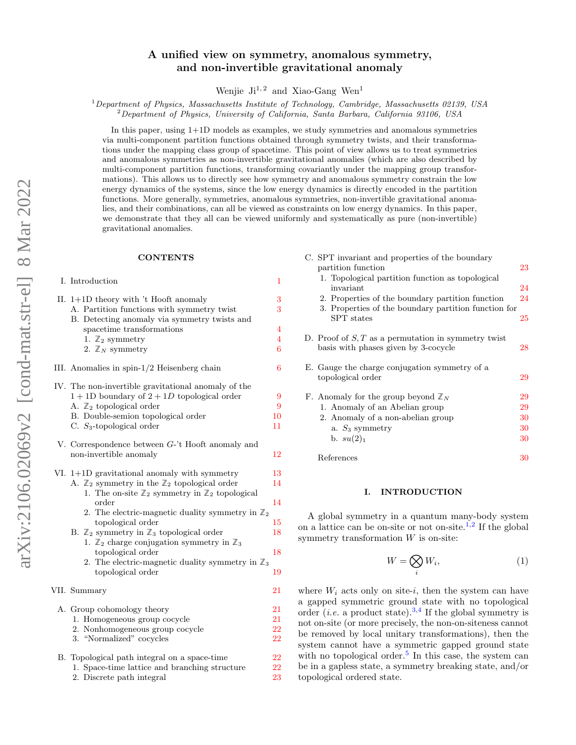# A unified view on symmetry, anomalous symmetry, and non-invertible gravitational anomaly

Wenjie Ji[1,2] and Xiao-Gang Wen[1]

[1]*Department of Physics, Massachusetts Institute of Technology, Cambridge, Massachusetts 02139, USA*
[2]*Department of Physics, University of California, Santa Barbara, California 93106, USA*

In this paper, using 1+1D models as examples, we study symmetries and anomalous symmetries via multi-component partition functions obtained through symmetry twists, and their transformations under the mapping class group of spacetime. This point of view allows us to treat symmetries and anomalous symmetries as non-invertible gravitational anomalies (which are also described by multi-component partition functions, transforming covariantly under the mapping group transformations). This allows us to directly see how symmetry and anomalous symmetry constrain the low energy dynamics of the systems, since the low energy dynamics is directly encoded in the partition functions. More generally, symmetries, anomalous symmetries, non-invertible gravitational anomalies, and their combinations, can all be viewed as constraints on low energy dynamics. In this paper, we demonstrate that they all can be viewed uniformly and systematically as pure (non-invertible) gravitational anomalies.

## CONTENTS

- I. Introduction — 1
- II. 1+1D theory with 't Hooft anomaly — 3
  - A. Partition functions with symmetry twist — 3
  - B. Detecting anomaly via symmetry twists and spacetime transformations — 4
    - 1. $\mathbb{Z}_2$ symmetry — 4
    - 2. $\mathbb{Z}_N$ symmetry — 6
- III. Anomalies in spin-1/2 Heisenberg chain — 6
- IV. The non-invertible gravitational anomaly of the $1+1D$ boundary of $2+1D$ topological order — 9
  - A. $\mathbb{Z}_2$ topological order — 9
  - B. Double-semion topological order — 10
  - C. $S_3$-topological order — 11
- V. Correspondence between $G$-'t Hooft anomaly and non-invertible anomaly — 12
- VI. 1+1D gravitational anomaly with symmetry — 13
  - A. $\mathbb{Z}_2$ symmetry in the $\mathbb{Z}_2$ topological order — 14
    - 1. The on-site $\mathbb{Z}_2$ symmetry in $\mathbb{Z}_2$ topological order — 14
    - 2. The electric-magnetic duality symmetry in $\mathbb{Z}_2$ topological order — 15
  - B. $\mathbb{Z}_2$ symmetry in $\mathbb{Z}_3$ topological order — 18
    - 1. $\mathbb{Z}_2$ charge conjugation symmetry in $\mathbb{Z}_3$ topological order — 18
    - 2. The electric-magnetic duality symmetry in $\mathbb{Z}_3$ topological order — 19
- VII. Summary — 21
- A. Group cohomology theory — 21
  - 1. Homogeneous group cocycle — 21
  - 2. Nonhomogeneous group cocycle — 22
  - 3. "Normalized" cocycles — 22
- B. Topological path integral on a space-time — 22
  - 1. Space-time lattice and branching structure — 22
  - 2. Discrete path integral — 23
- C. SPT invariant and properties of the boundary partition function — 23
  - 1. Topological partition function as topological invariant — 24
  - 2. Properties of the boundary partition function — 24
  - 3. Properties of the boundary partition function for SPT states — 25
- D. Proof of $S, T$ as a permutation in symmetry twist basis with phases given by 3-cocycle — 28
- E. Gauge the charge conjugation symmetry of a topological order — 29
- F. Anomaly for the group beyond $\mathbb{Z}_N$ — 29
  - 1. Anomaly of an Abelian group — 29
  - 2. Anomaly of a non-abelian group — 30
    - a. $S_3$ symmetry — 30
    - b. $su(2)_1$ — 30
- References — 30

## I. INTRODUCTION

A global symmetry in a quantum many-body system on a lattice can be on-site or not on-site.[1,2] If the global symmetry transformation $W$ is on-site:

$$W = \bigotimes_i W_i, \tag{1}$$

where $W_i$ acts only on site-$i$, then the system can have a gapped symmetric ground state with no topological order (*i.e.* a product state).[3,4] If the global symmetry is not on-site (or more precisely, the non-on-siteness cannot be removed by local unitary transformations), then the system cannot have a symmetric gapped ground state with no topological order.[5] In this case, the system can be in a gapless state, a symmetry breaking state, and/or topological ordered state.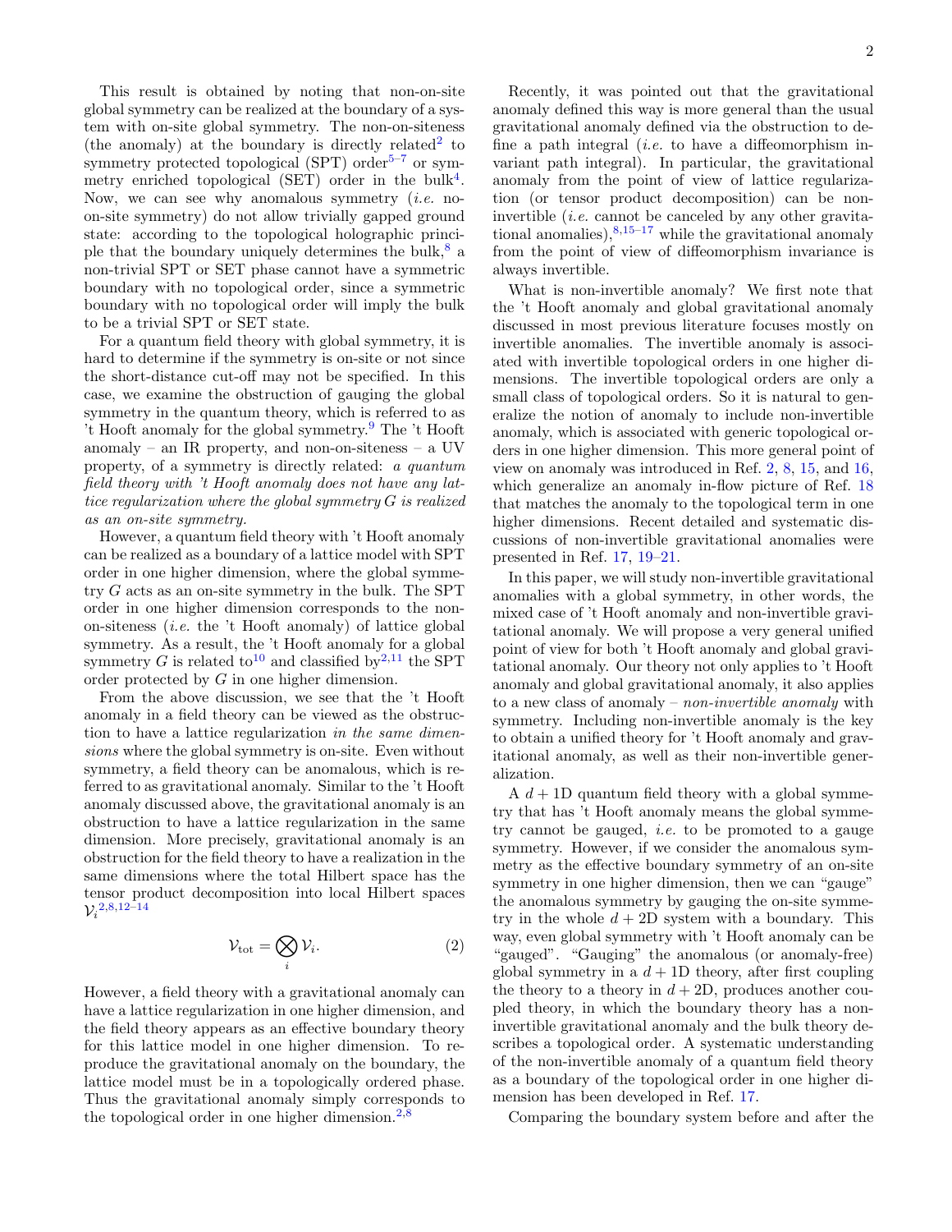This result is obtained by noting that non-on-site global symmetry can be realized at the boundary of a system with on-site global symmetry. The non-on-siteness (the anomaly) at the boundary is directly related[2] to symmetry protected topological (SPT) order[5–7] or symmetry enriched topological (SET) order in the bulk[4]. Now, we can see why anomalous symmetry (*i.e.* no-on-site symmetry) do not allow trivially gapped ground state: according to the topological holographic principle that the boundary uniquely determines the bulk,[8] a non-trivial SPT or SET phase cannot have a symmetric boundary with no topological order, since a symmetric boundary with no topological order will imply the bulk to be a trivial SPT or SET state.

For a quantum field theory with global symmetry, it is hard to determine if the symmetry is on-site or not since the short-distance cut-off may not be specified. In this case, we examine the obstruction of gauging the global symmetry in the quantum theory, which is referred to as 't Hooft anomaly for the global symmetry.[9] The 't Hooft anomaly – an IR property, and non-on-siteness – a UV property, of a symmetry is directly related: *a quantum field theory with 't Hooft anomaly does not have any lattice regularization where the global symmetry $G$ is realized as an on-site symmetry.*

However, a quantum field theory with 't Hooft anomaly can be realized as a boundary of a lattice model with SPT order in one higher dimension, where the global symmetry $G$ acts as an on-site symmetry in the bulk. The SPT order in one higher dimension corresponds to the non-on-siteness (*i.e.* the 't Hooft anomaly) of lattice global symmetry. As a result, the 't Hooft anomaly for a global symmetry $G$ is related to[10] and classified by[2,11] the SPT order protected by $G$ in one higher dimension.

From the above discussion, we see that the 't Hooft anomaly in a field theory can be viewed as the obstruction to have a lattice regularization *in the same dimensions* where the global symmetry is on-site. Even without symmetry, a field theory can be anomalous, which is referred to as gravitational anomaly. Similar to the 't Hooft anomaly discussed above, the gravitational anomaly is an obstruction to have a lattice regularization in the same dimension. More precisely, gravitational anomaly is an obstruction for the field theory to have a realization in the same dimensions where the total Hilbert space has the tensor product decomposition into local Hilbert spaces $\mathcal{V}_i$[2,8,12–14]

$$\mathcal{V}_{\text{tot}} = \bigotimes_i \mathcal{V}_i. \tag{2}$$

However, a field theory with a gravitational anomaly can have a lattice regularization in one higher dimension, and the field theory appears as an effective boundary theory for this lattice model in one higher dimension. To reproduce the gravitational anomaly on the boundary, the lattice model must be in a topologically ordered phase. Thus the gravitational anomaly simply corresponds to the topological order in one higher dimension.[2,8]

Recently, it was pointed out that the gravitational anomaly defined this way is more general than the usual gravitational anomaly defined via the obstruction to define a path integral (*i.e.* to have a diffeomorphism invariant path integral). In particular, the gravitational anomaly from the point of view of lattice regularization (or tensor product decomposition) can be non-invertible (*i.e.* cannot be canceled by any other gravitational anomalies),[8,15–17] while the gravitational anomaly from the point of view of diffeomorphism invariance is always invertible.

What is non-invertible anomaly? We first note that the 't Hooft anomaly and global gravitational anomaly discussed in most previous literature focuses mostly on invertible anomalies. The invertible anomaly is associated with invertible topological orders in one higher dimensions. The invertible topological orders are only a small class of topological orders. So it is natural to generalize the notion of anomaly to include non-invertible anomaly, which is associated with generic topological orders in one higher dimension. This more general point of view on anomaly was introduced in Ref. 2, 8, 15, and 16, which generalize an anomaly in-flow picture of Ref. 18 that matches the anomaly to the topological term in one higher dimensions. Recent detailed and systematic discussions of non-invertible gravitational anomalies were presented in Ref. 17, 19–21.

In this paper, we will study non-invertible gravitational anomalies with a global symmetry, in other words, the mixed case of 't Hooft anomaly and non-invertible gravitational anomaly. We will propose a very general unified point of view for both 't Hooft anomaly and global gravitational anomaly. Our theory not only applies to 't Hooft anomaly and global gravitational anomaly, it also applies to a new class of anomaly – *non-invertible anomaly* with symmetry. Including non-invertible anomaly is the key to obtain a unified theory for 't Hooft anomaly and gravitational anomaly, as well as their non-invertible generalization.

A $d+1$D quantum field theory with a global symmetry that has 't Hooft anomaly means the global symmetry cannot be gauged, *i.e.* to be promoted to a gauge symmetry. However, if we consider the anomalous symmetry as the effective boundary symmetry of an on-site symmetry in one higher dimension, then we can "gauge" the anomalous symmetry by gauging the on-site symmetry in the whole $d+2$D system with a boundary. This way, even global symmetry with 't Hooft anomaly can be "gauged". "Gauging" the anomalous (or anomaly-free) global symmetry in a $d+1$D theory, after first coupling the theory to a theory in $d+2$D, produces another coupled theory, in which the boundary theory has a non-invertible gravitational anomaly and the bulk theory describes a topological order. A systematic understanding of the non-invertible anomaly of a quantum field theory as a boundary of the topological order in one higher dimension has been developed in Ref. 17.

Comparing the boundary system before and after the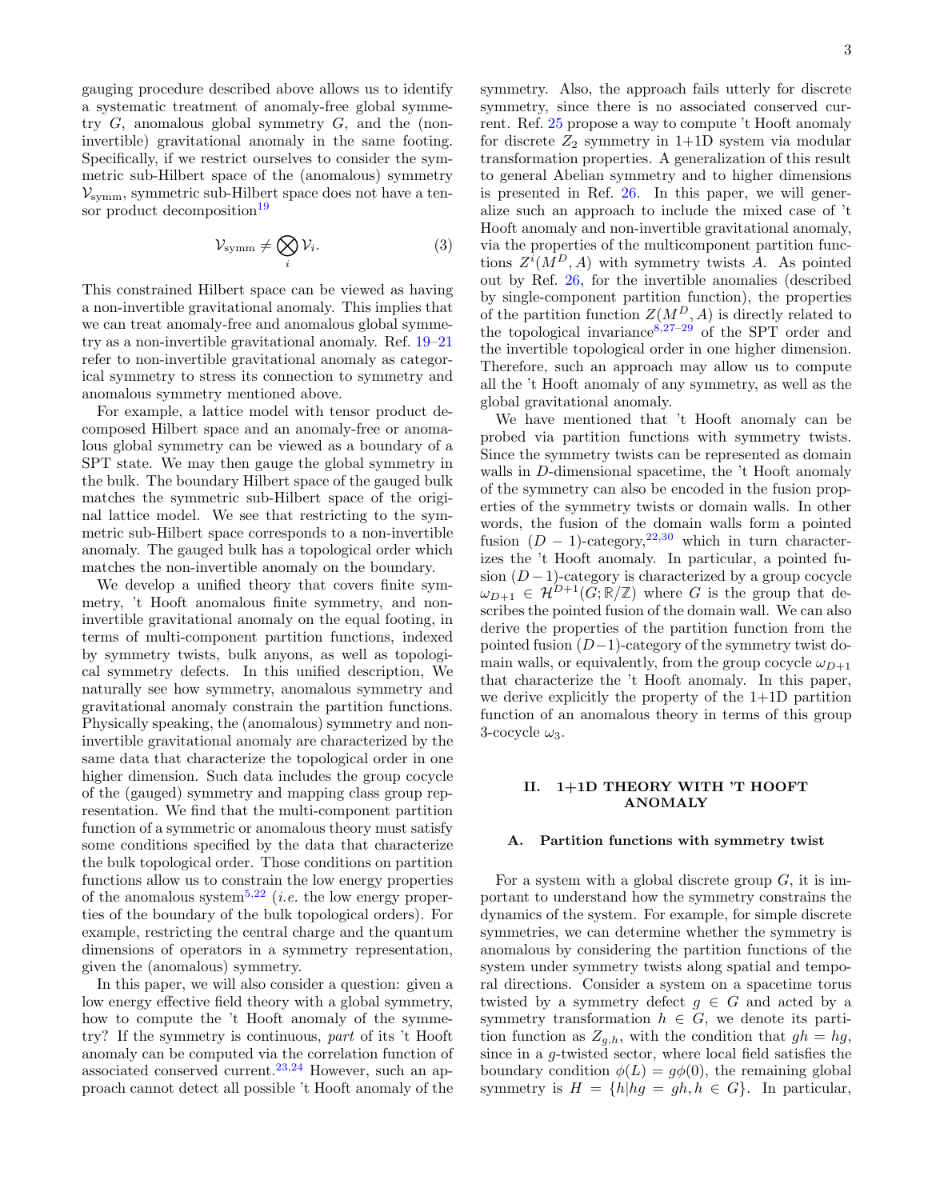gauging procedure described above allows us to identify a systematic treatment of anomaly-free global symmetry $G$, anomalous global symmetry $G$, and the (non-invertible) gravitational anomaly in the same footing. Specifically, if we restrict ourselves to consider the symmetric sub-Hilbert space of the (anomalous) symmetry $\mathcal{V}_{\text{symm}}$, symmetric sub-Hilbert space does not have a tensor product decomposition[19]

$$\mathcal{V}_{\text{symm}} \neq \bigotimes_i \mathcal{V}_i. \tag{3}$$

This constrained Hilbert space can be viewed as having a non-invertible gravitational anomaly. This implies that we can treat anomaly-free and anomalous global symmetry as a non-invertible gravitational anomaly. Ref. 19–21 refer to non-invertible gravitational anomaly as categorical symmetry to stress its connection to symmetry and anomalous symmetry mentioned above.

For example, a lattice model with tensor product decomposed Hilbert space and an anomaly-free or anomalous global symmetry can be viewed as a boundary of a SPT state. We may then gauge the global symmetry in the bulk. The boundary Hilbert space of the gauged bulk matches the symmetric sub-Hilbert space of the original lattice model. We see that restricting to the symmetric sub-Hilbert space corresponds to a non-invertible anomaly. The gauged bulk has a topological order which matches the non-invertible anomaly on the boundary.

We develop a unified theory that covers finite symmetry, 't Hooft anomalous finite symmetry, and non-invertible gravitational anomaly on the equal footing, in terms of multi-component partition functions, indexed by symmetry twists, bulk anyons, as well as topological symmetry defects. In this unified description, We naturally see how symmetry, anomalous symmetry and gravitational anomaly constrain the partition functions. Physically speaking, the (anomalous) symmetry and non-invertible gravitational anomaly are characterized by the same data that characterize the topological order in one higher dimension. Such data includes the group cocycle of the (gauged) symmetry and mapping class group representation. We find that the multi-component partition function of a symmetric or anomalous theory must satisfy some conditions specified by the data that characterize the bulk topological order. Those conditions on partition functions allow us to constrain the low energy properties of the anomalous system[5,22] (*i.e.* the low energy properties of the boundary of the bulk topological orders). For example, restricting the central charge and the quantum dimensions of operators in a symmetry representation, given the (anomalous) symmetry.

In this paper, we will also consider a question: given a low energy effective field theory with a global symmetry, how to compute the 't Hooft anomaly of the symmetry? If the symmetry is continuous, *part* of its 't Hooft anomaly can be computed via the correlation function of associated conserved current.[23,24] However, such an approach cannot detect all possible 't Hooft anomaly of the symmetry. Also, the approach fails utterly for discrete symmetry, since there is no associated conserved current. Ref. 25 propose a way to compute 't Hooft anomaly for discrete $Z_2$ symmetry in 1+1D system via modular transformation properties. A generalization of this result to general Abelian symmetry and to higher dimensions is presented in Ref. 26. In this paper, we will generalize such an approach to include the mixed case of 't Hooft anomaly and non-invertible gravitational anomaly, via the properties of the multicomponent partition functions $Z^i(M^D, A)$ with symmetry twists $A$. As pointed out by Ref. 26, for the invertible anomalies (described by single-component partition function), the properties of the partition function $Z(M^D, A)$ is directly related to the topological invariance[8,27–29] of the SPT order and the invertible topological order in one higher dimension. Therefore, such an approach may allow us to compute all the 't Hooft anomaly of any symmetry, as well as the global gravitational anomaly.

We have mentioned that 't Hooft anomaly can be probed via partition functions with symmetry twists. Since the symmetry twists can be represented as domain walls in $D$-dimensional spacetime, the 't Hooft anomaly of the symmetry can also be encoded in the fusion properties of the symmetry twists or domain walls. In other words, the fusion of the domain walls form a pointed fusion $(D-1)$-category,[22,30] which in turn characterizes the 't Hooft anomaly. In particular, a pointed fusion $(D-1)$-category is characterized by a group cocycle $\omega_{D+1} \in \mathcal{H}^{D+1}(G; \mathbb{R}/\mathbb{Z})$ where $G$ is the group that describes the pointed fusion of the domain wall. We can also derive the properties of the partition function from the pointed fusion $(D-1)$-category of the symmetry twist domain walls, or equivalently, from the group cocycle $\omega_{D+1}$ that characterize the 't Hooft anomaly. In this paper, we derive explicitly the property of the 1+1D partition function of an anomalous theory in terms of this group 3-cocycle $\omega_3$.

## II. 1+1D THEORY WITH 'T HOOFT ANOMALY

### A. Partition functions with symmetry twist

For a system with a global discrete group $G$, it is important to understand how the symmetry constrains the dynamics of the system. For example, for simple discrete symmetries, we can determine whether the symmetry is anomalous by considering the partition functions of the system under symmetry twists along spatial and temporal directions. Consider a system on a spacetime torus twisted by a symmetry defect $g \in G$ and acted by a symmetry transformation $h \in G$, we denote its partition function as $Z_{g,h}$, with the condition that $gh = hg$, since in a $g$-twisted sector, where local field satisfies the boundary condition $\phi(L) = g\phi(0)$, the remaining global symmetry is $H = \{h | hg = gh, h \in G\}$. In particular,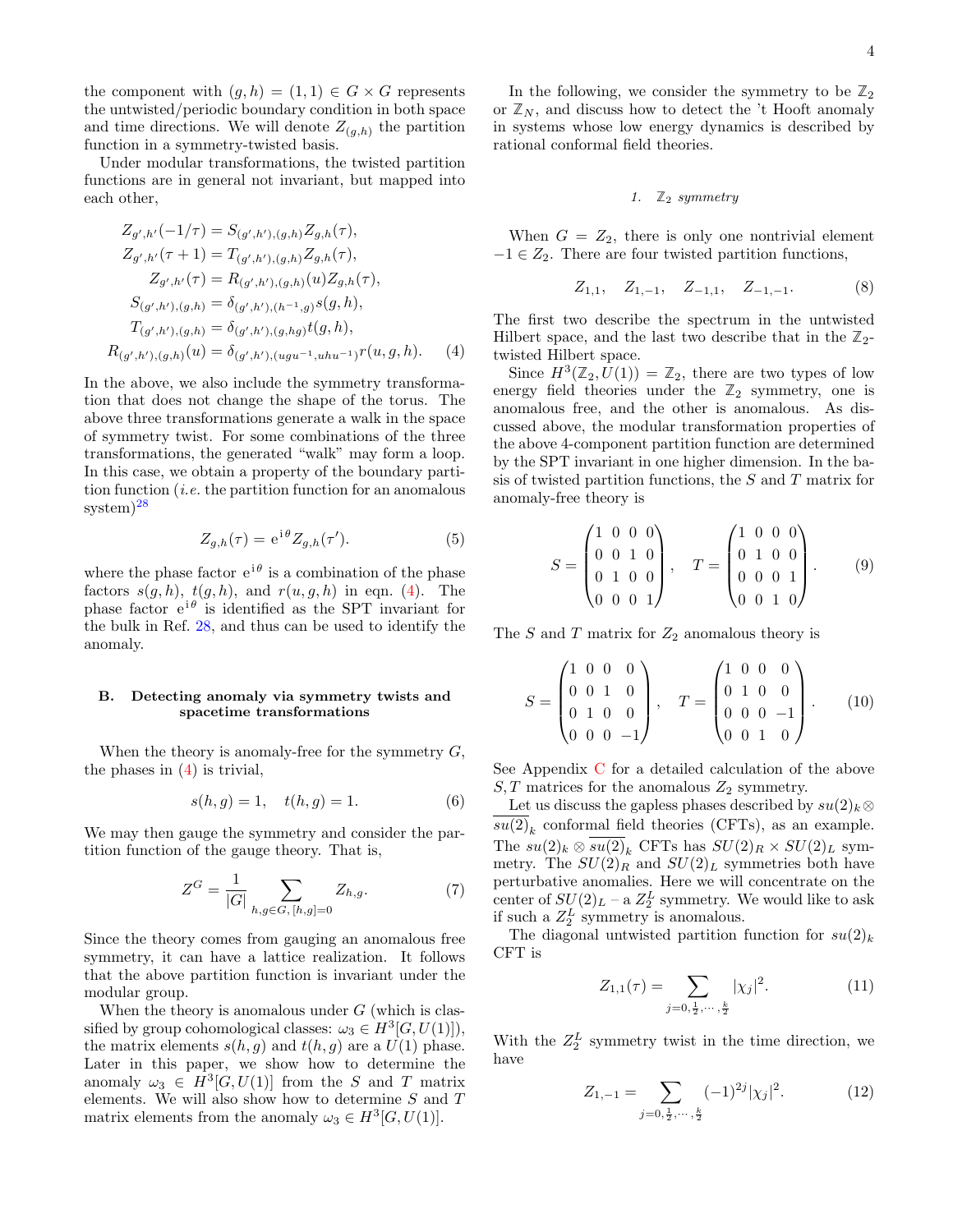the component with $(g,h) = (1,1) \in G \times G$ represents the untwisted/periodic boundary condition in both space and time directions. We will denote $Z_{(g,h)}$ the partition function in a symmetry-twisted basis.

Under modular transformations, the twisted partition functions are in general not invariant, but mapped into each other,

$$
\begin{aligned}
Z_{g',h'}(-1/\tau) &= S_{(g',h'),(g,h)} Z_{g,h}(\tau), \\
Z_{g',h'}(\tau+1) &= T_{(g',h'),(g,h)} Z_{g,h}(\tau), \\
Z_{g',h'}(\tau) &= R_{(g',h'),(g,h)}(u) Z_{g,h}(\tau), \\
S_{(g',h'),(g,h)} &= \delta_{(g',h'),(h^{-1},g)} s(g,h), \\
T_{(g',h'),(g,h)} &= \delta_{(g',h'),(g,hg)} t(g,h), \\
R_{(g',h'),(g,h)}(u) &= \delta_{(g',h'),(ugu^{-1},uhu^{-1})} r(u,g,h).
\end{aligned} \tag{4}
$$

In the above, we also include the symmetry transformation that does not change the shape of the torus. The above three transformations generate a walk in the space of symmetry twist. For some combinations of the three transformations, the generated "walk" may form a loop. In this case, we obtain a property of the boundary partition function (*i.e.* the partition function for an anomalous system)[28]

$$
Z_{g,h}(\tau) = \mathrm{e}^{\mathrm{i}\,\theta} Z_{g,h}(\tau'). \tag{5}
$$

where the phase factor $\mathrm{e}^{\mathrm{i}\,\theta}$ is a combination of the phase factors $s(g,h)$, $t(g,h)$, and $r(u,g,h)$ in eqn. (4). The phase factor $\mathrm{e}^{\mathrm{i}\,\theta}$ is identified as the SPT invariant for the bulk in Ref. 28, and thus can be used to identify the anomaly.

### B. Detecting anomaly via symmetry twists and spacetime transformations

When the theory is anomaly-free for the symmetry $G$, the phases in (4) is trivial,

$$
s(h,g) = 1, \quad t(h,g) = 1. \tag{6}
$$

We may then gauge the symmetry and consider the partition function of the gauge theory. That is,

$$
Z^G = \frac{1}{|G|} \sum_{h,g \in G,\, [h,g]=0} Z_{h,g}. \tag{7}
$$

Since the theory comes from gauging an anomalous free symmetry, it can have a lattice realization. It follows that the above partition function is invariant under the modular group.

When the theory is anomalous under $G$ (which is classified by group cohomological classes: $\omega_3 \in H^3[G,U(1)]$), the matrix elements $s(h,g)$ and $t(h,g)$ are a $U(1)$ phase. Later in this paper, we show how to determine the anomaly $\omega_3 \in H^3[G,U(1)]$ from the $S$ and $T$ matrix elements. We will also show how to determine $S$ and $T$ matrix elements from the anomaly $\omega_3 \in H^3[G,U(1)]$.

In the following, we consider the symmetry to be $\mathbb{Z}_2$ or $\mathbb{Z}_N$, and discuss how to detect the 't Hooft anomaly in systems whose low energy dynamics is described by rational conformal field theories.

#### 1. $\mathbb{Z}_2$ symmetry

When $G = Z_2$, there is only one nontrivial element $-1 \in Z_2$. There are four twisted partition functions,

$$
Z_{1,1}, \quad Z_{1,-1}, \quad Z_{-1,1}, \quad Z_{-1,-1}. \tag{8}
$$

The first two describe the spectrum in the untwisted Hilbert space, and the last two describe that in the $\mathbb{Z}_2$-twisted Hilbert space.

Since $H^3(\mathbb{Z}_2, U(1)) = \mathbb{Z}_2$, there are two types of low energy field theories under the $\mathbb{Z}_2$ symmetry, one is anomalous free, and the other is anomalous. As discussed above, the modular transformation properties of the above 4-component partition function are determined by the SPT invariant in one higher dimension. In the basis of twisted partition functions, the $S$ and $T$ matrix for anomaly-free theory is

$$
S = \begin{pmatrix} 1 & 0 & 0 & 0 \\ 0 & 0 & 1 & 0 \\ 0 & 1 & 0 & 0 \\ 0 & 0 & 0 & 1 \end{pmatrix}, \quad T = \begin{pmatrix} 1 & 0 & 0 & 0 \\ 0 & 1 & 0 & 0 \\ 0 & 0 & 0 & 1 \\ 0 & 0 & 1 & 0 \end{pmatrix}. \tag{9}
$$

The $S$ and $T$ matrix for $Z_2$ anomalous theory is

$$
S = \begin{pmatrix} 1 & 0 & 0 & 0 \\ 0 & 0 & 1 & 0 \\ 0 & 1 & 0 & 0 \\ 0 & 0 & 0 & -1 \end{pmatrix}, \quad T = \begin{pmatrix} 1 & 0 & 0 & 0 \\ 0 & 1 & 0 & 0 \\ 0 & 0 & 0 & -1 \\ 0 & 0 & 1 & 0 \end{pmatrix}. \tag{10}
$$

See Appendix C for a detailed calculation of the above $S, T$ matrices for the anomalous $Z_2$ symmetry.

Let us discuss the gapless phases described by $su(2)_k \otimes \overline{su(2)}_k$ conformal field theories (CFTs), as an example. The $su(2)_k \otimes \overline{su(2)}_k$ CFTs has $SU(2)_R \times SU(2)_L$ symmetry. The $SU(2)_R$ and $SU(2)_L$ symmetries both have perturbative anomalies. Here we will concentrate on the center of $SU(2)_L$ – a $Z_2^L$ symmetry. We would like to ask if such a $Z_2^L$ symmetry is anomalous.

The diagonal untwisted partition function for $su(2)_k$ CFT is

$$
Z_{1,1}(\tau) = \sum_{j=0,\frac{1}{2},\cdots,\frac{k}{2}} |\chi_j|^2. \tag{11}
$$

With the $Z_2^L$ symmetry twist in the time direction, we have

$$
Z_{1,-1} = \sum_{j=0,\frac{1}{2},\cdots,\frac{k}{2}} (-1)^{2j} |\chi_j|^2. \tag{12}
$$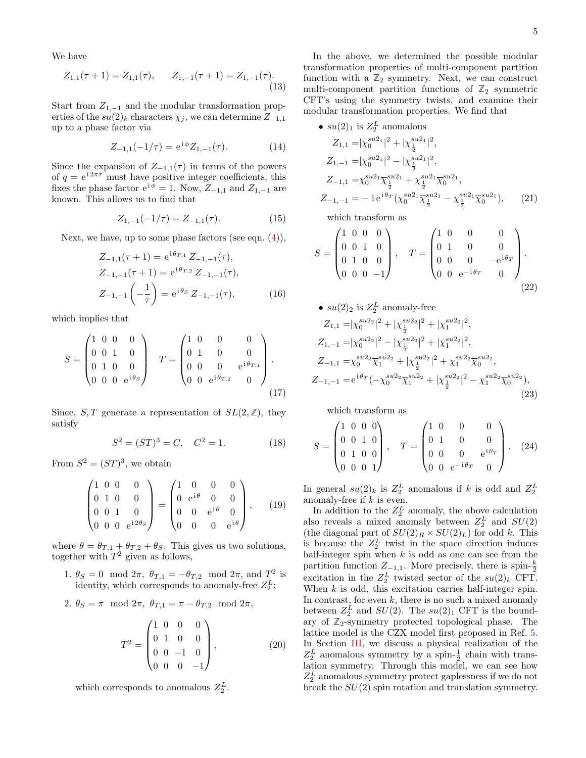We have

$$Z_{1,1}(\tau+1) = Z_{1,1}(\tau), \qquad Z_{1,-1}(\tau+1) = Z_{1,-1}(\tau). \tag{13}$$

Start from $Z_{1,-1}$ and the modular transformation properties of the $su(2)_k$ characters $\chi_j$, we can determine $Z_{-1,1}$ up to a phase factor via

$$Z_{-1,1}(-1/\tau) = \mathrm{e}^{\mathrm{i}\,\phi} Z_{1,-1}(\tau). \tag{14}$$

Since the expansion of $Z_{-1,1}(\tau)$ in terms of the powers of $q = \mathrm{e}^{\mathrm{i}\,2\pi\tau}$ must have positive integer coefficients, this fixes the phase factor $\mathrm{e}^{\mathrm{i}\,\phi} = 1$. Now, $Z_{-1,1}$ and $Z_{1,-1}$ are known. This allows us to find that

$$Z_{1,-1}(-1/\tau) = Z_{-1,1}(\tau). \tag{15}$$

Next, we have, up to some phase factors (see eqn. (4)),

$$\begin{aligned}
Z_{-1,1}(\tau+1) &= \mathrm{e}^{\mathrm{i}\,\theta_{T,1}}\, Z_{-1,-1}(\tau),\\
Z_{-1,-1}(\tau+1) &= \mathrm{e}^{\mathrm{i}\,\theta_{T,2}}\, Z_{-1,-1}(\tau),\\
Z_{-1,-1}\left(-\frac{1}{\tau}\right) &= \mathrm{e}^{\mathrm{i}\,\theta_S}\, Z_{-1,-1}(\tau),
\end{aligned} \tag{16}$$

which implies that

$$S = \begin{pmatrix} 1 & 0 & 0 & 0\\ 0 & 0 & 1 & 0\\ 0 & 1 & 0 & 0\\ 0 & 0 & 0 & \mathrm{e}^{\mathrm{i}\,\theta_S} \end{pmatrix} \quad T = \begin{pmatrix} 1 & 0 & 0 & 0\\ 0 & 1 & 0 & 0\\ 0 & 0 & 0 & \mathrm{e}^{\mathrm{i}\,\theta_{T,1}}\\ 0 & 0 & \mathrm{e}^{\mathrm{i}\,\theta_{T,2}} & 0 \end{pmatrix}. \tag{17}$$

Since, $S, T$ generate a representation of $SL(2,\mathbb{Z})$, they satisfy

$$S^2 = (ST)^3 = C, \quad C^2 = 1. \tag{18}$$

From $S^2 = (ST)^3$, we obtain

$$\begin{pmatrix} 1 & 0 & 0 & 0\\ 0 & 1 & 0 & 0\\ 0 & 0 & 1 & 0\\ 0 & 0 & 0 & \mathrm{e}^{\mathrm{i}\,2\theta_S} \end{pmatrix} = \begin{pmatrix} 1 & 0 & 0 & 0\\ 0 & \mathrm{e}^{\mathrm{i}\,\theta} & 0 & 0\\ 0 & 0 & \mathrm{e}^{\mathrm{i}\,\theta} & 0\\ 0 & 0 & 0 & \mathrm{e}^{\mathrm{i}\,\theta} \end{pmatrix}, \tag{19}$$

where $\theta = \theta_{T,1} + \theta_{T,2} + \theta_S$. This gives us two solutions, together with $T^2$ given as follows,

1. $\theta_S = 0 \mod 2\pi$, $\theta_{T,1} = -\theta_{T,2} \mod 2\pi$, and $T^2$ is identity, which corresponds to anomaly-free $Z_2^L$;
2. $\theta_S = \pi \mod 2\pi$, $\theta_{T,1} = \pi - \theta_{T,2} \mod 2\pi$,

$$T^2 = \begin{pmatrix} 1 & 0 & 0 & 0\\ 0 & 1 & 0 & 0\\ 0 & 0 & -1 & 0\\ 0 & 0 & 0 & -1 \end{pmatrix}, \tag{20}$$

which corresponds to anomalous $Z_2^L$.

In the above, we determined the possible modular transformation properties of multi-component partition function with a $\mathbb{Z}_2$ symmetry. Next, we can construct multi-component partition functions of $\mathbb{Z}_2$ symmetric CFT's using the symmetry twists, and examine their modular transformation properties. We find that

- $su(2)_1$ is $Z_2^L$ anomalous

$$\begin{aligned}
Z_{1,1} &= |\chi_0^{su2_1}|^2 + |\chi_{\frac{1}{2}}^{su2_1}|^2,\\
Z_{1,-1} &= |\chi_0^{su2_1}|^2 - |\chi_{\frac{1}{2}}^{su2_1}|^2,\\
Z_{-1,1} &= \chi_0^{su2_1}\overline{\chi}_{\frac{1}{2}}^{su2_1} + \chi_{\frac{1}{2}}^{su2_1}\overline{\chi}_0^{su2_1},\\
Z_{-1,-1} &= -\,\mathrm{i}\,\mathrm{e}^{\mathrm{i}\,\theta_T}(\chi_0^{su2_1}\overline{\chi}_{\frac{1}{2}}^{su2_1} - \chi_{\frac{1}{2}}^{su2_1}\overline{\chi}_0^{su2_1}),
\end{aligned} \tag{21}$$

which transform as

$$S = \begin{pmatrix} 1 & 0 & 0 & 0\\ 0 & 0 & 1 & 0\\ 0 & 1 & 0 & 0\\ 0 & 0 & 0 & -1 \end{pmatrix}, \quad T = \begin{pmatrix} 1 & 0 & 0 & 0\\ 0 & 1 & 0 & 0\\ 0 & 0 & 0 & -\mathrm{e}^{\mathrm{i}\,\theta_T}\\ 0 & 0 & \mathrm{e}^{-\mathrm{i}\,\theta_T} & 0 \end{pmatrix}. \tag{22}$$

- $su(2)_2$ is $Z_2^L$ anomaly-free

$$\begin{aligned}
Z_{1,1} &= |\chi_0^{su2_2}|^2 + |\chi_{\frac{1}{2}}^{su2_2}|^2 + |\chi_1^{su2_2}|^2,\\
Z_{1,-1} &= |\chi_0^{su2_2}|^2 - |\chi_{\frac{1}{2}}^{su2_2}|^2 + |\chi_1^{su2_2}|^2,\\
Z_{-1,1} &= \chi_0^{su2_2}\overline{\chi}_1^{su2_2} + |\chi_{\frac{1}{2}}^{su2_2}|^2 + \chi_1^{su2_2}\overline{\chi}_0^{su2_2},\\
Z_{-1,-1} &= \mathrm{e}^{\mathrm{i}\,\theta_T}(-\chi_0^{su2_2}\overline{\chi}_1^{su2_2} + |\chi_{\frac{1}{2}}^{su2_2}|^2 - \chi_1^{su2_2}\overline{\chi}_0^{su2_2}),
\end{aligned} \tag{23}$$

which transform as

$$S = \begin{pmatrix} 1 & 0 & 0 & 0\\ 0 & 0 & 1 & 0\\ 0 & 1 & 0 & 0\\ 0 & 0 & 0 & 1 \end{pmatrix}, \quad T = \begin{pmatrix} 1 & 0 & 0 & 0\\ 0 & 1 & 0 & 0\\ 0 & 0 & 0 & \mathrm{e}^{\mathrm{i}\,\theta_T}\\ 0 & 0 & \mathrm{e}^{-\mathrm{i}\,\theta_T} & 0 \end{pmatrix}. \tag{24}$$

In general $su(2)_k$ is $Z_2^L$ anomalous if $k$ is odd and $Z_2^L$ anomaly-free if $k$ is even.

In addition to the $Z_2^L$ anomaly, the above calculation also reveals a mixed anomaly between $Z_2^L$ and $SU(2)$ (the diagonal part of $SU(2)_R \times SU(2)_L$) for odd $k$. This is because the $Z_2^L$ twist in the space direction induces half-integer spin when $k$ is odd as one can see from the partition function $Z_{-1,1}$. More precisely, there is spin-$\frac{k}{2}$ excitation in the $Z_2^L$ twisted sector of the $su(2)_k$ CFT. When $k$ is odd, this excitation carries half-integer spin. In contrast, for even $k$, there is no such a mixed anomaly between $Z_2^L$ and $SU(2)$. The $su(2)_1$ CFT is the boundary of $\mathbb{Z}_2$-symmetry protected topological phase. The lattice model is the CZX model first proposed in Ref. 5. In Section III, we discuss a physical realization of the $Z_2^L$ anomalous symmetry by a spin-$\frac{1}{2}$ chain with translation symmetry. Through this model, we can see how $Z_2^L$ anomalous symmetry protect gaplessness if we do not break the $SU(2)$ spin rotation and translation symmetry.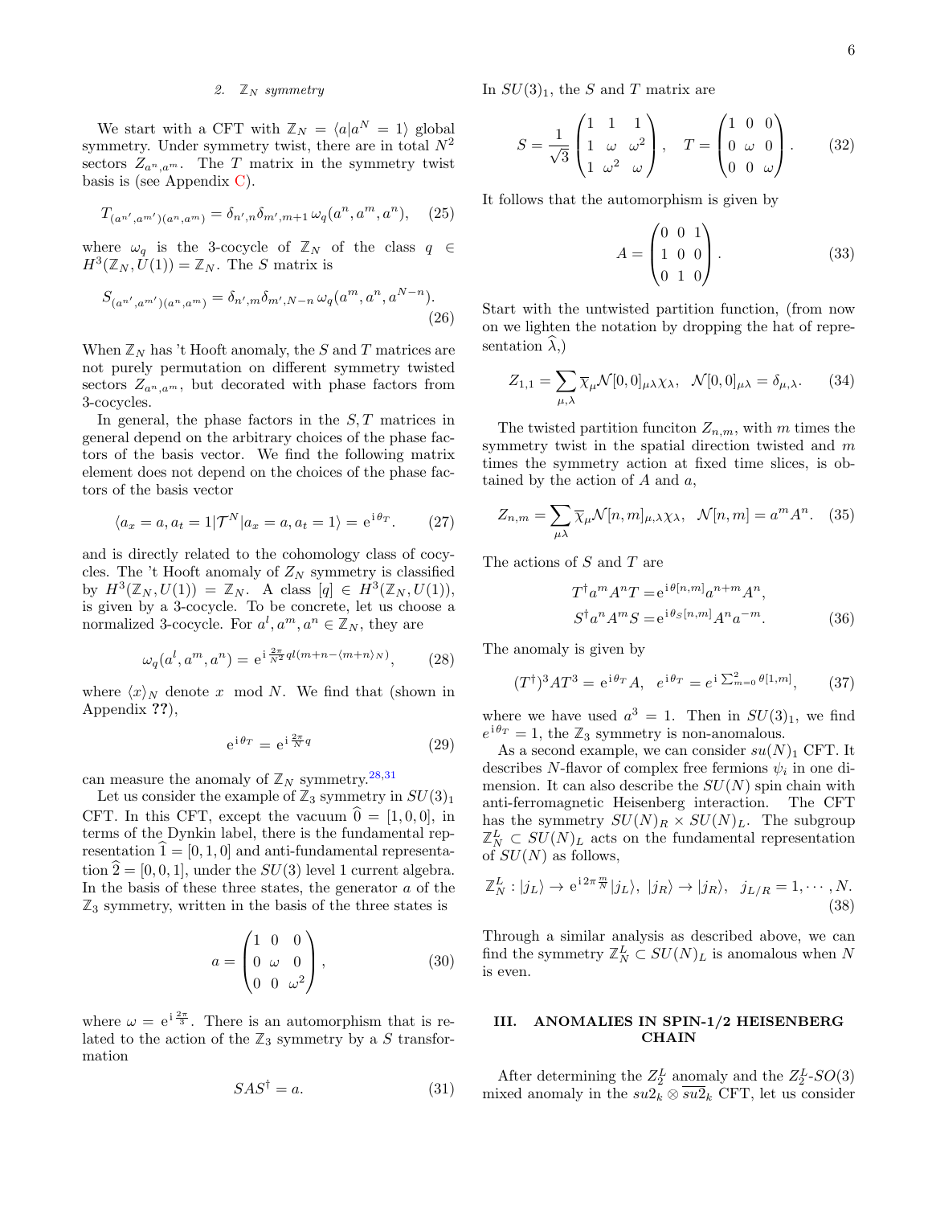### 2. $\mathbb{Z}_N$ symmetry

We start with a CFT with $\mathbb{Z}_N = \langle a | a^N = 1\rangle$ global symmetry. Under symmetry twist, there are in total $N^2$ sectors $Z_{a^n,a^m}$. The $T$ matrix in the symmetry twist basis is (see Appendix C).

$$T_{(a^{n'},a^{m'})(a^n,a^m)} = \delta_{n',n}\delta_{m',m+1}\,\omega_q(a^n,a^m,a^n), \quad (25)$$

where $\omega_q$ is the 3-cocycle of $\mathbb{Z}_N$ of the class $q \in H^3(\mathbb{Z}_N, U(1)) = \mathbb{Z}_N$. The $S$ matrix is

$$S_{(a^{n'},a^{m'})(a^n,a^m)} = \delta_{n',m}\delta_{m',N-n}\,\omega_q(a^m,a^n,a^{N-n}). \quad (26)$$

When $\mathbb{Z}_N$ has 't Hooft anomaly, the $S$ and $T$ matrices are not purely permutation on different symmetry twisted sectors $Z_{a^n,a^m}$, but decorated with phase factors from 3-cocycles.

In general, the phase factors in the $S, T$ matrices in general depend on the arbitrary choices of the phase factors of the basis vector. We find the following matrix element does not depend on the choices of the phase factors of the basis vector

$$\langle a_x = a, a_t = 1|\mathcal{T}^N|a_x = a, a_t = 1\rangle = \mathrm{e}^{\mathrm{i}\,\theta_T}. \quad (27)$$

and is directly related to the cohomology class of cocycles. The 't Hooft anomaly of $Z_N$ symmetry is classified by $H^3(\mathbb{Z}_N, U(1)) = \mathbb{Z}_N$. A class $[q] \in H^3(\mathbb{Z}_N, U(1))$, is given by a 3-cocycle. To be concrete, let us choose a normalized 3-cocycle. For $a^l, a^m, a^n \in \mathbb{Z}_N$, they are

$$\omega_q(a^l,a^m,a^n) = \mathrm{e}^{\mathrm{i}\,\frac{2\pi}{N^2}ql(m+n-\langle m+n\rangle_N)}, \quad (28)$$

where $\langle x\rangle_N$ denote $x \mod N$. We find that (shown in Appendix ??),

$$\mathrm{e}^{\mathrm{i}\,\theta_T} = \mathrm{e}^{\mathrm{i}\,\frac{2\pi}{N}q} \quad (29)$$

can measure the anomaly of $\mathbb{Z}_N$ symmetry.[28,31]

Let us consider the example of $\mathbb{Z}_3$ symmetry in $SU(3)_1$ CFT. In this CFT, except the vacuum $\widehat{0} = [1,0,0]$, in terms of the Dynkin label, there is the fundamental representation $\widehat{1} = [0,1,0]$ and anti-fundamental representation $\widehat{2} = [0,0,1]$, under the $SU(3)$ level 1 current algebra. In the basis of these three states, the generator $a$ of the $\mathbb{Z}_3$ symmetry, written in the basis of the three states is

$$a = \begin{pmatrix} 1 & 0 & 0 \\ 0 & \omega & 0 \\ 0 & 0 & \omega^2 \end{pmatrix}, \quad (30)$$

where $\omega = \mathrm{e}^{\mathrm{i}\,\frac{2\pi}{3}}$. There is an automorphism that is related to the action of the $\mathbb{Z}_3$ symmetry by a $S$ transformation

$$SAS^\dagger = a. \quad (31)$$

In $SU(3)_1$, the $S$ and $T$ matrix are

$$S = \frac{1}{\sqrt{3}}\begin{pmatrix} 1 & 1 & 1 \\ 1 & \omega & \omega^2 \\ 1 & \omega^2 & \omega \end{pmatrix}, \quad T = \begin{pmatrix} 1 & 0 & 0 \\ 0 & \omega & 0 \\ 0 & 0 & \omega \end{pmatrix}. \quad (32)$$

It follows that the automorphism is given by

$$A = \begin{pmatrix} 0 & 0 & 1 \\ 1 & 0 & 0 \\ 0 & 1 & 0 \end{pmatrix}. \quad (33)$$

Start with the untwisted partition function, (from now on we lighten the notation by dropping the hat of representation $\widehat{\lambda}$,)

$$Z_{1,1} = \sum_{\mu,\lambda} \overline{\chi}_\mu \mathcal{N}[0,0]_{\mu\lambda}\chi_\lambda, \quad \mathcal{N}[0,0]_{\mu\lambda} = \delta_{\mu,\lambda}. \quad (34)$$

The twisted partition funciton $Z_{n,m}$, with $m$ times the symmetry twist in the spatial direction twisted and $m$ times the symmetry action at fixed time slices, is obtained by the action of $A$ and $a$,

$$Z_{n,m} = \sum_{\mu\lambda} \overline{\chi}_\mu \mathcal{N}[n,m]_{\mu,\lambda}\chi_\lambda, \quad \mathcal{N}[n,m] = a^m A^n. \quad (35)$$

The actions of $S$ and $T$ are

$$\begin{aligned} T^\dagger a^m A^n T &= \mathrm{e}^{\mathrm{i}\,\theta[n,m]} a^{n+m} A^n, \\ S^\dagger a^n A^m S &= \mathrm{e}^{\mathrm{i}\,\theta_S[n,m]} A^n a^{-m}. \end{aligned} \quad (36)$$

The anomaly is given by

$$(T^\dagger)^3 A T^3 = \mathrm{e}^{\mathrm{i}\,\theta_T} A, \quad e^{\mathrm{i}\,\theta_T} = e^{\mathrm{i}\,\sum_{m=0}^{2}\theta[1,m]}, \quad (37)$$

where we have used $a^3 = 1$. Then in $SU(3)_1$, we find $e^{\mathrm{i}\,\theta_T} = 1$, the $\mathbb{Z}_3$ symmetry is non-anomalous.

As a second example, we can consider $su(N)_1$ CFT. It describes $N$-flavor of complex free fermions $\psi_i$ in one dimension. It can also describe the $SU(N)$ spin chain with anti-ferromagnetic Heisenberg interaction. The CFT has the symmetry $SU(N)_R \times SU(N)_L$. The subgroup $\mathbb{Z}_N^L \subset SU(N)_L$ acts on the fundamental representation of $SU(N)$ as follows,

$$\mathbb{Z}_N^L : |j_L\rangle \to \mathrm{e}^{\mathrm{i}\,2\pi\frac{m}{N}}|j_L\rangle, \ |j_R\rangle \to |j_R\rangle, \quad j_{L/R} = 1,\cdots,N. \quad (38)$$

Through a similar analysis as described above, we can find the symmetry $\mathbb{Z}_N^L \subset SU(N)_L$ is anomalous when $N$ is even.

## III. ANOMALIES IN SPIN-1/2 HEISENBERG CHAIN

After determining the $Z_2^L$ anomaly and the $Z_2^L$-$SO(3)$ mixed anomaly in the $su2_k \otimes \overline{su2}_k$ CFT, let us consider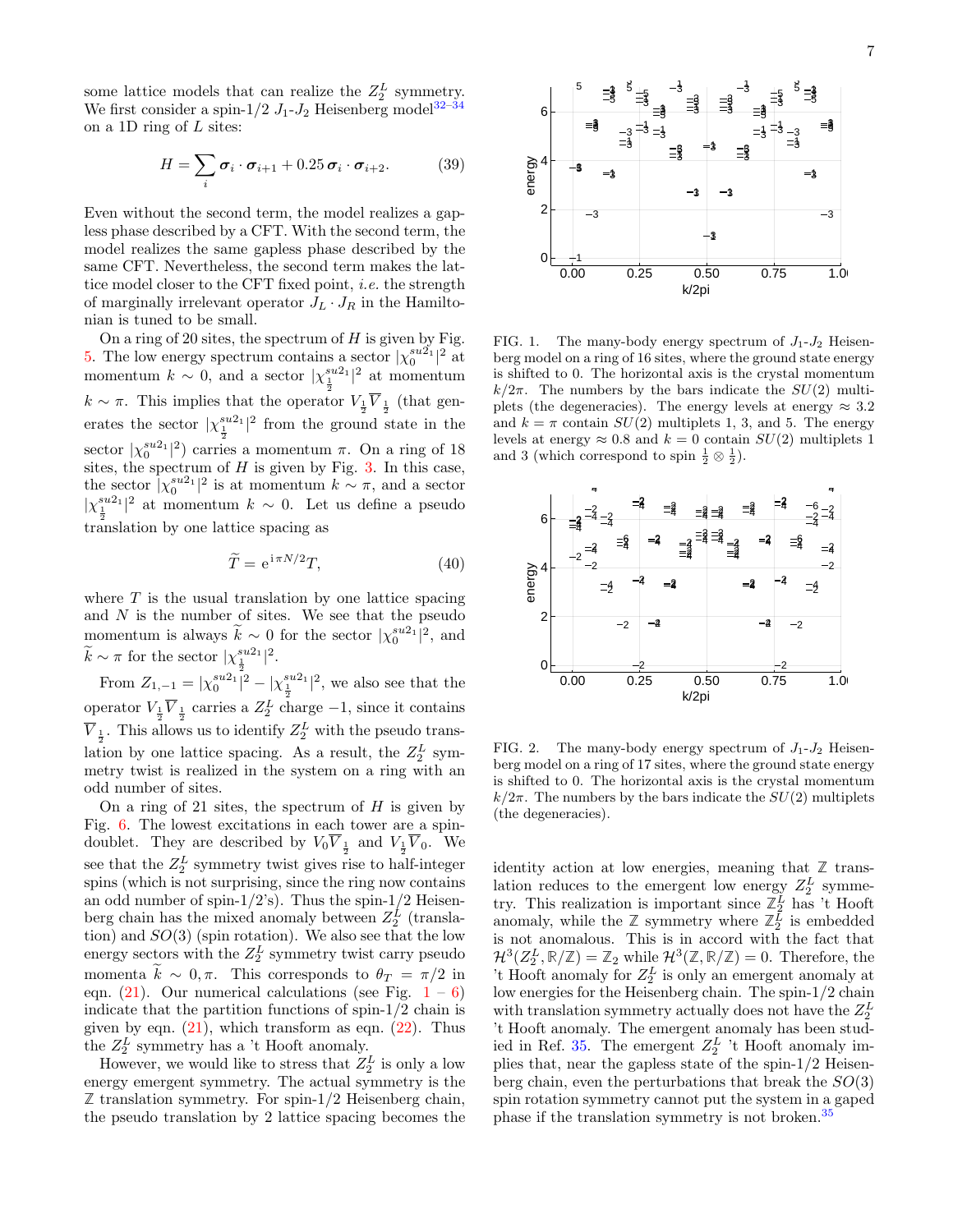some lattice models that can realize the $Z_2^L$ symmetry. We first consider a spin-1/2 $J_1$-$J_2$ Heisenberg model[32–34] on a 1D ring of $L$ sites:

$$H = \sum_i \boldsymbol{\sigma}_i \cdot \boldsymbol{\sigma}_{i+1} + 0.25\, \boldsymbol{\sigma}_i \cdot \boldsymbol{\sigma}_{i+2}. \tag{39}$$

Even without the second term, the model realizes a gapless phase described by a CFT. With the second term, the model realizes the same gapless phase described by the same CFT. Nevertheless, the second term makes the lattice model closer to the CFT fixed point, *i.e.* the strength of marginally irrelevant operator $J_L \cdot J_R$ in the Hamiltonian is tuned to be small.

On a ring of 20 sites, the spectrum of $H$ is given by Fig. 5. The low energy spectrum contains a sector $|\chi_0^{su2_1}|^2$ at momentum $k \sim 0$, and a sector $|\chi_{\frac{1}{2}}^{su2_1}|^2$ at momentum $k \sim \pi$. This implies that the operator $V_{\frac{1}{2}} \overline{V}_{\frac{1}{2}}$ (that generates the sector $|\chi_{\frac{1}{2}}^{su2_1}|^2$ from the ground state in the sector $|\chi_0^{su2_1}|^2$) carries a momentum $\pi$. On a ring of 18 sites, the spectrum of $H$ is given by Fig. 3. In this case, the sector $|\chi_0^{su2_1}|^2$ is at momentum $k \sim \pi$, and a sector $|\chi_{\frac{1}{2}}^{su2_1}|^2$ at momentum $k \sim 0$. Let us define a pseudo translation by one lattice spacing as

$$\widetilde{T} = \mathrm{e}^{\mathrm{i}\,\pi N/2} T, \tag{40}$$

where $T$ is the usual translation by one lattice spacing and $N$ is the number of sites. We see that the pseudo momentum is always $\widetilde{k} \sim 0$ for the sector $|\chi_0^{su2_1}|^2$, and $\widetilde{k} \sim \pi$ for the sector $|\chi_{\frac{1}{2}}^{su2_1}|^2$.

From $Z_{1,-1} = |\chi_0^{su2_1}|^2 - |\chi_{\frac{1}{2}}^{su2_1}|^2$, we also see that the operator $V_{\frac{1}{2}} \overline{V}_{\frac{1}{2}}$ carries a $Z_2^L$ charge $-1$, since it contains $\overline{V}_{\frac{1}{2}}$. This allows us to identify $Z_2^L$ with the pseudo translation by one lattice spacing. As a result, the $Z_2^L$ symmetry twist is realized in the system on a ring with an odd number of sites.

On a ring of 21 sites, the spectrum of $H$ is given by Fig. 6. The lowest excitations in each tower are a spin-doublet. They are described by $V_0 \overline{V}_{\frac{1}{2}}$ and $V_{\frac{1}{2}} \overline{V}_0$. We see that the $Z_2^L$ symmetry twist gives rise to half-integer spins (which is not surprising, since the ring now contains an odd number of spin-1/2's). Thus the spin-1/2 Heisenberg chain has the mixed anomaly between $Z_2^L$ (translation) and $SO(3)$ (spin rotation). We also see that the low energy sectors with the $Z_2^L$ symmetry twist carry pseudo momenta $\widetilde{k} \sim 0, \pi$. This corresponds to $\theta_T = \pi/2$ in eqn. (21). Our numerical calculations (see Fig. 1 – 6) indicate that the partition functions of spin-1/2 chain is given by eqn. (21), which transform as eqn. (22). Thus the $Z_2^L$ symmetry has a 't Hooft anomaly.

However, we would like to stress that $Z_2^L$ is only a low energy emergent symmetry. The actual symmetry is the $\mathbb{Z}$ translation symmetry. For spin-1/2 Heisenberg chain, the pseudo translation by 2 lattice spacing becomes the identity action at low energies, meaning that $\mathbb{Z}$ translation reduces to the emergent low energy $Z_2^L$ symmetry. This realization is important since $\mathbb{Z}_2^L$ has 't Hooft anomaly, while the $\mathbb{Z}$ symmetry where $\mathbb{Z}_2^L$ is embedded is not anomalous. This is in accord with the fact that $\mathcal{H}^3(Z_2^L, \mathbb{R}/\mathbb{Z}) = \mathbb{Z}_2$ while $\mathcal{H}^3(\mathbb{Z}, \mathbb{R}/\mathbb{Z}) = 0$. Therefore, the 't Hooft anomaly for $Z_2^L$ is only an emergent anomaly at low energies for the Heisenberg chain. The spin-1/2 chain with translation symmetry actually does not have the $Z_2^L$ 't Hooft anomaly. The emergent anomaly has been studied in Ref. 35. The emergent $Z_2^L$ 't Hooft anomaly implies that, near the gapless state of the spin-1/2 Heisenberg chain, even the perturbations that break the $SO(3)$ spin rotation symmetry cannot put the system in a gaped phase if the translation symmetry is not broken.[35]

FIG. 1. The many-body energy spectrum of $J_1$-$J_2$ Heisenberg model on a ring of 16 sites, where the ground state energy is shifted to 0. The horizontal axis is the crystal momentum $k/2\pi$. The numbers by the bars indicate the $SU(2)$ multiplets (the degeneracies). The energy levels at energy $\approx 3.2$ and $k = \pi$ contain $SU(2)$ multiplets 1, 3, and 5. The energy levels at energy $\approx 0.8$ and $k = 0$ contain $SU(2)$ multiplets 1 and 3 (which correspond to spin $\frac{1}{2} \otimes \frac{1}{2}$).

FIG. 2. The many-body energy spectrum of $J_1$-$J_2$ Heisenberg model on a ring of 17 sites, where the ground state energy is shifted to 0. The horizontal axis is the crystal momentum $k/2\pi$. The numbers by the bars indicate the $SU(2)$ multiplets (the degeneracies).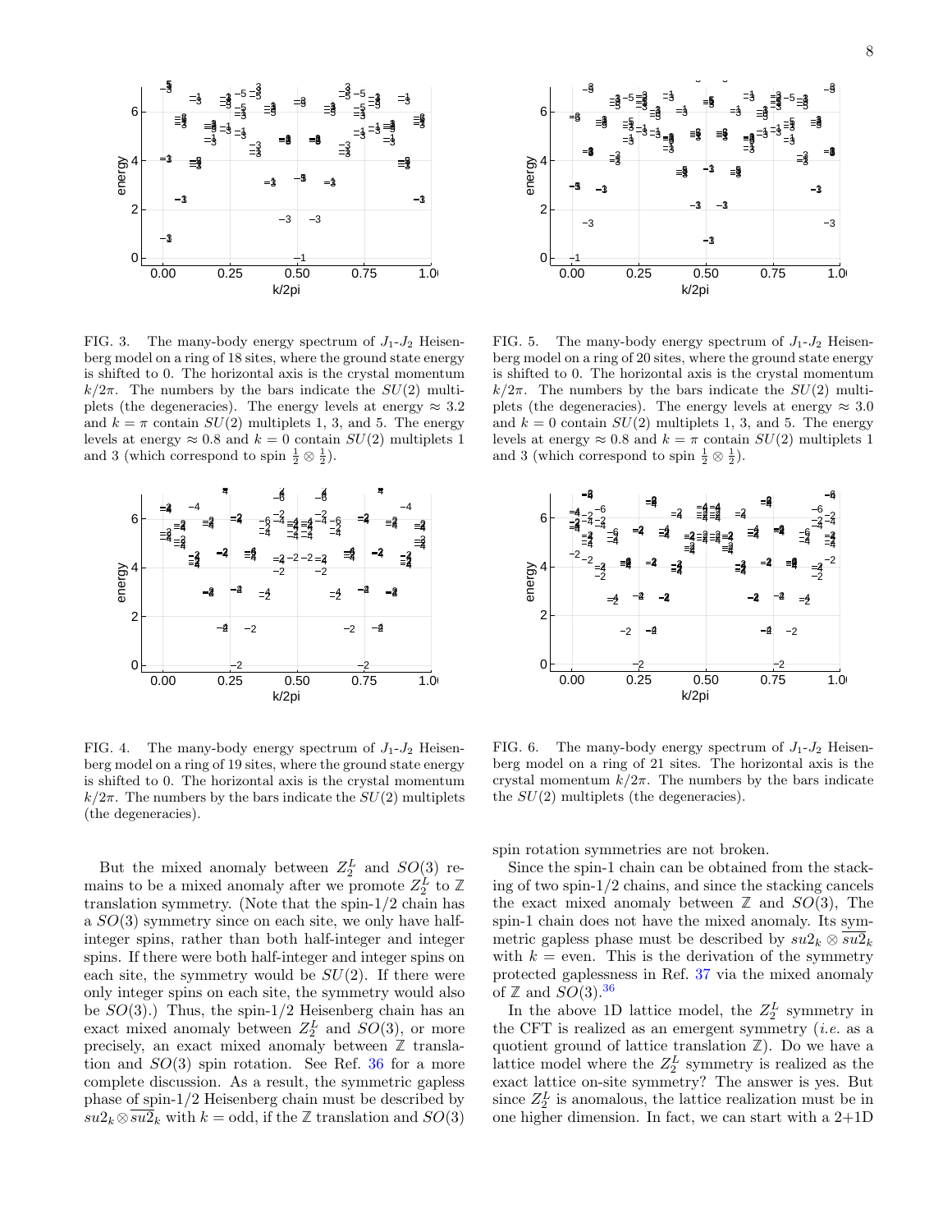FIG. 3. The many-body energy spectrum of $J_1$-$J_2$ Heisenberg model on a ring of 18 sites, where the ground state energy is shifted to 0. The horizontal axis is the crystal momentum $k/2\pi$. The numbers by the bars indicate the $SU(2)$ multiplets (the degeneracies). The energy levels at energy $\approx 3.2$ and $k = \pi$ contain $SU(2)$ multiplets 1, 3, and 5. The energy levels at energy $\approx 0.8$ and $k = 0$ contain $SU(2)$ multiplets 1 and 3 (which correspond to spin $\frac{1}{2} \otimes \frac{1}{2}$).

FIG. 5. The many-body energy spectrum of $J_1$-$J_2$ Heisenberg model on a ring of 20 sites, where the ground state energy is shifted to 0. The horizontal axis is the crystal momentum $k/2\pi$. The numbers by the bars indicate the $SU(2)$ multiplets (the degeneracies). The energy levels at energy $\approx 3.0$ and $k = 0$ contain $SU(2)$ multiplets 1, 3, and 5. The energy levels at energy $\approx 0.8$ and $k = \pi$ contain $SU(2)$ multiplets 1 and 3 (which correspond to spin $\frac{1}{2} \otimes \frac{1}{2}$).

FIG. 4. The many-body energy spectrum of $J_1$-$J_2$ Heisenberg model on a ring of 19 sites, where the ground state energy is shifted to 0. The horizontal axis is the crystal momentum $k/2\pi$. The numbers by the bars indicate the $SU(2)$ multiplets (the degeneracies).

FIG. 6. The many-body energy spectrum of $J_1$-$J_2$ Heisenberg model on a ring of 21 sites. The horizontal axis is the crystal momentum $k/2\pi$. The numbers by the bars indicate the $SU(2)$ multiplets (the degeneracies).

But the mixed anomaly between $Z_2^L$ and $SO(3)$ remains to be a mixed anomaly after we promote $Z_2^L$ to $\mathbb{Z}$ translation symmetry. (Note that the spin-1/2 chain has a $SO(3)$ symmetry since on each site, we only have half-integer spins, rather than both half-integer and integer spins. If there were both half-integer and integer spins on each site, the symmetry would be $SU(2)$. If there were only integer spins on each site, the symmetry would also be $SO(3)$.) Thus, the spin-1/2 Heisenberg chain has an exact mixed anomaly between $Z_2^L$ and $SO(3)$, or more precisely, an exact mixed anomaly between $\mathbb{Z}$ translation and $SO(3)$ spin rotation. See Ref. 36 for a more complete discussion. As a result, the symmetric gapless phase of spin-1/2 Heisenberg chain must be described by $su2_k \otimes \overline{su2}_k$ with $k =$ odd, if the $\mathbb{Z}$ translation and $SO(3)$ spin rotation symmetries are not broken.

Since the spin-1 chain can be obtained from the stacking of two spin-1/2 chains, and since the stacking cancels the exact mixed anomaly between $\mathbb{Z}$ and $SO(3)$, The spin-1 chain does not have the mixed anomaly. Its symmetric gapless phase must be described by $su2_k \otimes \overline{su2}_k$ with $k =$ even. This is the derivation of the symmetry protected gaplessness in Ref. 37 via the mixed anomaly of $\mathbb{Z}$ and $SO(3)$.[36]

In the above 1D lattice model, the $Z_2^L$ symmetry in the CFT is realized as an emergent symmetry (*i.e.* as a quotient ground of lattice translation $\mathbb{Z}$). Do we have a lattice model where the $Z_2^L$ symmetry is realized as the exact lattice on-site symmetry? The answer is yes. But since $Z_2^L$ is anomalous, the lattice realization must be in one higher dimension. In fact, we can start with a 2+1D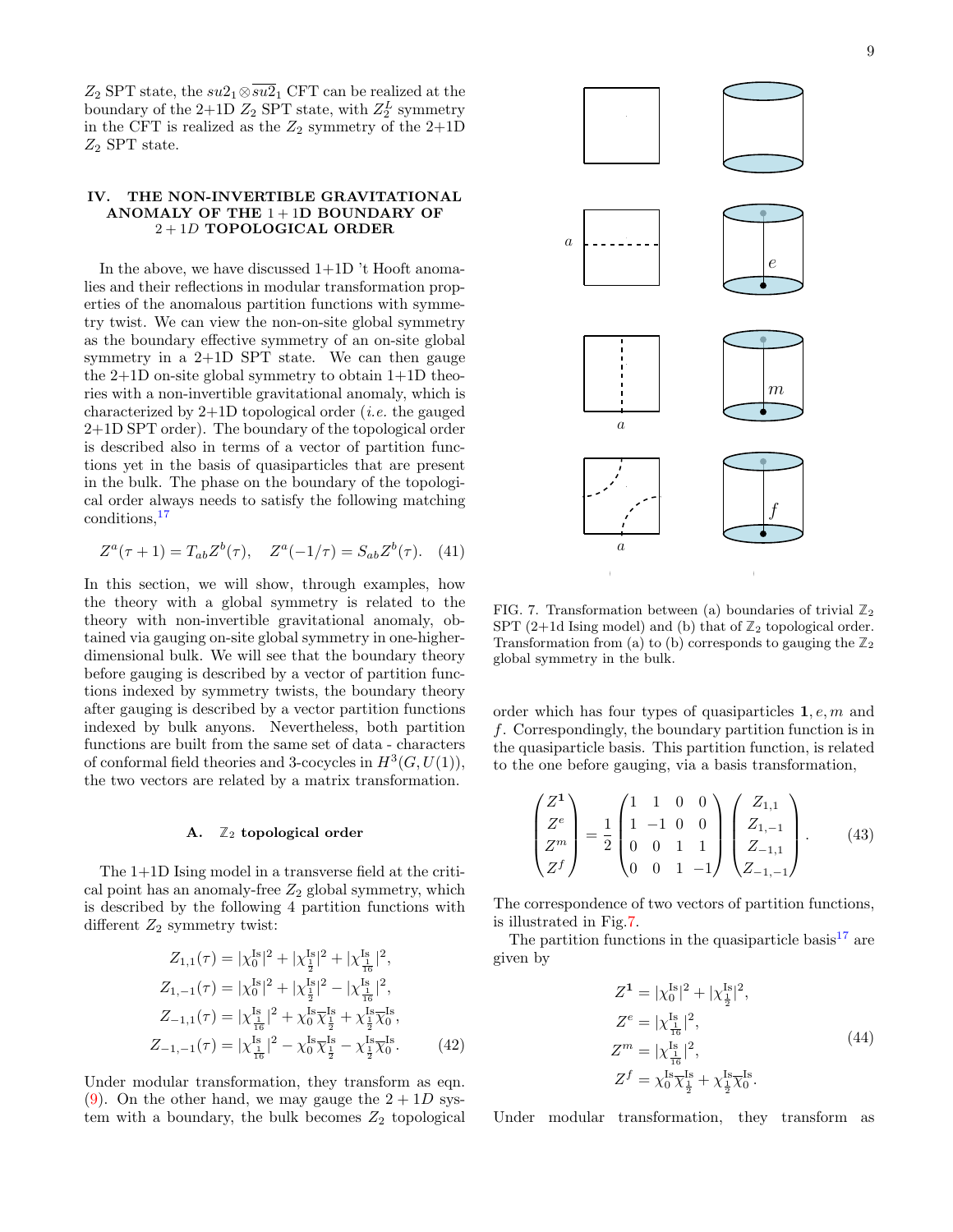$Z_2$ SPT state, the $su2_1 \otimes \overline{su2_1}$ CFT can be realized at the boundary of the 2+1D $Z_2$ SPT state, with $Z_2^L$ symmetry in the CFT is realized as the $Z_2$ symmetry of the 2+1D $Z_2$ SPT state.

## IV. THE NON-INVERTIBLE GRAVITATIONAL ANOMALY OF THE 1+1D BOUNDARY OF 2+1D TOPOLOGICAL ORDER

In the above, we have discussed 1+1D 't Hooft anomalies and their reflections in modular transformation properties of the anomalous partition functions with symmetry twist. We can view the non-on-site global symmetry as the boundary effective symmetry of an on-site global symmetry in a 2+1D SPT state. We can then gauge the 2+1D on-site global symmetry to obtain 1+1D theories with a non-invertible gravitational anomaly, which is characterized by 2+1D topological order (*i.e.* the gauged 2+1D SPT order). The boundary of the topological order is described also in terms of a vector of partition functions yet in the basis of quasiparticles that are present in the bulk. The phase on the boundary of the topological order always needs to satisfy the following matching conditions,[17]

$$Z^a(\tau+1) = T_{ab} Z^b(\tau), \quad Z^a(-1/\tau) = S_{ab} Z^b(\tau). \quad (41)$$

In this section, we will show, through examples, how the theory with a global symmetry is related to the theory with non-invertible gravitational anomaly, obtained via gauging on-site global symmetry in one-higher-dimensional bulk. We will see that the boundary theory before gauging is described by a vector of partition functions indexed by symmetry twists, the boundary theory after gauging is described by a vector partition functions indexed by bulk anyons. Nevertheless, both partition functions are built from the same set of data - characters of conformal field theories and 3-cocycles in $H^3(G, U(1))$, the two vectors are related by a matrix transformation.

### A. $\mathbb{Z}_2$ topological order

The 1+1D Ising model in a transverse field at the critical point has an anomaly-free $Z_2$ global symmetry, which is described by the following 4 partition functions with different $Z_2$ symmetry twist:

$$\begin{aligned}
Z_{1,1}(\tau) &= |\chi_0^{\text{Is}}|^2 + |\chi_{\frac{1}{2}}^{\text{Is}}|^2 + |\chi_{\frac{1}{16}}^{\text{Is}}|^2, \\
Z_{1,-1}(\tau) &= |\chi_0^{\text{Is}}|^2 + |\chi_{\frac{1}{2}}^{\text{Is}}|^2 - |\chi_{\frac{1}{16}}^{\text{Is}}|^2, \\
Z_{-1,1}(\tau) &= |\chi_{\frac{1}{16}}^{\text{Is}}|^2 + \chi_0^{\text{Is}}\overline{\chi}_{\frac{1}{2}}^{\text{Is}} + \chi_{\frac{1}{2}}^{\text{Is}}\overline{\chi}_0^{\text{Is}}, \\
Z_{-1,-1}(\tau) &= |\chi_{\frac{1}{16}}^{\text{Is}}|^2 - \chi_0^{\text{Is}}\overline{\chi}_{\frac{1}{2}}^{\text{Is}} - \chi_{\frac{1}{2}}^{\text{Is}}\overline{\chi}_0^{\text{Is}}.
\end{aligned} \quad (42)$$

Under modular transformation, they transform as eqn. (9). On the other hand, we may gauge the 2+1D system with a boundary, the bulk becomes $Z_2$ topological order which has four types of quasiparticles $\mathbf{1}, e, m$ and $f$. Correspondingly, the boundary partition function is in the quasiparticle basis. This partition function, is related to the one before gauging, via a basis transformation,

$$\begin{pmatrix} Z^{\mathbf{1}} \\ Z^e \\ Z^m \\ Z^f \end{pmatrix} = \frac{1}{2} \begin{pmatrix} 1 & 1 & 0 & 0 \\ 1 & -1 & 0 & 0 \\ 0 & 0 & 1 & 1 \\ 0 & 0 & 1 & -1 \end{pmatrix} \begin{pmatrix} Z_{1,1} \\ Z_{1,-1} \\ Z_{-1,1} \\ Z_{-1,-1} \end{pmatrix}. \quad (43)$$

The correspondence of two vectors of partition functions, is illustrated in Fig.7.

FIG. 7. Transformation between (a) boundaries of trivial $\mathbb{Z}_2$ SPT (2+1d Ising model) and (b) that of $\mathbb{Z}_2$ topological order. Transformation from (a) to (b) corresponds to gauging the $\mathbb{Z}_2$ global symmetry in the bulk.

The partition functions in the quasiparticle basis[17] are given by

$$\begin{aligned}
Z^{\mathbf{1}} &= |\chi_0^{\text{Is}}|^2 + |\chi_{\frac{1}{2}}^{\text{Is}}|^2, \\
Z^e &= |\chi_{\frac{1}{16}}^{\text{Is}}|^2, \\
Z^m &= |\chi_{\frac{1}{16}}^{\text{Is}}|^2, \\
Z^f &= \chi_0^{\text{Is}}\overline{\chi}_{\frac{1}{2}}^{\text{Is}} + \chi_{\frac{1}{2}}^{\text{Is}}\overline{\chi}_0^{\text{Is}}.
\end{aligned} \quad (44)$$

Under modular transformation, they transform as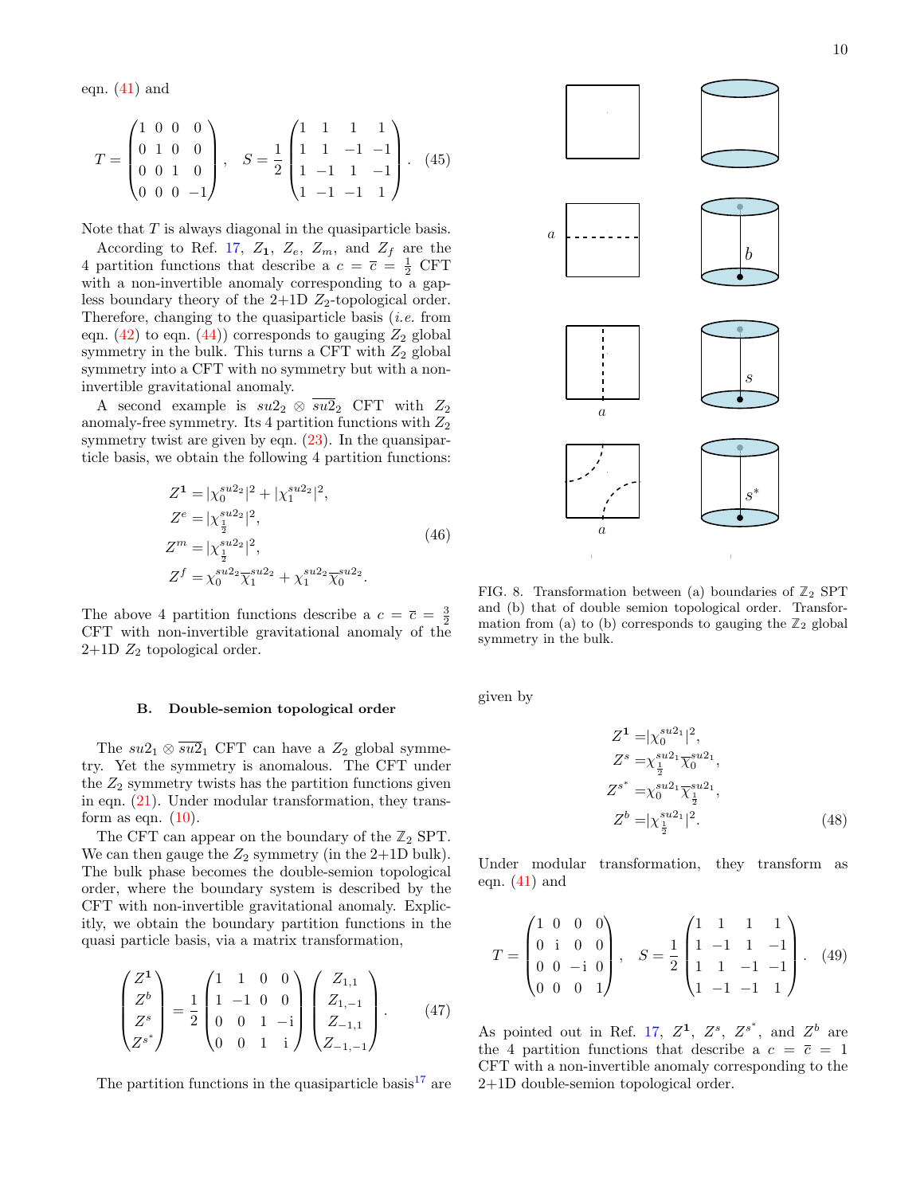eqn. (41) and

$$T = \begin{pmatrix} 1 & 0 & 0 & 0 \\ 0 & 1 & 0 & 0 \\ 0 & 0 & 1 & 0 \\ 0 & 0 & 0 & -1 \end{pmatrix}, \quad S = \frac{1}{2}\begin{pmatrix} 1 & 1 & 1 & 1 \\ 1 & 1 & -1 & -1 \\ 1 & -1 & 1 & -1 \\ 1 & -1 & -1 & 1 \end{pmatrix}. \tag{45}$$

Note that $T$ is always diagonal in the quasiparticle basis.

According to Ref. 17, $Z_{\mathbf{1}}$, $Z_e$, $Z_m$, and $Z_f$ are the 4 partition functions that describe a $c = \bar{c} = \frac{1}{2}$ CFT with a non-invertible anomaly corresponding to a gapless boundary theory of the 2+1D $Z_2$-topological order. Therefore, changing to the quasiparticle basis (*i.e.* from eqn. (42) to eqn. (44)) corresponds to gauging $Z_2$ global symmetry in the bulk. This turns a CFT with $Z_2$ global symmetry into a CFT with no symmetry but with a non-invertible gravitational anomaly.

A second example is $su2_2 \otimes \overline{su2}_2$ CFT with $Z_2$ anomaly-free symmetry. Its 4 partition functions with $Z_2$ symmetry twist are given by eqn. (23). In the quansiparticle basis, we obtain the following 4 partition functions:

$$\begin{aligned} Z^{\mathbf{1}} &= |\chi_0^{su2_2}|^2 + |\chi_1^{su2_2}|^2, \\ Z^e &= |\chi_{\frac{1}{2}}^{su2_2}|^2, \\ Z^m &= |\chi_{\frac{1}{2}}^{su2_2}|^2, \\ Z^f &= \chi_0^{su2_2}\bar{\chi}_1^{su2_2} + \chi_1^{su2_2}\bar{\chi}_0^{su2_2}. \end{aligned} \tag{46}$$

The above 4 partition functions describe a $c = \bar{c} = \frac{3}{2}$ CFT with non-invertible gravitational anomaly of the 2+1D $Z_2$ topological order.

### B. Double-semion topological order

The $su2_1 \otimes \overline{su2}_1$ CFT can have a $Z_2$ global symmetry. Yet the symmetry is anomalous. The CFT under the $Z_2$ symmetry twists has the partition functions given in eqn. (21). Under modular transformation, they transform as eqn. (10).

The CFT can appear on the boundary of the $\mathbb{Z}_2$ SPT. We can then gauge the $Z_2$ symmetry (in the 2+1D bulk). The bulk phase becomes the double-semion topological order, where the boundary system is described by the CFT with non-invertible gravitational anomaly. Explicitly, we obtain the boundary partition functions in the quasi particle basis, via a matrix transformation,

$$\begin{pmatrix} Z^{\mathbf{1}} \\ Z^b \\ Z^s \\ Z^{s^*} \end{pmatrix} = \frac{1}{2}\begin{pmatrix} 1 & 1 & 0 & 0 \\ 1 & -1 & 0 & 0 \\ 0 & 0 & 1 & -\mathrm{i} \\ 0 & 0 & 1 & \mathrm{i} \end{pmatrix}\begin{pmatrix} Z_{1,1} \\ Z_{1,-1} \\ Z_{-1,1} \\ Z_{-1,-1} \end{pmatrix}. \tag{47}$$

The partition functions in the quasiparticle basis[17] are given by

$$\begin{aligned} Z^{\mathbf{1}} &= |\chi_0^{su2_1}|^2, \\ Z^s &= \chi_{\frac{1}{2}}^{su2_1}\bar{\chi}_0^{su2_1}, \\ Z^{s^*} &= \chi_0^{su2_1}\bar{\chi}_{\frac{1}{2}}^{su2_1}, \\ Z^b &= |\chi_{\frac{1}{2}}^{su2_1}|^2. \end{aligned} \tag{48}$$

Under modular transformation, they transform as eqn. (41) and

$$T = \begin{pmatrix} 1 & 0 & 0 & 0 \\ 0 & \mathrm{i} & 0 & 0 \\ 0 & 0 & -\mathrm{i} & 0 \\ 0 & 0 & 0 & 1 \end{pmatrix}, \quad S = \frac{1}{2}\begin{pmatrix} 1 & 1 & 1 & 1 \\ 1 & -1 & 1 & -1 \\ 1 & 1 & -1 & -1 \\ 1 & -1 & -1 & 1 \end{pmatrix}. \tag{49}$$

As pointed out in Ref. 17, $Z^{\mathbf{1}}$, $Z^s$, $Z^{s^*}$, and $Z^b$ are the 4 partition functions that describe a $c = \bar{c} = 1$ CFT with a non-invertible anomaly corresponding to the 2+1D double-semion topological order.

FIG. 8. Transformation between (a) boundaries of $\mathbb{Z}_2$ SPT and (b) that of double semion topological order. Transformation from (a) to (b) corresponds to gauging the $\mathbb{Z}_2$ global symmetry in the bulk.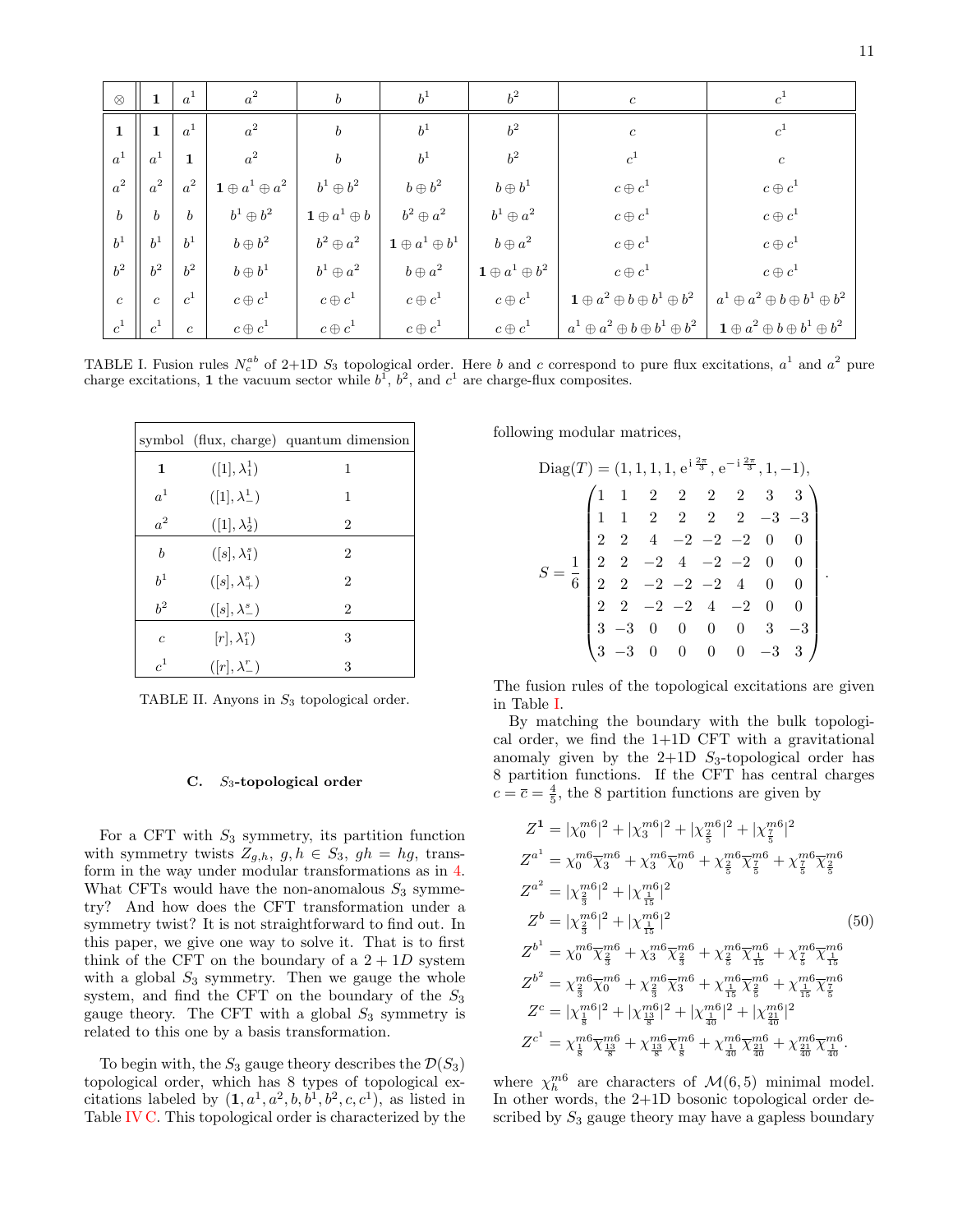| $\otimes$ | $\mathbf{1}$ | $a^1$ | $a^2$ | $b$ | $b^1$ | $b^2$ | $c$ | $c^1$ |
|---|---|---|---|---|---|---|---|---|
| $\mathbf{1}$ | $\mathbf{1}$ | $a^1$ | $a^2$ | $b$ | $b^1$ | $b^2$ | $c$ | $c^1$ |
| $a^1$ | $a^1$ | $\mathbf{1}$ | $a^2$ | $b$ | $b^1$ | $b^2$ | $c^1$ | $c$ |
| $a^2$ | $a^2$ | $a^2$ | $\mathbf{1}\oplus a^1 \oplus a^2$ | $b^1 \oplus b^2$ | $b \oplus b^2$ | $b \oplus b^1$ | $c \oplus c^1$ | $c \oplus c^1$ |
| $b$ | $b$ | $b$ | $b^1 \oplus b^2$ | $\mathbf{1}\oplus a^1 \oplus b$ | $b^2 \oplus a^2$ | $b^1 \oplus a^2$ | $c \oplus c^1$ | $c \oplus c^1$ |
| $b^1$ | $b^1$ | $b^1$ | $b \oplus b^2$ | $b^2 \oplus a^2$ | $\mathbf{1}\oplus a^1 \oplus b^1$ | $b \oplus a^2$ | $c \oplus c^1$ | $c \oplus c^1$ |
| $b^2$ | $b^2$ | $b^2$ | $b \oplus b^1$ | $b^1 \oplus a^2$ | $b \oplus a^2$ | $\mathbf{1}\oplus a^1 \oplus b^2$ | $c \oplus c^1$ | $c \oplus c^1$ |
| $c$ | $c$ | $c^1$ | $c \oplus c^1$ | $c \oplus c^1$ | $c \oplus c^1$ | $c \oplus c^1$ | $\mathbf{1}\oplus a^2 \oplus b \oplus b^1 \oplus b^2$ | $a^1 \oplus a^2 \oplus b \oplus b^1 \oplus b^2$ |
| $c^1$ | $c^1$ | $c$ | $c \oplus c^1$ | $c \oplus c^1$ | $c \oplus c^1$ | $c \oplus c^1$ | $a^1 \oplus a^2 \oplus b \oplus b^1 \oplus b^2$ | $\mathbf{1}\oplus a^2 \oplus b \oplus b^1 \oplus b^2$ |

TABLE I. Fusion rules $N^{ab}_c$ of 2+1D $S_3$ topological order. Here $b$ and $c$ correspond to pure flux excitations, $a^1$ and $a^2$ pure charge excitations, $\mathbf{1}$ the vacuum sector while $b^1$, $b^2$, and $c^1$ are charge-flux composites.

| symbol | (flux, charge) | quantum dimension |
|---|---|---|
| $\mathbf{1}$ | $([1], \lambda^1_1)$ | 1 |
| $a^1$ | $([1], \lambda^1_-)$ | 1 |
| $a^2$ | $([1], \lambda^1_2)$ | 2 |
| $b$ | $([s], \lambda^s_1)$ | 2 |
| $b^1$ | $([s], \lambda^s_+)$ | 2 |
| $b^2$ | $([s], \lambda^s_-)$ | 2 |
| $c$ | $[r], \lambda^r_1)$ | 3 |
| $c^1$ | $([r], \lambda^r_-)$ | 3 |

TABLE II. Anyons in $S_3$ topological order.

### C. $S_3$-topological order

For a CFT with $S_3$ symmetry, its partition function with symmetry twists $Z_{g,h}$, $g, h \in S_3$, $gh = hg$, transform in the way under modular transformations as in 4. What CFTs would have the non-anomalous $S_3$ symmetry? And how does the CFT transformation under a symmetry twist? It is not straightforward to find out. In this paper, we give one way to solve it. That is to first think of the CFT on the boundary of a $2+1D$ system with a global $S_3$ symmetry. Then we gauge the whole system, and find the CFT on the boundary of the $S_3$ gauge theory. The CFT with a global $S_3$ symmetry is related to this one by a basis transformation.

To begin with, the $S_3$ gauge theory describes the $\mathcal{D}(S_3)$ topological order, which has 8 types of topological excitations labeled by $(\mathbf{1}, a^1, a^2, b, b^1, b^2, c, c^1)$, as listed in Table IV C. This topological order is characterized by the following modular matrices,

$$
\mathrm{Diag}(T) = (1, 1, 1, 1, \mathrm{e}^{\mathrm{i}\,\frac{2\pi}{3}}, \mathrm{e}^{-\mathrm{i}\,\frac{2\pi}{3}}, 1, -1),
$$

$$
S = \frac{1}{6}\begin{pmatrix}
1 & 1 & 2 & 2 & 2 & 2 & 3 & 3 \\
1 & 1 & 2 & 2 & 2 & 2 & -3 & -3 \\
2 & 2 & 4 & -2 & -2 & -2 & 0 & 0 \\
2 & 2 & -2 & 4 & -2 & -2 & 0 & 0 \\
2 & 2 & -2 & -2 & -2 & 4 & 0 & 0 \\
2 & 2 & -2 & -2 & 4 & -2 & 0 & 0 \\
3 & -3 & 0 & 0 & 0 & 0 & 3 & -3 \\
3 & -3 & 0 & 0 & 0 & 0 & -3 & 3
\end{pmatrix}.
$$

The fusion rules of the topological excitations are given in Table I.

By matching the boundary with the bulk topological order, we find the 1+1D CFT with a gravitational anomaly given by the 2+1D $S_3$-topological order has 8 partition functions. If the CFT has central charges $c = \bar{c} = \frac{4}{5}$, the 8 partition functions are given by

$$
\begin{aligned}
Z^{\mathbf{1}} &= |\chi^{m6}_0|^2 + |\chi^{m6}_3|^2 + |\chi^{m6}_{\frac{2}{5}}|^2 + |\chi^{m6}_{\frac{7}{5}}|^2 \\
Z^{a^1} &= \chi^{m6}_0 \bar{\chi}^{m6}_3 + \chi^{m6}_3 \bar{\chi}^{m6}_0 + \chi^{m6}_{\frac{2}{5}} \bar{\chi}^{m6}_{\frac{7}{5}} + \chi^{m6}_{\frac{7}{5}} \bar{\chi}^{m6}_{\frac{2}{5}} \\
Z^{a^2} &= |\chi^{m6}_{\frac{2}{3}}|^2 + |\chi^{m6}_{\frac{1}{15}}|^2 \\
Z^{b} &= |\chi^{m6}_{\frac{2}{3}}|^2 + |\chi^{m6}_{\frac{1}{15}}|^2 \\
Z^{b^1} &= \chi^{m6}_0 \bar{\chi}^{m6}_{\frac{2}{3}} + \chi^{m6}_3 \bar{\chi}^{m6}_{\frac{2}{3}} + \chi^{m6}_{\frac{2}{5}} \bar{\chi}^{m6}_{\frac{1}{15}} + \chi^{m6}_{\frac{7}{5}} \bar{\chi}^{m6}_{\frac{1}{15}} \\
Z^{b^2} &= \chi^{m6}_{\frac{2}{3}} \bar{\chi}^{m6}_0 + \chi^{m6}_{\frac{2}{3}} \bar{\chi}^{m6}_3 + \chi^{m6}_{\frac{1}{15}} \bar{\chi}^{m6}_{\frac{2}{5}} + \chi^{m6}_{\frac{1}{15}} \bar{\chi}^{m6}_{\frac{7}{5}} \\
Z^{c} &= |\chi^{m6}_{\frac{1}{8}}|^2 + |\chi^{m6}_{\frac{13}{8}}|^2 + |\chi^{m6}_{\frac{1}{40}}|^2 + |\chi^{m6}_{\frac{21}{40}}|^2 \\
Z^{c^1} &= \chi^{m6}_{\frac{1}{8}} \bar{\chi}^{m6}_{\frac{13}{8}} + \chi^{m6}_{\frac{13}{8}} \bar{\chi}^{m6}_{\frac{1}{8}} + \chi^{m6}_{\frac{1}{40}} \bar{\chi}^{m6}_{\frac{21}{40}} + \chi^{m6}_{\frac{21}{40}} \bar{\chi}^{m6}_{\frac{1}{40}}.
\end{aligned}
\tag{50}
$$

where $\chi^{m6}_h$ are characters of $\mathcal{M}(6,5)$ minimal model. In other words, the 2+1D bosonic topological order described by $S_3$ gauge theory may have a gapless boundary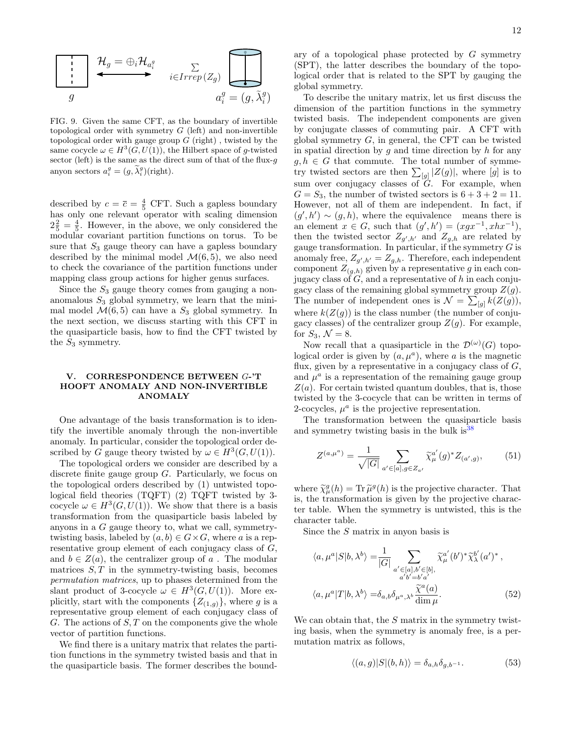$\mathcal{H}_g = \oplus_i \mathcal{H}_{a_i^g}$ $\sum_{i \in Irrep(Z_g)}$

$g$ $\quad a_i^g = (g, \widetilde{\lambda}_i^g)$

FIG. 9. Given the same CFT, as the boundary of invertible topological order with symmetry $G$ (left) and non-invertible topological order with gauge group $G$ (right) , twisted by the same cocycle $\omega \in H^3(G, U(1))$, the Hilbert space of $g$-twisted sector (left) is the same as the direct sum of that of the flux-$g$ anyon sectors $a_i^g = (g, \widetilde{\lambda}_i^g)$(right).

described by $c = \bar{c} = \frac{4}{5}$ CFT. Such a gapless boundary has only one relevant operator with scaling dimension $2\frac{2}{5} = \frac{4}{5}$. However, in the above, we only considered the modular covariant partition functions on torus. To be sure that $S_3$ gauge theory can have a gapless boundary described by the minimal model $\mathcal{M}(6,5)$, we also need to check the covariance of the partition functions under mapping class group actions for higher genus surfaces.

Since the $S_3$ gauge theory comes from gauging a non-anomalous $S_3$ global symmetry, we learn that the minimal model $\mathcal{M}(6,5)$ can have a $S_3$ global symmetry. In the next section, we discuss starting with this CFT in the quasiparticle basis, how to find the CFT twisted by the $S_3$ symmetry.

## V. CORRESPONDENCE BETWEEN $G$-'T HOOFT ANOMALY AND NON-INVERTIBLE ANOMALY

One advantage of the basis transformation is to identify the invertible anomaly through the non-invertible anomaly. In particular, consider the topological order described by $G$ gauge theory twisted by $\omega \in H^3(G, U(1))$.

The topological orders we consider are described by a discrete finite gauge group $G$. Particularly, we focus on the topological orders described by (1) untwisted topological field theories (TQFT) (2) TQFT twisted by 3-cocycle $\omega \in H^3(G, U(1))$. We show that there is a basis transformation from the quasiparticle basis labeled by anyons in a $G$ gauge theory to, what we call, symmetry-twisting basis, labeled by $(a,b) \in G \times G$, where $a$ is a representative group element of each conjugacy class of $G$, and $b \in Z(a)$, the centralizer group of $a$ . The modular matrices $S, T$ in the symmetry-twisting basis, becomes *permutation matrices*, up to phases determined from the slant product of 3-cocycle $\omega \in H^3(G, U(1))$. More explicitly, start with the components $\{Z_{(1,g)}\}$, where $g$ is a representative group element of each conjugacy class of $G$. The actions of $S, T$ on the components give the whole vector of partition functions.

We find there is a unitary matrix that relates the partition functions in the symmetry twisted basis and that in the quasiparticle basis. The former describes the boundary of a topological phase protected by $G$ symmetry (SPT), the latter describes the boundary of the topological order that is related to the SPT by gauging the global symmetry.

To describe the unitary matrix, let us first discuss the dimension of the partition functions in the symmetry twisted basis. The independent components are given by conjugate classes of commuting pair. A CFT with global symmetry $G$, in general, the CFT can be twisted in spatial direction by $g$ and time direction by $h$ for any $g, h \in G$ that commute. The total number of symmetry twisted sectors are then $\sum_{[g]} |Z(g)|$, where $[g]$ is to sum over conjugacy classes of $G$. For example, when $G = S_3$, the number of twisted sectors is $6+3+2 = 11$. However, not all of them are independent. In fact, if $(g', h') \sim (g, h)$, where the equivalence means there is an element $x \in G$, such that $(g', h') = (xgx^{-1}, xhx^{-1})$, then the twisted sector $Z_{g',h'}$ and $Z_{g,h}$ are related by gauge transformation. In particular, if the symmetry $G$ is anomaly free, $Z_{g',h'} = Z_{g,h}$. Therefore, each independent component $Z_{(g,h)}$ given by a representative $g$ in each conjugacy class of $G$, and a representative of $h$ in each conjugacy class of the remaining global symmetry group $Z(g)$. The number of independent ones is $\mathcal{N} = \sum_{[g]} k(Z(g))$, where $k(Z(g))$ is the class number (the number of conjugacy classes) of the centralizer group $Z(g)$. For example, for $S_3$, $\mathcal{N} = 8$.

Now recall that a quasiparticle in the $\mathcal{D}^{(\omega)}(G)$ topological order is given by $(a, \mu^a)$, where $a$ is the magnetic flux, given by a representative in a conjugacy class of $G$, and $\mu^a$ is a representation of the remaining gauge group $Z(a)$. For certain twisted quantum doubles, that is, those twisted by the 3-cocycle that can be written in terms of 2-cocycles, $\mu^a$ is the projective representation.

The transformation between the quasiparticle basis and symmetry twisting basis in the bulk is[38]

$$Z^{(a,\mu^a)} = \frac{1}{\sqrt{|G|}} \sum_{a' \in [a], g \in Z_{a'}} \widetilde{\chi}_\mu^{a'}(g)^* Z_{(a',g)}, \tag{51}$$

where $\widetilde{\chi}_\mu^g(h) = \operatorname{Tr} \widetilde{\mu}^g(h)$ is the projective character. That is, the transformation is given by the projective character table. When the symmetry is untwisted, this is the character table.

Since the $S$ matrix in anyon basis is

$$\begin{aligned}
\langle a, \mu^a | S | b, \lambda^b \rangle =& \frac{1}{|G|} \sum_{\substack{a' \in [a], b' \in [b], \\ a'b' = b'a'}} \widetilde{\chi}_\mu^{a'}(b')^* \widetilde{\chi}_\lambda^{b'}(a')^* , \\
\langle a, \mu^a | T | b, \lambda^b \rangle =& \delta_{a,b} \delta_{\mu^a, \lambda^b} \frac{\widetilde{\chi}^a(a)}{\dim \mu}.
\end{aligned} \tag{52}$$

We can obtain that, the $S$ matrix in the symmetry twisting basis, when the symmetry is anomaly free, is a permutation matrix as follows,

$$\langle (a,g) | S | (b,h) \rangle = \delta_{a,h} \delta_{g,b^{-1}}. \tag{53}$$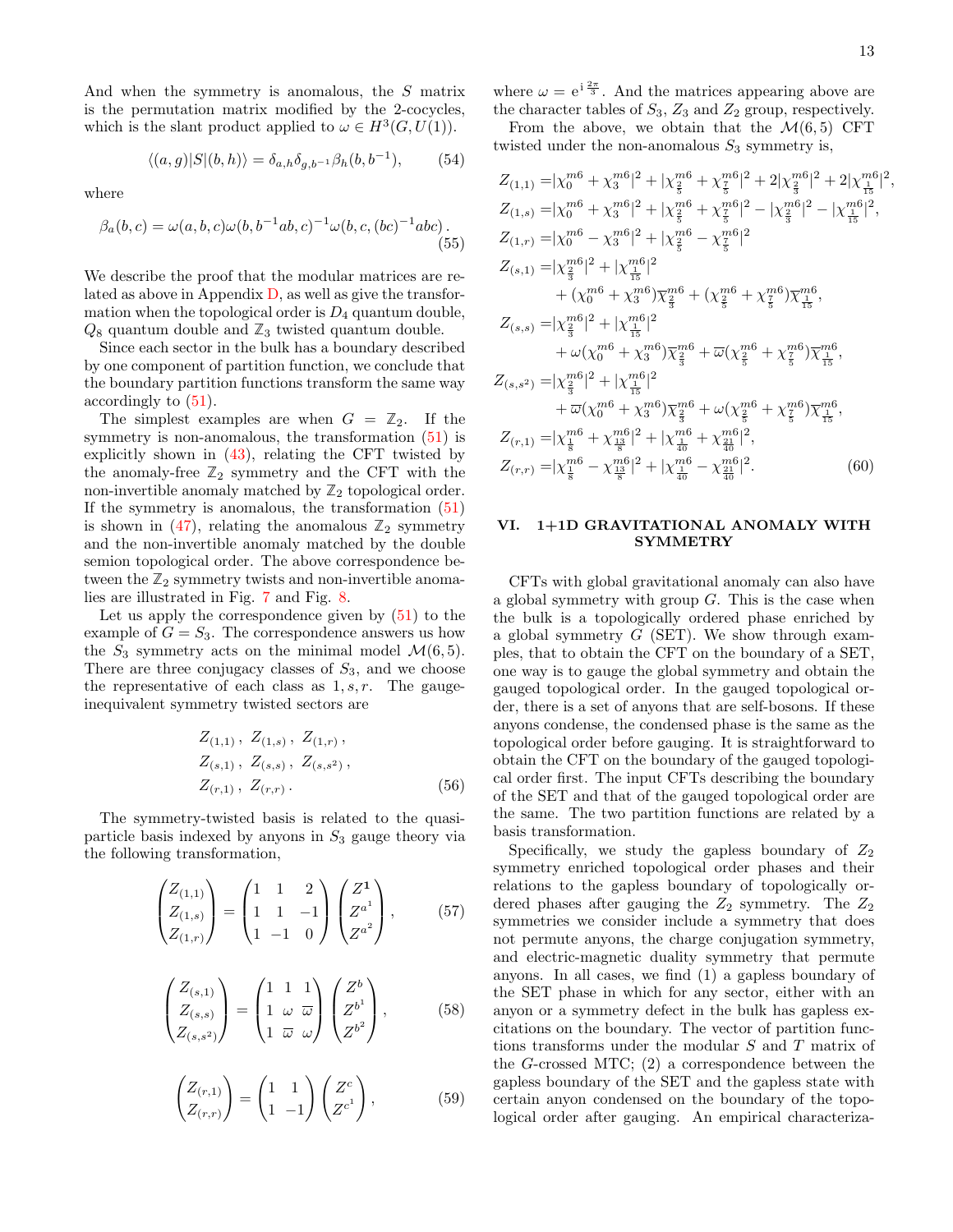And when the symmetry is anomalous, the $S$ matrix is the permutation matrix modified by the 2-cocycles, which is the slant product applied to $\omega \in H^3(G, U(1))$.

$$\langle (a,g)|S|(b,h)\rangle = \delta_{a,h}\delta_{g,b^{-1}}\beta_h(b,b^{-1}), \tag{54}$$

where

$$\beta_a(b,c) = \omega(a,b,c)\omega(b,b^{-1}ab,c)^{-1}\omega(b,c,(bc)^{-1}abc)\,. \tag{55}$$

We describe the proof that the modular matrices are related as above in Appendix D, as well as give the transformation when the topological order is $D_4$ quantum double, $Q_8$ quantum double and $\mathbb{Z}_3$ twisted quantum double.

Since each sector in the bulk has a boundary described by one component of partition function, we conclude that the boundary partition functions transform the same way accordingly to (51).

The simplest examples are when $G = \mathbb{Z}_2$. If the symmetry is non-anomalous, the transformation (51) is explicitly shown in (43), relating the CFT twisted by the anomaly-free $\mathbb{Z}_2$ symmetry and the CFT with the non-invertible anomaly matched by $\mathbb{Z}_2$ topological order. If the symmetry is anomalous, the transformation (51) is shown in (47), relating the anomalous $\mathbb{Z}_2$ symmetry and the non-invertible anomaly matched by the double semion topological order. The above correspondence between the $\mathbb{Z}_2$ symmetry twists and non-invertible anomalies are illustrated in Fig. 7 and Fig. 8.

Let us apply the correspondence given by (51) to the example of $G = S_3$. The correspondence answers us how the $S_3$ symmetry acts on the minimal model $\mathcal{M}(6,5)$. There are three conjugacy classes of $S_3$, and we choose the representative of each class as $1, s, r$. The gauge-inequivalent symmetry twisted sectors are

$$\begin{aligned}
&Z_{(1,1)}\,,\ Z_{(1,s)}\,,\ Z_{(1,r)}\,,\\
&Z_{(s,1)}\,,\ Z_{(s,s)}\,,\ Z_{(s,s^2)}\,,\\
&Z_{(r,1)}\,,\ Z_{(r,r)}\,.
\end{aligned} \tag{56}$$

The symmetry-twisted basis is related to the quasi-particle basis indexed by anyons in $S_3$ gauge theory via the following transformation,

$$\begin{pmatrix} Z_{(1,1)} \\ Z_{(1,s)} \\ Z_{(1,r)} \end{pmatrix} = \begin{pmatrix} 1 & 1 & 2 \\ 1 & 1 & -1 \\ 1 & -1 & 0 \end{pmatrix} \begin{pmatrix} Z^{\mathbf{1}} \\ Z^{a^1} \\ Z^{a^2} \end{pmatrix}, \tag{57}$$

$$\begin{pmatrix} Z_{(s,1)} \\ Z_{(s,s)} \\ Z_{(s,s^2)} \end{pmatrix} = \begin{pmatrix} 1 & 1 & 1 \\ 1 & \omega & \overline{\omega} \\ 1 & \overline{\omega} & \omega \end{pmatrix} \begin{pmatrix} Z^{b} \\ Z^{b^1} \\ Z^{b^2} \end{pmatrix}, \tag{58}$$

$$\begin{pmatrix} Z_{(r,1)} \\ Z_{(r,r)} \end{pmatrix} = \begin{pmatrix} 1 & 1 \\ 1 & -1 \end{pmatrix} \begin{pmatrix} Z^{c} \\ Z^{c^1} \end{pmatrix}, \tag{59}$$

where $\omega = \mathrm{e}^{\mathrm{i}\frac{2\pi}{3}}$. And the matrices appearing above are the character tables of $S_3$, $Z_3$ and $Z_2$ group, respectively.

From the above, we obtain that the $\mathcal{M}(6,5)$ CFT twisted under the non-anomalous $S_3$ symmetry is,

$$\begin{aligned}
Z_{(1,1)} =& |\chi^{m6}_0 + \chi^{m6}_3|^2 + |\chi^{m6}_{\frac{2}{5}} + \chi^{m6}_{\frac{7}{5}}|^2 + 2|\chi^{m6}_{\frac{2}{3}}|^2 + 2|\chi^{m6}_{\frac{1}{15}}|^2,\\
Z_{(1,s)} =& |\chi^{m6}_0 + \chi^{m6}_3|^2 + |\chi^{m6}_{\frac{2}{5}} + \chi^{m6}_{\frac{7}{5}}|^2 - |\chi^{m6}_{\frac{2}{3}}|^2 - |\chi^{m6}_{\frac{1}{15}}|^2,\\
Z_{(1,r)} =& |\chi^{m6}_0 - \chi^{m6}_3|^2 + |\chi^{m6}_{\frac{2}{5}} - \chi^{m6}_{\frac{7}{5}}|^2\\
Z_{(s,1)} =& |\chi^{m6}_{\frac{2}{3}}|^2 + |\chi^{m6}_{\frac{1}{15}}|^2\\
&+ (\chi^{m6}_0 + \chi^{m6}_3)\overline{\chi}^{m6}_{\frac{2}{3}} + (\chi^{m6}_{\frac{2}{5}} + \chi^{m6}_{\frac{7}{5}})\overline{\chi}^{m6}_{\frac{1}{15}},\\
Z_{(s,s)} =& |\chi^{m6}_{\frac{2}{3}}|^2 + |\chi^{m6}_{\frac{1}{15}}|^2\\
&+ \omega(\chi^{m6}_0 + \chi^{m6}_3)\overline{\chi}^{m6}_{\frac{2}{3}} + \overline{\omega}(\chi^{m6}_{\frac{2}{5}} + \chi^{m6}_{\frac{7}{5}})\overline{\chi}^{m6}_{\frac{1}{15}},\\
Z_{(s,s^2)} =& |\chi^{m6}_{\frac{2}{3}}|^2 + |\chi^{m6}_{\frac{1}{15}}|^2\\
&+ \overline{\omega}(\chi^{m6}_0 + \chi^{m6}_3)\overline{\chi}^{m6}_{\frac{2}{3}} + \omega(\chi^{m6}_{\frac{2}{5}} + \chi^{m6}_{\frac{7}{5}})\overline{\chi}^{m6}_{\frac{1}{15}},\\
Z_{(r,1)} =& |\chi^{m6}_{\frac{1}{8}} + \chi^{m6}_{\frac{13}{8}}|^2 + |\chi^{m6}_{\frac{1}{40}} + \chi^{m6}_{\frac{21}{40}}|^2,\\
Z_{(r,r)} =& |\chi^{m6}_{\frac{1}{8}} - \chi^{m6}_{\frac{13}{8}}|^2 + |\chi^{m6}_{\frac{1}{40}} - \chi^{m6}_{\frac{21}{40}}|^2.
\end{aligned} \tag{60}$$

## VI. 1+1D GRAVITATIONAL ANOMALY WITH SYMMETRY

CFTs with global gravitational anomaly can also have a global symmetry with group $G$. This is the case when the bulk is a topologically ordered phase enriched by a global symmetry $G$ (SET). We show through examples, that to obtain the CFT on the boundary of a SET, one way is to gauge the global symmetry and obtain the gauged topological order. In the gauged topological order, there is a set of anyons that are self-bosons. If these anyons condense, the condensed phase is the same as the topological order before gauging. It is straightforward to obtain the CFT on the boundary of the gauged topological order first. The input CFTs describing the boundary of the SET and that of the gauged topological order are the same. The two partition functions are related by a basis transformation.

Specifically, we study the gapless boundary of $Z_2$ symmetry enriched topological order phases and their relations to the gapless boundary of topologically ordered phases after gauging the $Z_2$ symmetry. The $Z_2$ symmetries we consider include a symmetry that does not permute anyons, the charge conjugation symmetry, and electric-magnetic duality symmetry that permute anyons. In all cases, we find (1) a gapless boundary of the SET phase in which for any sector, either with an anyon or a symmetry defect in the bulk has gapless excitations on the boundary. The vector of partition functions transforms under the modular $S$ and $T$ matrix of the $G$-crossed MTC; (2) a correspondence between the gapless boundary of the SET and the gapless state with certain anyon condensed on the boundary of the topological order after gauging. An empirical characteriza-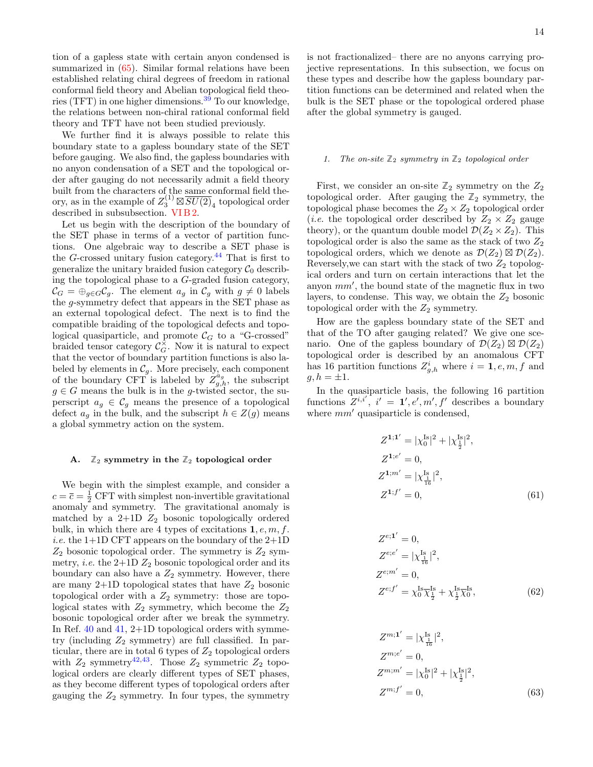tion of a gapless state with certain anyon condensed is summarized in (65). Similar formal relations have been established relating chiral degrees of freedom in rational conformal field theory and Abelian topological field theories (TFT) in one higher dimensions.[39] To our knowledge, the relations between non-chiral rational conformal field theory and TFT have not been studied previously.

We further find it is always possible to relate this boundary state to a gapless boundary state of the SET before gauging. We also find, the gapless boundaries with no anyon condensation of a SET and the topological order after gauging do not necessarily admit a field theory built from the characters of the same conformal field theory, as in the example of $Z_3^{(1)} \boxtimes \overline{SU(2)}_4$ topological order described in subsubsection. VI B 2.

Let us begin with the description of the boundary of the SET phase in terms of a vector of partition functions. One algebraic way to describe a SET phase is the $G$-crossed unitary fusion category.[44] That is first to generalize the unitary braided fusion category $\mathcal{C}_0$ describing the topological phase to a $G$-graded fusion category, $\mathcal{C}_G = \oplus_{g\in G}\mathcal{C}_g$. The element $a_g$ in $\mathcal{C}_g$ with $g \neq 0$ labels the $g$-symmetry defect that appears in the SET phase as an external topological defect. The next is to find the compatible braiding of the topological defects and topological quasiparticle, and promote $\mathcal{C}_G$ to a "G-crossed" braided tensor category $\mathcal{C}_G^\times$. Now it is natural to expect that the vector of boundary partition functions is also labeled by elements in $\mathcal{C}_g$. More precisely, each component of the boundary CFT is labeled by $Z_{g,h}^{a_g}$, the subscript $g \in G$ means the bulk is in the $g$-twisted sector, the superscript $a_g \in \mathcal{C}_g$ means the presence of a topological defect $a_g$ in the bulk, and the subscript $h \in Z(g)$ means a global symmetry action on the system.

### A. $\mathbb{Z}_2$ symmetry in the $\mathbb{Z}_2$ topological order

We begin with the simplest example, and consider a $c = \bar{c} = \frac{1}{2}$ CFT with simplest non-invertible gravitational anomaly and symmetry. The gravitational anomaly is matched by a 2+1D $Z_2$ bosonic topologically ordered bulk, in which there are 4 types of excitations $\mathbf{1}, e, m, f$. *i.e.* the 1+1D CFT appears on the boundary of the 2+1D $Z_2$ bosonic topological order. The symmetry is $Z_2$ symmetry, *i.e.* the 2+1D $Z_2$ bosonic topological order and its boundary can also have a $Z_2$ symmetry. However, there are many 2+1D topological states that have $Z_2$ bosonic topological order with a $Z_2$ symmetry: those are topological states with $Z_2$ symmetry, which become the $Z_2$ bosonic topological order after we break the symmetry. In Ref. 40 and 41, 2+1D topological orders with symmetry (including $Z_2$ symmetry) are full classified. In particular, there are in total 6 types of $Z_2$ topological orders with $Z_2$ symmetry[42,43]. Those $Z_2$ symmetric $Z_2$ topological orders are clearly different types of SET phases, as they become different types of topological orders after gauging the $Z_2$ symmetry. In four types, the symmetry is not fractionalized– there are no anyons carrying projective representations. In this subsection, we focus on these types and describe how the gapless boundary partition functions can be determined and related when the bulk is the SET phase or the topological ordered phase after the global symmetry is gauged.

#### 1. *The on-site $\mathbb{Z}_2$ symmetry in $\mathbb{Z}_2$ topological order*

First, we consider an on-site $\mathbb{Z}_2$ symmetry on the $Z_2$ topological order. After gauging the $\mathbb{Z}_2$ symmetry, the topological phase becomes the $Z_2 \times Z_2$ topological order (*i.e.* the topological order described by $Z_2 \times Z_2$ gauge theory), or the quantum double model $\mathcal{D}(Z_2 \times Z_2)$. This topological order is also the same as the stack of two $Z_2$ topological orders, which we denote as $\mathcal{D}(Z_2) \boxtimes \mathcal{D}(Z_2)$. Reversely,we can start with the stack of two $Z_2$ topological orders and turn on certain interactions that let the anyon $mm'$, the bound state of the magnetic flux in two layers, to condense. This way, we obtain the $Z_2$ bosonic topological order with the $Z_2$ symmetry.

How are the gapless boundary state of the SET and that of the TO after gauging related? We give one scenario. One of the gapless boundary of $\mathcal{D}(Z_2) \boxtimes \mathcal{D}(Z_2)$ topological order is described by an anomalous CFT has 16 partition functions $Z_{g,h}^{i}$ where $i = \mathbf{1}, e, m, f$ and $g, h = \pm 1$.

In the quasiparticle basis, the following 16 partition functions $Z^{i,i'}$, $i' = \mathbf{1}', e', m', f'$ describes a boundary where $mm'$ quasiparticle is condensed,

$$
\begin{aligned}
Z^{\mathbf{1};\mathbf{1}'} &= |\chi_0^{\text{Is}}|^2 + |\chi_{\frac{1}{2}}^{\text{Is}}|^2, \\
Z^{\mathbf{1};e'} &= 0, \\
Z^{\mathbf{1};m'} &= |\chi_{\frac{1}{16}}^{\text{Is}}|^2, \\
Z^{\mathbf{1};f'} &= 0,
\end{aligned}
\tag{61}
$$

$$
\begin{aligned}
Z^{e;\mathbf{1}'} &= 0, \\
Z^{e;e'} &= |\chi_{\frac{1}{16}}^{\text{Is}}|^2, \\
Z^{e;m'} &= 0, \\
Z^{e;f'} &= \chi_0^{\text{Is}}\overline{\chi}_{\frac{1}{2}}^{\text{Is}} + \chi_{\frac{1}{2}}^{\text{Is}}\overline{\chi}_0^{\text{Is}},
\end{aligned}
\tag{62}
$$

$$
\begin{aligned}
Z^{m;\mathbf{1}'} &= |\chi_{\frac{1}{16}}^{\text{Is}}|^2, \\
Z^{m;e'} &= 0, \\
Z^{m;m'} &= |\chi_0^{\text{Is}}|^2 + |\chi_{\frac{1}{2}}^{\text{Is}}|^2, \\
Z^{m;f'} &= 0,
\end{aligned}
\tag{63}
$$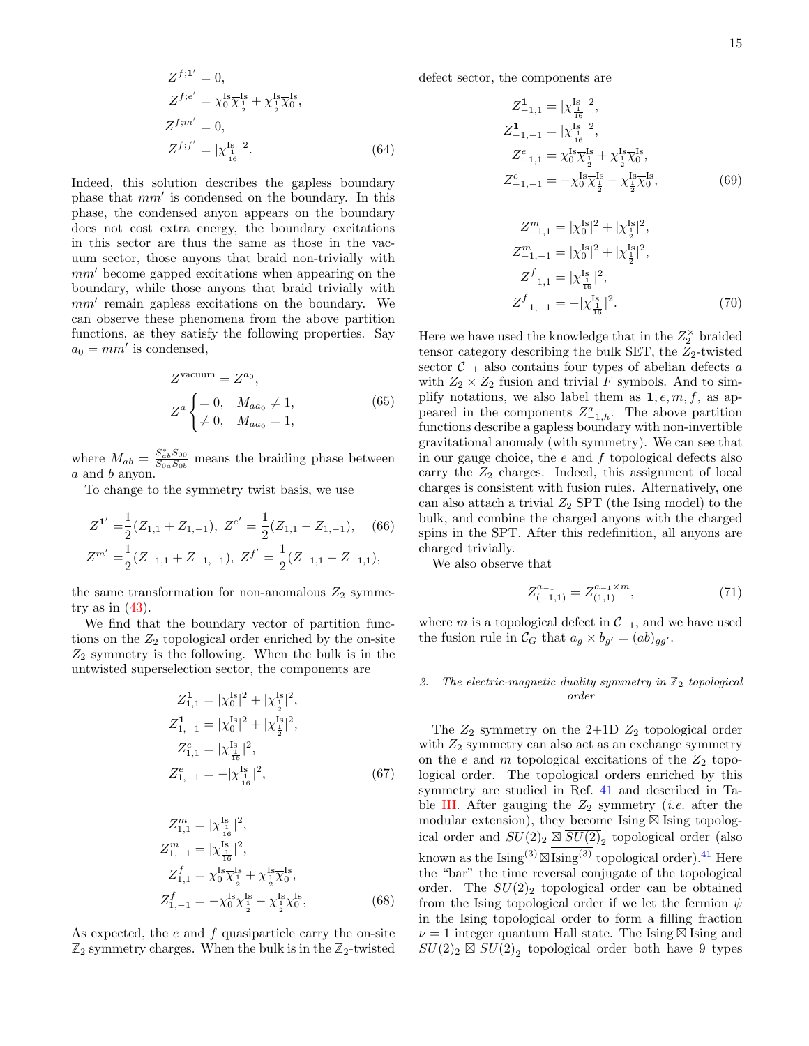$$
\begin{aligned}
Z^{f;\mathbf{1}'} &= 0, \\
Z^{f;e'} &= \chi_0^{\text{Is}}\overline{\chi}_{\frac{1}{2}}^{\text{Is}} + \chi_{\frac{1}{2}}^{\text{Is}}\overline{\chi}_0^{\text{Is}}, \\
Z^{f;m'} &= 0, \\
Z^{f;f'} &= |\chi_{\frac{1}{16}}^{\text{Is}}|^2.
\end{aligned} \tag{64}
$$

Indeed, this solution describes the gapless boundary phase that $mm'$ is condensed on the boundary. In this phase, the condensed anyon appears on the boundary does not cost extra energy, the boundary excitations in this sector are thus the same as those in the vacuum sector, those anyons that braid non-trivially with $mm'$ become gapped excitations when appearing on the boundary, while those anyons that braid trivially with $mm'$ remain gapless excitations on the boundary. We can observe these phenomena from the above partition functions, as they satisfy the following properties. Say $a_0 = mm'$ is condensed,

$$
\begin{aligned}
Z^{\text{vacuum}} &= Z^{a_0}, \\
Z^a &\begin{cases} = 0, & M_{aa_0} \neq 1, \\ \neq 0, & M_{aa_0} = 1, \end{cases}
\end{aligned} \tag{65}
$$

where $M_{ab} = \frac{S^*_{ab} S_{00}}{S_{0a} S_{0b}}$ means the braiding phase between $a$ and $b$ anyon.

To change to the symmetry twist basis, we use

$$
\begin{aligned}
Z^{\mathbf{1}'} &= \frac{1}{2}(Z_{1,1} + Z_{1,-1}),\ Z^{e'} = \frac{1}{2}(Z_{1,1} - Z_{1,-1}), \\
Z^{m'} &= \frac{1}{2}(Z_{-1,1} + Z_{-1,-1}),\ Z^{f'} = \frac{1}{2}(Z_{-1,1} - Z_{-1,1}),
\end{aligned} \tag{66}
$$

the same transformation for non-anomalous $Z_2$ symmetry as in (43).

We find that the boundary vector of partition functions on the $Z_2$ topological order enriched by the on-site $Z_2$ symmetry is the following. When the bulk is in the untwisted superselection sector, the components are

$$
\begin{aligned}
Z^{\mathbf{1}}_{1,1} &= |\chi_0^{\text{Is}}|^2 + |\chi_{\frac{1}{2}}^{\text{Is}}|^2, \\
Z^{\mathbf{1}}_{1,-1} &= |\chi_0^{\text{Is}}|^2 + |\chi_{\frac{1}{2}}^{\text{Is}}|^2, \\
Z^{e}_{1,1} &= |\chi_{\frac{1}{16}}^{\text{Is}}|^2, \\
Z^{e}_{1,-1} &= -|\chi_{\frac{1}{16}}^{\text{Is}}|^2,
\end{aligned} \tag{67}
$$

$$
\begin{aligned}
Z^{m}_{1,1} &= |\chi_{\frac{1}{16}}^{\text{Is}}|^2, \\
Z^{m}_{1,-1} &= |\chi_{\frac{1}{16}}^{\text{Is}}|^2, \\
Z^{f}_{1,1} &= \chi_0^{\text{Is}}\overline{\chi}_{\frac{1}{2}}^{\text{Is}} + \chi_{\frac{1}{2}}^{\text{Is}}\overline{\chi}_0^{\text{Is}}, \\
Z^{f}_{1,-1} &= -\chi_0^{\text{Is}}\overline{\chi}_{\frac{1}{2}}^{\text{Is}} - \chi_{\frac{1}{2}}^{\text{Is}}\overline{\chi}_0^{\text{Is}},
\end{aligned} \tag{68}
$$

As expected, the $e$ and $f$ quasiparticle carry the on-site $\mathbb{Z}_2$ symmetry charges. When the bulk is in the $\mathbb{Z}_2$-twisted defect sector, the components are

$$
\begin{aligned}
Z^{\mathbf{1}}_{-1,1} &= |\chi_{\frac{1}{16}}^{\text{Is}}|^2, \\
Z^{\mathbf{1}}_{-1,-1} &= |\chi_{\frac{1}{16}}^{\text{Is}}|^2, \\
Z^{e}_{-1,1} &= \chi_0^{\text{Is}}\overline{\chi}_{\frac{1}{2}}^{\text{Is}} + \chi_{\frac{1}{2}}^{\text{Is}}\overline{\chi}_0^{\text{Is}}, \\
Z^{e}_{-1,-1} &= -\chi_0^{\text{Is}}\overline{\chi}_{\frac{1}{2}}^{\text{Is}} - \chi_{\frac{1}{2}}^{\text{Is}}\overline{\chi}_0^{\text{Is}},
\end{aligned} \tag{69}
$$

$$
\begin{aligned}
Z^{m}_{-1,1} &= |\chi_0^{\text{Is}}|^2 + |\chi_{\frac{1}{2}}^{\text{Is}}|^2, \\
Z^{m}_{-1,-1} &= |\chi_0^{\text{Is}}|^2 + |\chi_{\frac{1}{2}}^{\text{Is}}|^2, \\
Z^{f}_{-1,1} &= |\chi_{\frac{1}{16}}^{\text{Is}}|^2, \\
Z^{f}_{-1,-1} &= -|\chi_{\frac{1}{16}}^{\text{Is}}|^2.
\end{aligned} \tag{70}
$$

Here we have used the knowledge that in the $Z_2^\times$ braided tensor category describing the bulk SET, the $Z_2$-twisted sector $\mathcal{C}_{-1}$ also contains four types of abelian defects $a$ with $Z_2 \times Z_2$ fusion and trivial $F$ symbols. And to simplify notations, we also label them as $\mathbf{1}, e, m, f$, as appeared in the components $Z^a_{-1,h}$. The above partition functions describe a gapless boundary with non-invertible gravitational anomaly (with symmetry). We can see that in our gauge choice, the $e$ and $f$ topological defects also carry the $Z_2$ charges. Indeed, this assignment of local charges is consistent with fusion rules. Alternatively, one can also attach a trivial $Z_2$ SPT (the Ising model) to the bulk, and combine the charged anyons with the charged spins in the SPT. After this redefinition, all anyons are charged trivially.

We also observe that

$$
Z^{a_{-1}}_{(-1,1)} = Z^{a_{-1}\times m}_{(1,1)}, \tag{71}
$$

where $m$ is a topological defect in $\mathcal{C}_{-1}$, and we have used the fusion rule in $\mathcal{C}_G$ that $a_g \times b_{g'} = (ab)_{gg'}$.

#### 2. *The electric-magnetic duality symmetry in $\mathbb{Z}_2$ topological order*

The $Z_2$ symmetry on the 2+1D $Z_2$ topological order with $Z_2$ symmetry can also act as an exchange symmetry on the $e$ and $m$ topological excitations of the $Z_2$ topological order. The topological orders enriched by this symmetry are studied in Ref. 41 and described in Table III. After gauging the $Z_2$ symmetry (*i.e.* after the modular extension), they become Ising $\boxtimes$ $\overline{\text{Ising}}$ topological order and $SU(2)_2 \boxtimes \overline{SU(2)}_2$ topological order (also known as the $\text{Ising}^{(3)}\boxtimes\overline{\text{Ising}^{(3)}}$ topological order).[41] Here the "bar" the time reversal conjugate of the topological order. The $SU(2)_2$ topological order can be obtained from the Ising topological order if we let the fermion $\psi$ in the Ising topological order to form a filling fraction $\nu = 1$ integer quantum Hall state. The Ising $\boxtimes$ $\overline{\text{Ising}}$ and $SU(2)_2 \boxtimes \overline{SU(2)}_2$ topological order both have 9 types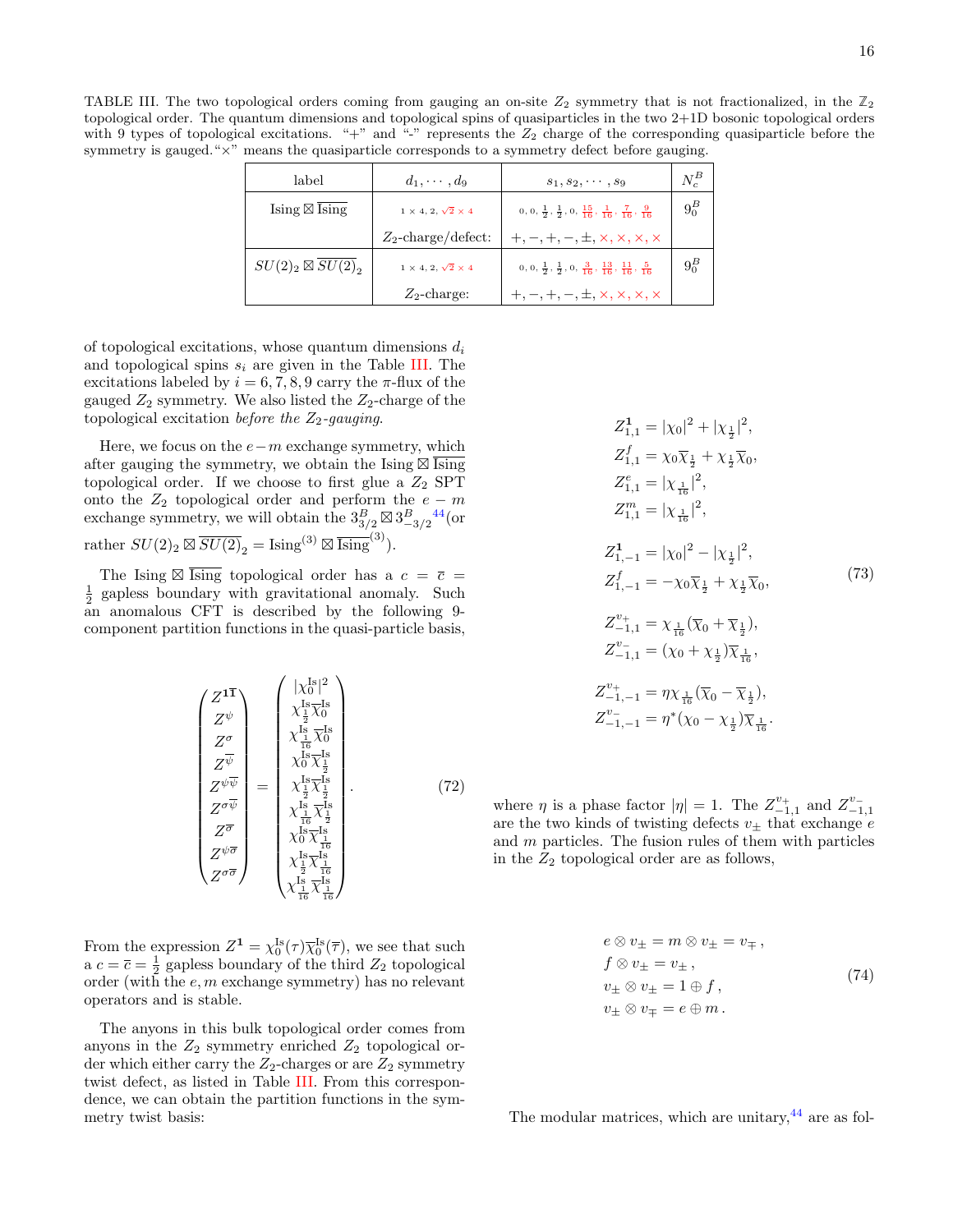TABLE III. The two topological orders coming from gauging an on-site $Z_2$ symmetry that is not fractionalized, in the $\mathbb{Z}_2$ topological order. The quantum dimensions and topological spins of quasiparticles in the two 2+1D bosonic topological orders with 9 types of topological excitations. "+" and "-" represents the $Z_2$ charge of the corresponding quasiparticle before the symmetry is gauged."×" means the quasiparticle corresponds to a symmetry defect before gauging.

| label | $d_1,\cdots,d_9$ | $s_1,s_2,\cdots,s_9$ | $N_c^B$ |
|---|---|---|---|
| $\text{Ising}\boxtimes\overline{\text{Ising}}$ | $1\times 4, 2, \sqrt{2}\times 4$ | $0,0,\frac{1}{2},\frac{1}{2},0,\frac{15}{16},\frac{1}{16},\frac{7}{16},\frac{9}{16}$ | $9_0^B$ |
| | $Z_2$-charge/defect: | $+,-,+,-,\pm,\times,\times,\times,\times$ | |
| $SU(2)_2\boxtimes\overline{SU(2)}_2$ | $1\times 4, 2, \sqrt{2}\times 4$ | $0,0,\frac{1}{2},\frac{1}{2},0,\frac{3}{16},\frac{13}{16},\frac{11}{16},\frac{5}{16}$ | $9_0^B$ |
| | $Z_2$-charge: | $+,-,+,-,\pm,\times,\times,\times,\times$ | |

of topological excitations, whose quantum dimensions $d_i$ and topological spins $s_i$ are given in the Table III. The excitations labeled by $i=6,7,8,9$ carry the $\pi$-flux of the gauged $Z_2$ symmetry. We also listed the $Z_2$-charge of the topological excitation *before the $Z_2$-gauging*.

Here, we focus on the $e-m$ exchange symmetry, which after gauging the symmetry, we obtain the $\text{Ising}\boxtimes\overline{\text{Ising}}$ topological order. If we choose to first glue a $Z_2$ SPT onto the $Z_2$ topological order and perform the $e-m$ exchange symmetry, we will obtain the $3^B_{3/2}\boxtimes 3^B_{-3/2}$[44] (or rather $SU(2)_2\boxtimes\overline{SU(2)}_2=\text{Ising}^{(3)}\boxtimes\overline{\text{Ising}}^{(3)}$).

The $\text{Ising}\boxtimes\overline{\text{Ising}}$ topological order has a $c=\bar{c}=\frac{1}{2}$ gapless boundary with gravitational anomaly. Such an anomalous CFT is described by the following 9-component partition functions in the quasi-particle basis,

$$
\begin{pmatrix}
Z^{\mathbf{1}\overline{\mathbf{1}}}\\
Z^{\psi}\\
Z^{\sigma}\\
Z^{\overline{\psi}}\\
Z^{\psi\overline{\psi}}\\
Z^{\sigma\overline{\psi}}\\
Z^{\overline{\sigma}}\\
Z^{\psi\overline{\sigma}}\\
Z^{\sigma\overline{\sigma}}
\end{pmatrix}
=
\begin{pmatrix}
|\chi^{\text{Is}}_0|^2\\
\chi^{\text{Is}}_{\frac{1}{2}}\overline{\chi}^{\text{Is}}_0\\
\chi^{\text{Is}}_{\frac{1}{16}}\overline{\chi}^{\text{Is}}_0\\
\chi^{\text{Is}}_0\overline{\chi}^{\text{Is}}_{\frac{1}{2}}\\
\chi^{\text{Is}}_{\frac{1}{2}}\overline{\chi}^{\text{Is}}_{\frac{1}{2}}\\
\chi^{\text{Is}}_{\frac{1}{16}}\overline{\chi}^{\text{Is}}_{\frac{1}{2}}\\
\chi^{\text{Is}}_0\overline{\chi}^{\text{Is}}_{\frac{1}{16}}\\
\chi^{\text{Is}}_{\frac{1}{2}}\overline{\chi}^{\text{Is}}_{\frac{1}{16}}\\
\chi^{\text{Is}}_{\frac{1}{16}}\overline{\chi}^{\text{Is}}_{\frac{1}{16}}
\end{pmatrix}. \tag{72}
$$

From the expression $Z^{\mathbf{1}}=\chi^{\text{Is}}_0(\tau)\overline{\chi}^{\text{Is}}_0(\overline{\tau})$, we see that such a $c=\bar{c}=\frac{1}{2}$ gapless boundary of the third $Z_2$ topological order (with the $e,m$ exchange symmetry) has no relevant operators and is stable.

The anyons in this bulk topological order comes from anyons in the $Z_2$ symmetry enriched $Z_2$ topological order which either carry the $Z_2$-charges or are $Z_2$ symmetry twist defect, as listed in Table III. From this correspondence, we can obtain the partition functions in the symmetry twist basis:

$$
\begin{aligned}
Z^{\mathbf{1}}_{1,1}&=|\chi_0|^2+|\chi_{\frac{1}{2}}|^2,\\
Z^{f}_{1,1}&=\chi_0\overline{\chi}_{\frac{1}{2}}+\chi_{\frac{1}{2}}\overline{\chi}_0,\\
Z^{e}_{1,1}&=|\chi_{\frac{1}{16}}|^2,\\
Z^{m}_{1,1}&=|\chi_{\frac{1}{16}}|^2,\\
Z^{\mathbf{1}}_{1,-1}&=|\chi_0|^2-|\chi_{\frac{1}{2}}|^2,\\
Z^{f}_{1,-1}&=-\chi_0\overline{\chi}_{\frac{1}{2}}+\chi_{\frac{1}{2}}\overline{\chi}_0,\\
Z^{v_+}_{-1,1}&=\chi_{\frac{1}{16}}(\overline{\chi}_0+\overline{\chi}_{\frac{1}{2}}),\\
Z^{v_-}_{-1,1}&=(\chi_0+\chi_{\frac{1}{2}})\overline{\chi}_{\frac{1}{16}},\\
Z^{v_+}_{-1,-1}&=\eta\chi_{\frac{1}{16}}(\overline{\chi}_0-\overline{\chi}_{\frac{1}{2}}),\\
Z^{v_-}_{-1,-1}&=\eta^*(\chi_0-\chi_{\frac{1}{2}})\overline{\chi}_{\frac{1}{16}}.
\end{aligned} \tag{73}
$$

where $\eta$ is a phase factor $|\eta|=1$. The $Z^{v_+}_{-1,1}$ and $Z^{v_-}_{-1,1}$ are the two kinds of twisting defects $v_\pm$ that exchange $e$ and $m$ particles. The fusion rules of them with particles in the $Z_2$ topological order are as follows,

$$
\begin{aligned}
&e\otimes v_\pm=m\otimes v_\pm=v_\mp\,,\\
&f\otimes v_\pm=v_\pm\,,\\
&v_\pm\otimes v_\pm=1\oplus f\,,\\
&v_\pm\otimes v_\mp=e\oplus m\,.
\end{aligned} \tag{74}
$$

The modular matrices, which are unitary,[44] are as fol-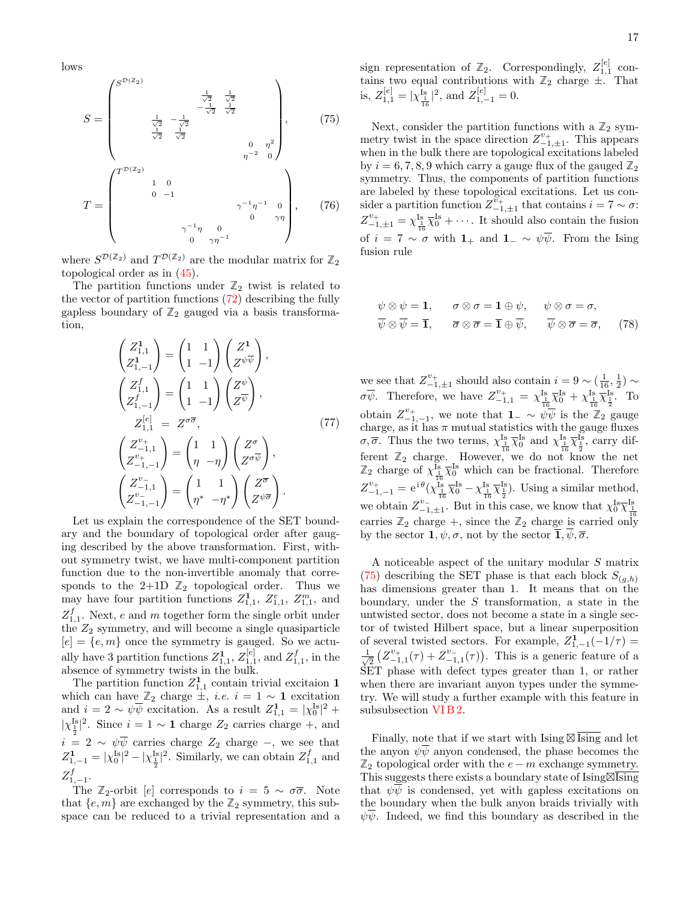lows

$$
S = \begin{pmatrix}
S^{\mathcal{D}(\mathbb{Z}_2)} & & & & & & & \\
& & & \frac{1}{\sqrt{2}} & \frac{1}{\sqrt{2}} & & & \\
& & & -\frac{1}{\sqrt{2}} & \frac{1}{\sqrt{2}} & & & \\
& \frac{1}{\sqrt{2}} & -\frac{1}{\sqrt{2}} & & & & & \\
& \frac{1}{\sqrt{2}} & \frac{1}{\sqrt{2}} & & & & & \\
& & & & & & 0 & \eta^2 \\
& & & & & & \eta^{-2} & 0
\end{pmatrix}, \tag{75}
$$

$$
T = \begin{pmatrix}
T^{\mathcal{D}(\mathbb{Z}_2)} & & & & & & \\
& 1 & 0 & & & & \\
& 0 & -1 & & & & \\
& & & & & \gamma^{-1}\eta^{-1} & 0 \\
& & & & & 0 & \gamma\eta \\
& & & \gamma^{-1}\eta & 0 & & \\
& & & 0 & \gamma\eta^{-1} & &
\end{pmatrix}, \tag{76}
$$

where $S^{\mathcal{D}(\mathbb{Z}_2)}$ and $T^{\mathcal{D}(\mathbb{Z}_2)}$ are the modular matrix for $\mathbb{Z}_2$ topological order as in (45).

The partition functions under $\mathbb{Z}_2$ twist is related to the vector of partition functions (72) describing the fully gapless boundary of $\mathbb{Z}_2$ gauged via a basis transformation,

$$
\begin{aligned}
\begin{pmatrix} Z^{\mathbf{1}}_{1,1} \\ Z^{\mathbf{1}}_{1,-1} \end{pmatrix} &= \begin{pmatrix} 1 & 1 \\ 1 & -1 \end{pmatrix} \begin{pmatrix} Z^{\mathbf{1}} \\ Z^{\psi\overline{\psi}} \end{pmatrix}, \\
\begin{pmatrix} Z^{f}_{1,1} \\ Z^{f}_{1,-1} \end{pmatrix} &= \begin{pmatrix} 1 & 1 \\ 1 & -1 \end{pmatrix} \begin{pmatrix} Z^{\psi} \\ Z^{\overline{\psi}} \end{pmatrix}, \\
Z^{[e]}_{1,1} &= Z^{\sigma\overline{\sigma}}, \\
\begin{pmatrix} Z^{v_+}_{-1,1} \\ Z^{v_+}_{-1,-1} \end{pmatrix} &= \begin{pmatrix} 1 & 1 \\ \eta & -\eta \end{pmatrix} \begin{pmatrix} Z^{\sigma} \\ Z^{\sigma\overline{\psi}} \end{pmatrix}, \\
\begin{pmatrix} Z^{v_-}_{-1,1} \\ Z^{v_-}_{-1,-1} \end{pmatrix} &= \begin{pmatrix} 1 & 1 \\ \eta^* & -\eta^* \end{pmatrix} \begin{pmatrix} Z^{\overline{\sigma}} \\ Z^{\psi\overline{\sigma}} \end{pmatrix}.
\end{aligned} \tag{77}
$$

Let us explain the correspondence of the SET boundary and the boundary of topological order after gauging described by the above transformation. First, without symmetry twist, we have multi-component partition function due to the non-invertible anomaly that corresponds to the 2+1D $\mathbb{Z}_2$ topological order. Thus we may have four partition functions $Z^{\mathbf{1}}_{1,1}$, $Z^{e}_{1,1}$, $Z^{m}_{1,1}$, and $Z^{f}_{1,1}$. Next, $e$ and $m$ together form the single orbit under the $Z_2$ symmetry, and will become a single quasiparticle $[e] = \{e, m\}$ once the symmetry is gauged. So we actually have 3 partition functions $Z^{\mathbf{1}}_{1,1}$, $Z^{[e]}_{1,1}$, and $Z^{f}_{1,1}$, in the absence of symmetry twists in the bulk.

The partition function $Z^{\mathbf{1}}_{1,1}$ contain trivial excitaion $\mathbf{1}$ which can have $\mathbb{Z}_2$ charge $\pm$, *i.e.* $i = 1 \sim \mathbf{1}$ excitation and $i = 2 \sim \psi\overline{\psi}$ excitation. As a result $Z^{\mathbf{1}}_{1,1} = |\chi^{\text{Is}}_0|^2 + |\chi^{\text{Is}}_{\frac{1}{2}}|^2$. Since $i = 1 \sim \mathbf{1}$ charge $Z_2$ carries charge $+$, and $i = 2 \sim \psi\overline{\psi}$ carries charge $Z_2$ charge $-$, we see that $Z^{\mathbf{1}}_{1,-1} = |\chi^{\text{Is}}_0|^2 - |\chi^{\text{Is}}_{\frac{1}{2}}|^2$. Similarly, we can obtain $Z^{f}_{1,1}$ and $Z^{f}_{1,-1}$.

The $\mathbb{Z}_2$-orbit $[e]$ corresponds to $i = 5 \sim \sigma\overline{\sigma}$. Note that $\{e, m\}$ are exchanged by the $\mathbb{Z}_2$ symmetry, this subspace can be reduced to a trivial representation and a sign representation of $\mathbb{Z}_2$. Correspondingly, $Z^{[e]}_{1,1}$ contains two equal contributions with $\mathbb{Z}_2$ charge $\pm$. That is, $Z^{[e]}_{1,1} = |\chi^{\text{Is}}_{\frac{1}{16}}|^2$, and $Z^{[e]}_{1,-1} = 0$.

Next, consider the partition functions with a $\mathbb{Z}_2$ symmetry twist in the space direction $Z^{v_+}_{-1,\pm 1}$. This appears when in the bulk there are topological excitations labeled by $i = 6, 7, 8, 9$ which carry a gauge flux of the gauged $\mathbb{Z}_2$ symmetry. Thus, the components of partition functions are labeled by these topological excitations. Let us consider a partition function $Z^{v_+}_{-1,\pm 1}$ that contains $i = 7 \sim \sigma$: $Z^{v_+}_{-1,\pm 1} = \chi^{\text{Is}}_{\frac{1}{16}} \overline{\chi}^{\text{Is}}_0 + \cdots$. It should also contain the fusion of $i = 7 \sim \sigma$ with $\mathbf{1}_+$ and $\mathbf{1}_- \sim \psi\overline{\psi}$. From the Ising fusion rule

$$
\begin{aligned}
&\psi \otimes \psi = \mathbf{1}, \quad \sigma \otimes \sigma = \mathbf{1} \oplus \psi, \quad \psi \otimes \sigma = \sigma, \\
&\overline{\psi} \otimes \overline{\psi} = \overline{\mathbf{1}}, \quad \overline{\sigma} \otimes \overline{\sigma} = \overline{\mathbf{1}} \oplus \overline{\psi}, \quad \overline{\psi} \otimes \overline{\sigma} = \overline{\sigma},
\end{aligned} \tag{78}
$$

we see that $Z^{v_+}_{-1,\pm 1}$ should also contain $i = 9 \sim (\frac{1}{16}, \frac{1}{2}) \sim \sigma\overline{\psi}$. Therefore, we have $Z^{v_+}_{-1,1} = \chi^{\text{Is}}_{\frac{1}{16}} \overline{\chi}^{\text{Is}}_0 + \chi^{\text{Is}}_{\frac{1}{16}} \overline{\chi}^{\text{Is}}_{\frac{1}{2}}$. To obtain $Z^{v_+}_{-1,-1}$, we note that $\mathbf{1}_- \sim \psi\overline{\psi}$ is the $\mathbb{Z}_2$ gauge charge, as it has $\pi$ mutual statistics with the gauge fluxes $\sigma, \overline{\sigma}$. Thus the two terms, $\chi^{\text{Is}}_{\frac{1}{16}} \overline{\chi}^{\text{Is}}_0$ and $\chi^{\text{Is}}_{\frac{1}{16}} \overline{\chi}^{\text{Is}}_{\frac{1}{2}}$, carry different $\mathbb{Z}_2$ charge. However, we do not know the net $\mathbb{Z}_2$ charge of $\chi^{\text{Is}}_{\frac{1}{16}} \overline{\chi}^{\text{Is}}_0$ which can be fractional. Therefore $Z^{v_+}_{-1,-1} = \mathrm{e}^{\mathrm{i}\,\theta} (\chi^{\text{Is}}_{\frac{1}{16}} \overline{\chi}^{\text{Is}}_0 - \chi^{\text{Is}}_{\frac{1}{16}} \overline{\chi}^{\text{Is}}_{\frac{1}{2}})$. Using a similar method, we obtain $Z^{v_-}_{-1,\pm 1}$. But in this case, we know that $\chi^{\text{Is}}_0 \overline{\chi}^{\text{Is}}_{\frac{1}{16}}$ carries $\mathbb{Z}_2$ charge $+$, since the $\mathbb{Z}_2$ charge is carried only by the sector $\mathbf{1}, \psi, \sigma$, not by the sector $\overline{\mathbf{1}}, \overline{\psi}, \overline{\sigma}$.

A noticeable aspect of the unitary modular $S$ matrix (75) describing the SET phase is that each block $S_{(g,h)}$ has dimensions greater than 1. It means that on the boundary, under the $S$ transformation, a state in the untwisted sector, does not become a state in a single sector of twisted Hilbert space, but a linear superposition of several twisted sectors. For example, $Z^{\mathbf{1}}_{1,-1}(-1/\tau) = \frac{1}{\sqrt{2}} \left( Z^{v_+}_{-1,1}(\tau) + Z^{v_-}_{-1,1}(\tau) \right)$. This is a generic feature of a SET phase with defect types greater than 1, or rather when there are invariant anyon types under the symmetry. We will study a further example with this feature in subsubsection VI B 2.

Finally, note that if we start with Ising$\boxtimes\overline{\text{Ising}}$ and let the anyon $\psi\overline{\psi}$ anyon condensed, the phase becomes the $\mathbb{Z}_2$ topological order with the $e-m$ exchange symmetry. This suggests there exists a boundary state of Ising$\boxtimes\overline{\text{Ising}}$ that $\psi\overline{\psi}$ is condensed, yet with gapless excitations on the boundary when the bulk anyon braids trivially with $\psi\overline{\psi}$. Indeed, we find this boundary as described in the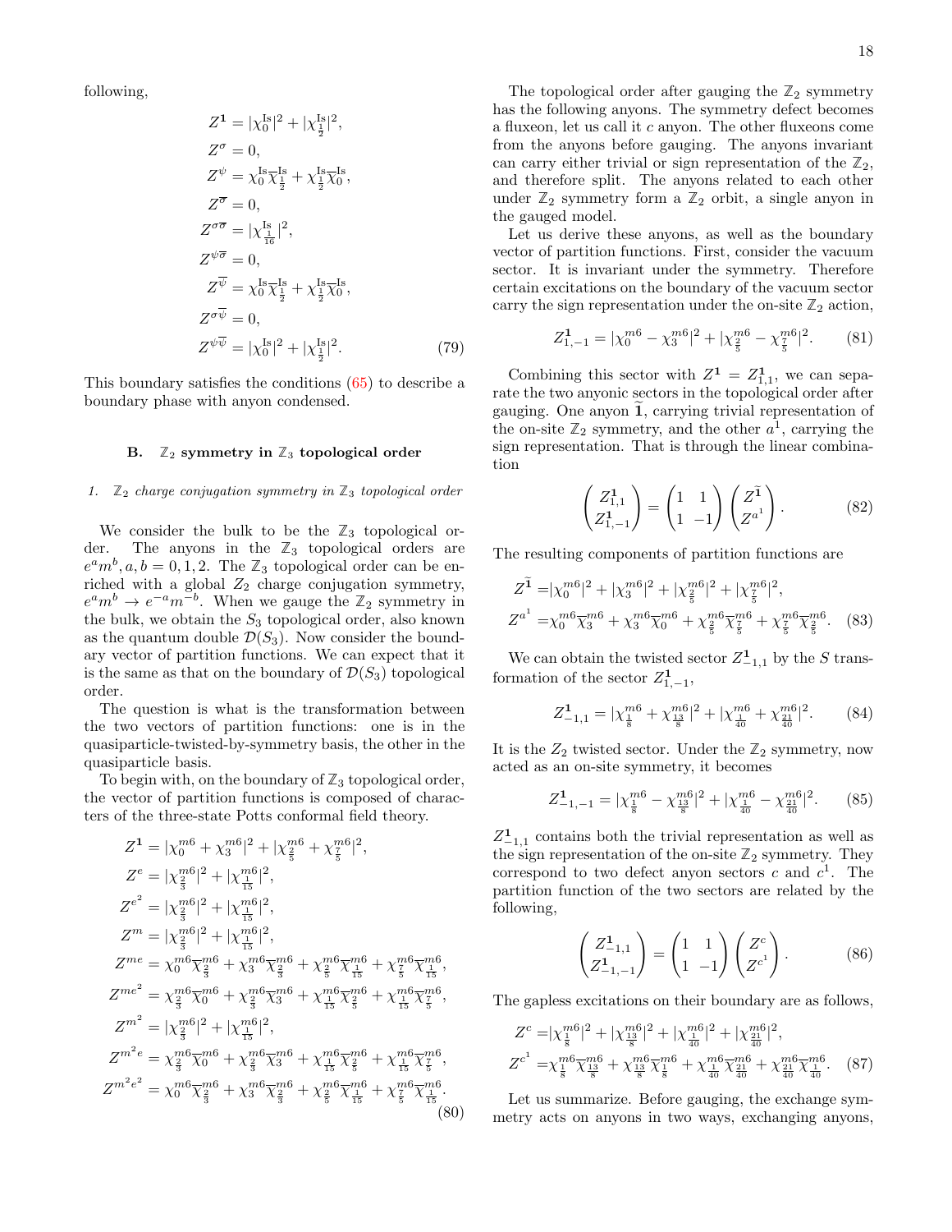following,

$$
\begin{aligned}
Z^{\mathbf{1}} &= |\chi_0^{\text{Is}}|^2 + |\chi_{\frac{1}{2}}^{\text{Is}}|^2, \\
Z^{\sigma} &= 0, \\
Z^{\psi} &= \chi_0^{\text{Is}}\overline{\chi}_{\frac{1}{2}}^{\text{Is}} + \chi_{\frac{1}{2}}^{\text{Is}}\overline{\chi}_0^{\text{Is}}, \\
Z^{\overline{\sigma}} &= 0, \\
Z^{\sigma\overline{\sigma}} &= |\chi_{\frac{1}{16}}^{\text{Is}}|^2, \\
Z^{\psi\overline{\sigma}} &= 0, \\
Z^{\overline{\psi}} &= \chi_0^{\text{Is}}\overline{\chi}_{\frac{1}{2}}^{\text{Is}} + \chi_{\frac{1}{2}}^{\text{Is}}\overline{\chi}_0^{\text{Is}}, \\
Z^{\sigma\overline{\psi}} &= 0, \\
Z^{\psi\overline{\psi}} &= |\chi_0^{\text{Is}}|^2 + |\chi_{\frac{1}{2}}^{\text{Is}}|^2.
\end{aligned} \tag{79}
$$

This boundary satisfies the conditions (65) to describe a boundary phase with anyon condensed.

### B. $\mathbb{Z}_2$ symmetry in $\mathbb{Z}_3$ topological order

#### 1. $\mathbb{Z}_2$ charge conjugation symmetry in $\mathbb{Z}_3$ topological order

We consider the bulk to be the $\mathbb{Z}_3$ topological order. The anyons in the $\mathbb{Z}_3$ topological orders are $e^a m^b, a, b = 0, 1, 2$. The $\mathbb{Z}_3$ topological order can be enriched with a global $Z_2$ charge conjugation symmetry, $e^a m^b \to e^{-a} m^{-b}$. When we gauge the $\mathbb{Z}_2$ symmetry in the bulk, we obtain the $S_3$ topological order, also known as the quantum double $\mathcal{D}(S_3)$. Now consider the boundary vector of partition functions. We can expect that it is the same as that on the boundary of $\mathcal{D}(S_3)$ topological order.

The question is what is the transformation between the two vectors of partition functions: one is in the quasiparticle-twisted-by-symmetry basis, the other in the quasiparticle basis.

To begin with, on the boundary of $\mathbb{Z}_3$ topological order, the vector of partition functions is composed of characters of the three-state Potts conformal field theory.

$$
\begin{aligned}
Z^{\mathbf{1}} &= |\chi_0^{m6} + \chi_3^{m6}|^2 + |\chi_{\frac{2}{5}}^{m6} + \chi_{\frac{7}{5}}^{m6}|^2, \\
Z^{e} &= |\chi_{\frac{2}{3}}^{m6}|^2 + |\chi_{\frac{1}{15}}^{m6}|^2, \\
Z^{e^2} &= |\chi_{\frac{2}{3}}^{m6}|^2 + |\chi_{\frac{1}{15}}^{m6}|^2, \\
Z^{m} &= |\chi_{\frac{2}{3}}^{m6}|^2 + |\chi_{\frac{1}{15}}^{m6}|^2, \\
Z^{me} &= \chi_0^{m6}\overline{\chi}_{\frac{2}{3}}^{m6} + \chi_3^{m6}\overline{\chi}_{\frac{2}{3}}^{m6} + \chi_{\frac{2}{5}}^{m6}\overline{\chi}_{\frac{1}{15}}^{m6} + \chi_{\frac{7}{5}}^{m6}\overline{\chi}_{\frac{1}{15}}^{m6}, \\
Z^{me^2} &= \chi_{\frac{2}{3}}^{m6}\overline{\chi}_0^{m6} + \chi_{\frac{2}{3}}^{m6}\overline{\chi}_3^{m6} + \chi_{\frac{1}{15}}^{m6}\overline{\chi}_{\frac{2}{5}}^{m6} + \chi_{\frac{1}{15}}^{m6}\overline{\chi}_{\frac{7}{5}}^{m6}, \\
Z^{m^2} &= |\chi_{\frac{2}{3}}^{m6}|^2 + |\chi_{\frac{1}{15}}^{m6}|^2, \\
Z^{m^2 e} &= \chi_{\frac{2}{3}}^{m6}\overline{\chi}_0^{m6} + \chi_{\frac{2}{3}}^{m6}\overline{\chi}_3^{m6} + \chi_{\frac{1}{15}}^{m6}\overline{\chi}_{\frac{2}{5}}^{m6} + \chi_{\frac{1}{15}}^{m6}\overline{\chi}_{\frac{7}{5}}^{m6}, \\
Z^{m^2 e^2} &= \chi_0^{m6}\overline{\chi}_{\frac{2}{3}}^{m6} + \chi_3^{m6}\overline{\chi}_{\frac{2}{3}}^{m6} + \chi_{\frac{2}{5}}^{m6}\overline{\chi}_{\frac{1}{15}}^{m6} + \chi_{\frac{7}{5}}^{m6}\overline{\chi}_{\frac{1}{15}}^{m6}.
\end{aligned} \tag{80}
$$

The topological order after gauging the $\mathbb{Z}_2$ symmetry has the following anyons. The symmetry defect becomes a fluxeon, let us call it $c$ anyon. The other fluxeons come from the anyons before gauging. The anyons invariant can carry either trivial or sign representation of the $\mathbb{Z}_2$, and therefore split. The anyons related to each other under $\mathbb{Z}_2$ symmetry form a $\mathbb{Z}_2$ orbit, a single anyon in the gauged model.

Let us derive these anyons, as well as the boundary vector of partition functions. First, consider the vacuum sector. It is invariant under the symmetry. Therefore certain excitations on the boundary of the vacuum sector carry the sign representation under the on-site $\mathbb{Z}_2$ action,

$$
Z^{\mathbf{1}}_{1,-1} = |\chi_0^{m6} - \chi_3^{m6}|^2 + |\chi_{\frac{2}{5}}^{m6} - \chi_{\frac{7}{5}}^{m6}|^2. \tag{81}
$$

Combining this sector with $Z^{\mathbf{1}} = Z^{\mathbf{1}}_{1,1}$, we can separate the two anyonic sectors in the topological order after gauging. One anyon $\tilde{\mathbf{1}}$, carrying trivial representation of the on-site $\mathbb{Z}_2$ symmetry, and the other $a^1$, carrying the sign representation. That is through the linear combination

$$
\begin{pmatrix} Z^{\mathbf{1}}_{1,1} \\ Z^{\mathbf{1}}_{1,-1} \end{pmatrix} = \begin{pmatrix} 1 & 1 \\ 1 & -1 \end{pmatrix} \begin{pmatrix} Z^{\tilde{\mathbf{1}}} \\ Z^{a^1} \end{pmatrix}. \tag{82}
$$

The resulting components of partition functions are

$$
\begin{aligned}
Z^{\tilde{\mathbf{1}}} &= |\chi_0^{m6}|^2 + |\chi_3^{m6}|^2 + |\chi_{\frac{2}{5}}^{m6}|^2 + |\chi_{\frac{7}{5}}^{m6}|^2, \\
Z^{a^1} &= \chi_0^{m6}\overline{\chi}_3^{m6} + \chi_3^{m6}\overline{\chi}_0^{m6} + \chi_{\frac{2}{5}}^{m6}\overline{\chi}_{\frac{7}{5}}^{m6} + \chi_{\frac{7}{5}}^{m6}\overline{\chi}_{\frac{2}{5}}^{m6}.
\end{aligned} \tag{83}
$$

We can obtain the twisted sector $Z^{\mathbf{1}}_{-1,1}$ by the $S$ transformation of the sector $Z^{\mathbf{1}}_{1,-1}$,

$$
Z^{\mathbf{1}}_{-1,1} = |\chi_{\frac{1}{8}}^{m6} + \chi_{\frac{13}{8}}^{m6}|^2 + |\chi_{\frac{1}{40}}^{m6} + \chi_{\frac{21}{40}}^{m6}|^2. \tag{84}
$$

It is the $Z_2$ twisted sector. Under the $\mathbb{Z}_2$ symmetry, now acted as an on-site symmetry, it becomes

$$
Z^{\mathbf{1}}_{-1,-1} = |\chi_{\frac{1}{8}}^{m6} - \chi_{\frac{13}{8}}^{m6}|^2 + |\chi_{\frac{1}{40}}^{m6} - \chi_{\frac{21}{40}}^{m6}|^2. \tag{85}
$$

$Z^{\mathbf{1}}_{-1,1}$ contains both the trivial representation as well as the sign representation of the on-site $\mathbb{Z}_2$ symmetry. They correspond to two defect anyon sectors $c$ and $c^1$. The partition function of the two sectors are related by the following,

$$
\begin{pmatrix} Z^{\mathbf{1}}_{-1,1} \\ Z^{\mathbf{1}}_{-1,-1} \end{pmatrix} = \begin{pmatrix} 1 & 1 \\ 1 & -1 \end{pmatrix} \begin{pmatrix} Z^{c} \\ Z^{c^1} \end{pmatrix}. \tag{86}
$$

The gapless excitations on their boundary are as follows,

$$
\begin{aligned}
Z^{c} &= |\chi_{\frac{1}{8}}^{m6}|^2 + |\chi_{\frac{13}{8}}^{m6}|^2 + |\chi_{\frac{1}{40}}^{m6}|^2 + |\chi_{\frac{21}{40}}^{m6}|^2, \\
Z^{c^1} &= \chi_{\frac{1}{8}}^{m6}\overline{\chi}_{\frac{13}{8}}^{m6} + \chi_{\frac{13}{8}}^{m6}\overline{\chi}_{\frac{1}{8}}^{m6} + \chi_{\frac{1}{40}}^{m6}\overline{\chi}_{\frac{21}{40}}^{m6} + \chi_{\frac{21}{40}}^{m6}\overline{\chi}_{\frac{1}{40}}^{m6}.
\end{aligned} \tag{87}
$$

Let us summarize. Before gauging, the exchange symmetry acts on anyons in two ways, exchanging anyons,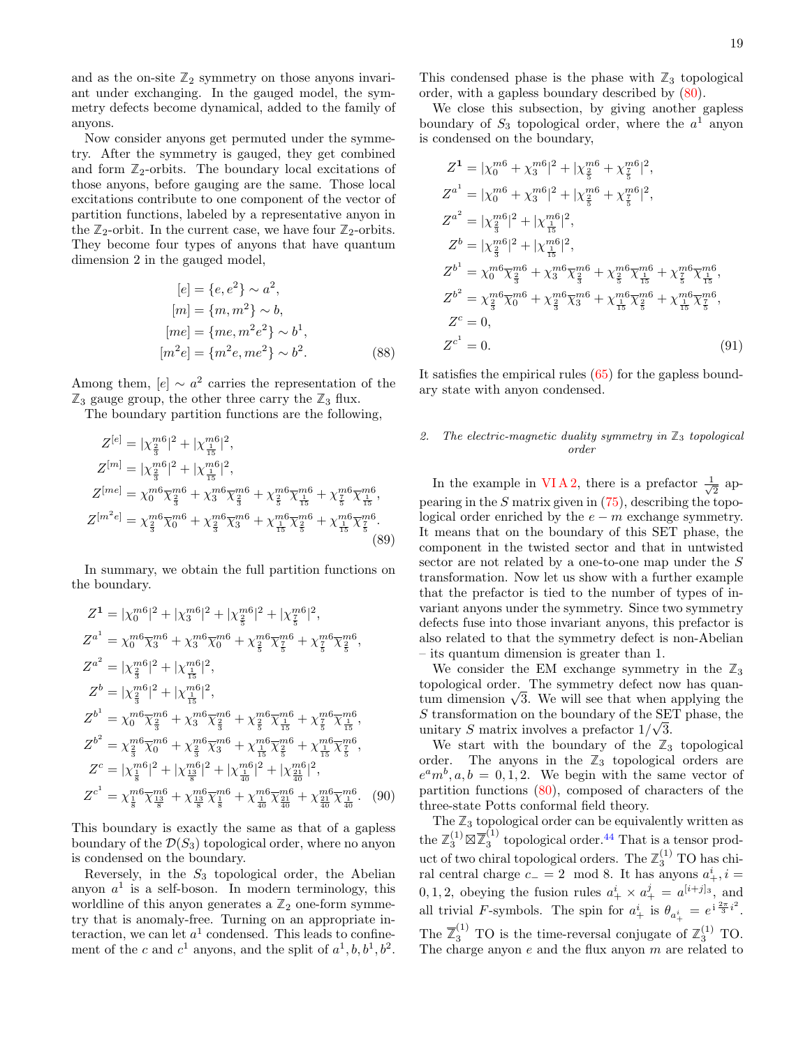and as the on-site $\mathbb{Z}_2$ symmetry on those anyons invariant under exchanging. In the gauged model, the symmetry defects become dynamical, added to the family of anyons.

Now consider anyons get permuted under the symmetry. After the symmetry is gauged, they get combined and form $\mathbb{Z}_2$-orbits. The boundary local excitations of those anyons, before gauging are the same. Those local excitations contribute to one component of the vector of partition functions, labeled by a representative anyon in the $\mathbb{Z}_2$-orbit. In the current case, we have four $\mathbb{Z}_2$-orbits. They become four types of anyons that have quantum dimension 2 in the gauged model,

$$
\begin{aligned}
[e] &= \{e, e^2\} \sim a^2, \\
[m] &= \{m, m^2\} \sim b, \\
[me] &= \{me, m^2e^2\} \sim b^1, \\
[m^2e] &= \{m^2e, me^2\} \sim b^2.
\end{aligned} \tag{88}
$$

Among them, $[e] \sim a^2$ carries the representation of the $\mathbb{Z}_3$ gauge group, the other three carry the $\mathbb{Z}_3$ flux.

The boundary partition functions are the following,

$$
\begin{aligned}
Z^{[e]} &= |\chi^{m6}_{\frac{2}{3}}|^2 + |\chi^{m6}_{\frac{1}{15}}|^2, \\
Z^{[m]} &= |\chi^{m6}_{\frac{2}{3}}|^2 + |\chi^{m6}_{\frac{1}{15}}|^2, \\
Z^{[me]} &= \chi^{m6}_0\overline{\chi}^{m6}_{\frac{2}{3}} + \chi^{m6}_3\overline{\chi}^{m6}_{\frac{2}{3}} + \chi^{m6}_{\frac{2}{5}}\overline{\chi}^{m6}_{\frac{1}{15}} + \chi^{m6}_{\frac{7}{5}}\overline{\chi}^{m6}_{\frac{1}{15}}, \\
Z^{[m^2e]} &= \chi^{m6}_{\frac{2}{3}}\overline{\chi}^{m6}_0 + \chi^{m6}_{\frac{2}{3}}\overline{\chi}^{m6}_3 + \chi^{m6}_{\frac{1}{15}}\overline{\chi}^{m6}_{\frac{2}{5}} + \chi^{m6}_{\frac{1}{15}}\overline{\chi}^{m6}_{\frac{7}{5}}.
\end{aligned} \tag{89}
$$

In summary, we obtain the full partition functions on the boundary.

$$
\begin{aligned}
Z^{\mathbf{1}} &= |\chi^{m6}_0|^2 + |\chi^{m6}_3|^2 + |\chi^{m6}_{\frac{2}{5}}|^2 + |\chi^{m6}_{\frac{7}{5}}|^2, \\
Z^{a^1} &= \chi^{m6}_0\overline{\chi}^{m6}_3 + \chi^{m6}_3\overline{\chi}^{m6}_0 + \chi^{m6}_{\frac{2}{5}}\overline{\chi}^{m6}_{\frac{7}{5}} + \chi^{m6}_{\frac{7}{5}}\overline{\chi}^{m6}_{\frac{2}{5}}, \\
Z^{a^2} &= |\chi^{m6}_{\frac{2}{3}}|^2 + |\chi^{m6}_{\frac{1}{15}}|^2, \\
Z^{b} &= |\chi^{m6}_{\frac{2}{3}}|^2 + |\chi^{m6}_{\frac{1}{15}}|^2, \\
Z^{b^1} &= \chi^{m6}_0\overline{\chi}^{m6}_{\frac{2}{3}} + \chi^{m6}_3\overline{\chi}^{m6}_{\frac{2}{3}} + \chi^{m6}_{\frac{2}{5}}\overline{\chi}^{m6}_{\frac{1}{15}} + \chi^{m6}_{\frac{7}{5}}\overline{\chi}^{m6}_{\frac{1}{15}}, \\
Z^{b^2} &= \chi^{m6}_{\frac{2}{3}}\overline{\chi}^{m6}_0 + \chi^{m6}_{\frac{2}{3}}\overline{\chi}^{m6}_3 + \chi^{m6}_{\frac{1}{15}}\overline{\chi}^{m6}_{\frac{2}{5}} + \chi^{m6}_{\frac{1}{15}}\overline{\chi}^{m6}_{\frac{7}{5}}, \\
Z^{c} &= |\chi^{m6}_{\frac{1}{8}}|^2 + |\chi^{m6}_{\frac{13}{8}}|^2 + |\chi^{m6}_{\frac{1}{40}}|^2 + |\chi^{m6}_{\frac{21}{40}}|^2, \\
Z^{c^1} &= \chi^{m6}_{\frac{1}{8}}\overline{\chi}^{m6}_{\frac{13}{8}} + \chi^{m6}_{\frac{13}{8}}\overline{\chi}^{m6}_{\frac{1}{8}} + \chi^{m6}_{\frac{1}{40}}\overline{\chi}^{m6}_{\frac{21}{40}} + \chi^{m6}_{\frac{21}{40}}\overline{\chi}^{m6}_{\frac{1}{40}}.
\end{aligned} \tag{90}
$$

This boundary is exactly the same as that of a gapless boundary of the $\mathcal{D}(S_3)$ topological order, where no anyon is condensed on the boundary.

Reversely, in the $S_3$ topological order, the Abelian anyon $a^1$ is a self-boson. In modern terminology, this worldline of this anyon generates a $\mathbb{Z}_2$ one-form symmetry that is anomaly-free. Turning on an appropriate interaction, we can let $a^1$ condensed. This leads to confinement of the $c$ and $c^1$ anyons, and the split of $a^1, b, b^1, b^2$. This condensed phase is the phase with $\mathbb{Z}_3$ topological order, with a gapless boundary described by (80).

We close this subsection, by giving another gapless boundary of $S_3$ topological order, where the $a^1$ anyon is condensed on the boundary,

$$
\begin{aligned}
Z^{\mathbf{1}} &= |\chi^{m6}_0 + \chi^{m6}_3|^2 + |\chi^{m6}_{\frac{2}{5}} + \chi^{m6}_{\frac{7}{5}}|^2, \\
Z^{a^1} &= |\chi^{m6}_0 + \chi^{m6}_3|^2 + |\chi^{m6}_{\frac{2}{5}} + \chi^{m6}_{\frac{7}{5}}|^2, \\
Z^{a^2} &= |\chi^{m6}_{\frac{2}{3}}|^2 + |\chi^{m6}_{\frac{1}{15}}|^2, \\
Z^{b} &= |\chi^{m6}_{\frac{2}{3}}|^2 + |\chi^{m6}_{\frac{1}{15}}|^2, \\
Z^{b^1} &= \chi^{m6}_0\overline{\chi}^{m6}_{\frac{2}{3}} + \chi^{m6}_3\overline{\chi}^{m6}_{\frac{2}{3}} + \chi^{m6}_{\frac{2}{5}}\overline{\chi}^{m6}_{\frac{1}{15}} + \chi^{m6}_{\frac{7}{5}}\overline{\chi}^{m6}_{\frac{1}{15}}, \\
Z^{b^2} &= \chi^{m6}_{\frac{2}{3}}\overline{\chi}^{m6}_0 + \chi^{m6}_{\frac{2}{3}}\overline{\chi}^{m6}_3 + \chi^{m6}_{\frac{1}{15}}\overline{\chi}^{m6}_{\frac{2}{5}} + \chi^{m6}_{\frac{1}{15}}\overline{\chi}^{m6}_{\frac{7}{5}}, \\
Z^{c} &= 0, \\
Z^{c^1} &= 0.
\end{aligned} \tag{91}
$$

It satisfies the empirical rules (65) for the gapless boundary state with anyon condensed.

### 2. The electric-magnetic duality symmetry in $\mathbb{Z}_3$ topological order

In the example in VI A 2, there is a prefactor $\frac{1}{\sqrt{2}}$ appearing in the $S$ matrix given in (75), describing the topological order enriched by the $e-m$ exchange symmetry. It means that on the boundary of this SET phase, the component in the twisted sector and that in untwisted sector are not related by a one-to-one map under the $S$ transformation. Now let us show with a further example that the prefactor is tied to the number of types of invariant anyons under the symmetry. Since two symmetry defects fuse into those invariant anyons, this prefactor is also related to that the symmetry defect is non-Abelian – its quantum dimension is greater than 1.

We consider the EM exchange symmetry in the $\mathbb{Z}_3$ topological order. The symmetry defect now has quantum dimension $\sqrt{3}$. We will see that when applying the $S$ transformation on the boundary of the SET phase, the unitary $S$ matrix involves a prefactor $1/\sqrt{3}$.

We start with the boundary of the $\mathbb{Z}_3$ topological order. The anyons in the $\mathbb{Z}_3$ topological orders are $e^a m^b, a, b = 0, 1, 2$. We begin with the same vector of partition functions (80), composed of characters of the three-state Potts conformal field theory.

The $\mathbb{Z}_3$ topological order can be equivalently written as the $\mathbb{Z}_3^{(1)} \boxtimes \overline{\mathbb{Z}}_3^{(1)}$ topological order.[44] That is a tensor product of two chiral topological orders. The $\mathbb{Z}_3^{(1)}$ TO has chiral central charge $c_- = 2 \mod 8$. It has anyons $a_+^i, i = 0, 1, 2$, obeying the fusion rules $a_+^i \times a_+^j = a^{[i+j]_3}$, and all trivial $F$-symbols. The spin for $a_+^i$ is $\theta_{a_+^i} = e^{\mathrm{i}\frac{2\pi}{3}i^2}$. The $\overline{\mathbb{Z}}_3^{(1)}$ TO is the time-reversal conjugate of $\mathbb{Z}_3^{(1)}$ TO. The charge anyon $e$ and the flux anyon $m$ are related to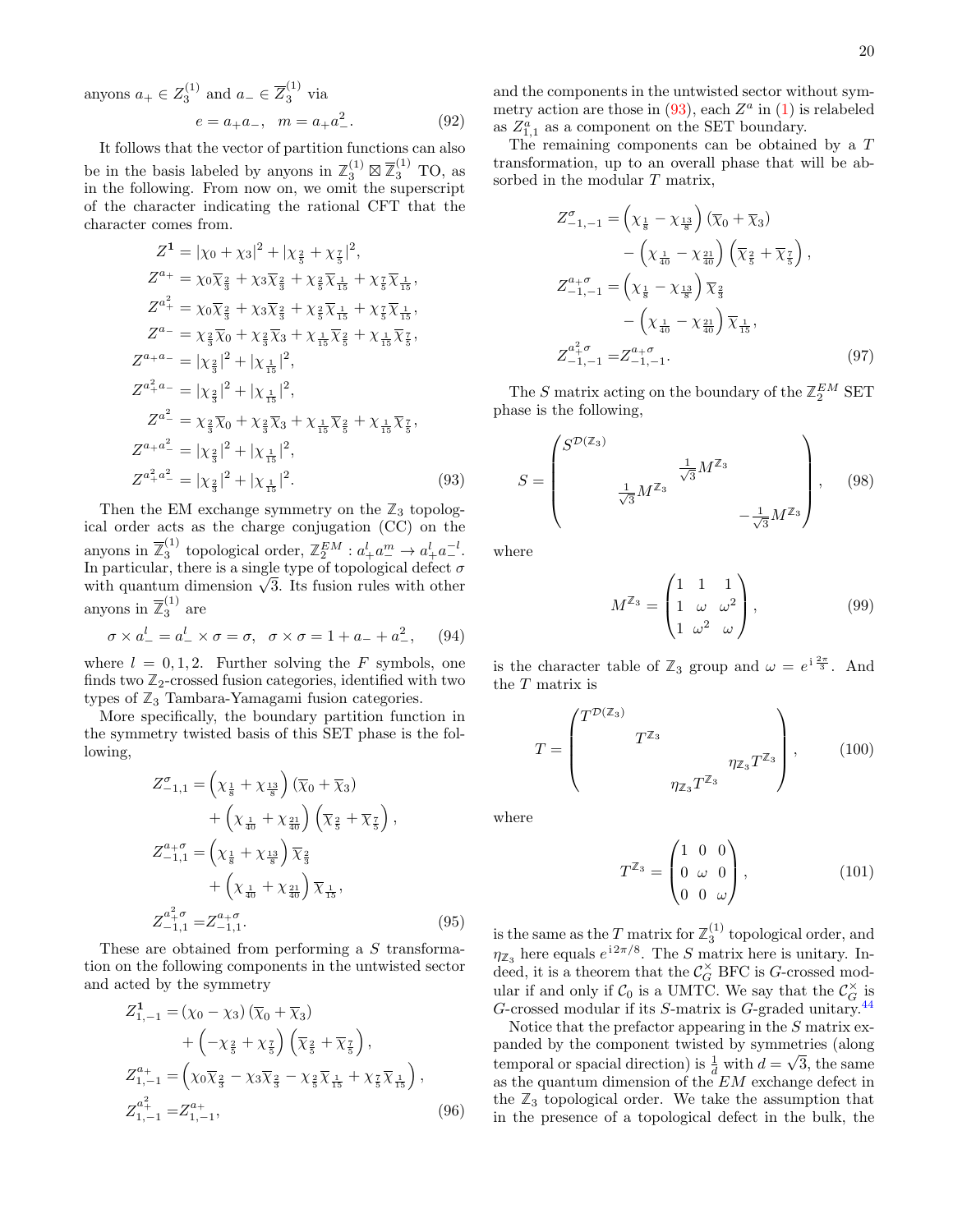anyons $a_+ \in Z_3^{(1)}$ and $a_- \in \overline{\mathbb{Z}}_3^{(1)}$ via

$$e = a_+ a_-, \quad m = a_+ a_-^2. \tag{92}$$

It follows that the vector of partition functions can also be in the basis labeled by anyons in $\mathbb{Z}_3^{(1)} \boxtimes \overline{\mathbb{Z}}_3^{(1)}$ TO, as in the following. From now on, we omit the superscript of the character indicating the rational CFT that the character comes from.

$$\begin{aligned}
Z^{\mathbf{1}} &= |\chi_0 + \chi_3|^2 + |\chi_{\frac{2}{5}} + \chi_{\frac{7}{5}}|^2, \\
Z^{a_+} &= \chi_0 \overline{\chi}_{\frac{2}{3}} + \chi_3 \overline{\chi}_{\frac{2}{3}} + \chi_{\frac{2}{5}} \overline{\chi}_{\frac{1}{15}} + \chi_{\frac{7}{5}} \overline{\chi}_{\frac{1}{15}}, \\
Z^{a_+^2} &= \chi_0 \overline{\chi}_{\frac{2}{3}} + \chi_3 \overline{\chi}_{\frac{2}{3}} + \chi_{\frac{2}{5}} \overline{\chi}_{\frac{1}{15}} + \chi_{\frac{7}{5}} \overline{\chi}_{\frac{1}{15}}, \\
Z^{a_-} &= \chi_{\frac{2}{3}} \overline{\chi}_0 + \chi_{\frac{2}{3}} \overline{\chi}_3 + \chi_{\frac{1}{15}} \overline{\chi}_{\frac{2}{5}} + \chi_{\frac{1}{15}} \overline{\chi}_{\frac{7}{5}}, \\
Z^{a_+ a_-} &= |\chi_{\frac{2}{3}}|^2 + |\chi_{\frac{1}{15}}|^2, \\
Z^{a_+^2 a_-} &= |\chi_{\frac{2}{3}}|^2 + |\chi_{\frac{1}{15}}|^2, \\
Z^{a_-^2} &= \chi_{\frac{2}{3}} \overline{\chi}_0 + \chi_{\frac{2}{3}} \overline{\chi}_3 + \chi_{\frac{1}{15}} \overline{\chi}_{\frac{2}{5}} + \chi_{\frac{1}{15}} \overline{\chi}_{\frac{7}{5}}, \\
Z^{a_+ a_-^2} &= |\chi_{\frac{2}{3}}|^2 + |\chi_{\frac{1}{15}}|^2, \\
Z^{a_+^2 a_-^2} &= |\chi_{\frac{2}{3}}|^2 + |\chi_{\frac{1}{15}}|^2.
\end{aligned} \tag{93}$$

Then the EM exchange symmetry on the $\mathbb{Z}_3$ topological order acts as the charge conjugation (CC) on the anyons in $\overline{\mathbb{Z}}_3^{(1)}$ topological order, $\mathbb{Z}_2^{EM} : a_+^l a_-^m \to a_+^l a_-^{-l}$. In particular, there is a single type of topological defect $\sigma$ with quantum dimension $\sqrt{3}$. Its fusion rules with other anyons in $\overline{\mathbb{Z}}_3^{(1)}$ are

$$\sigma \times a_-^l = a_-^l \times \sigma = \sigma, \quad \sigma \times \sigma = 1 + a_- + a_-^2, \tag{94}$$

where $l = 0, 1, 2$. Further solving the $F$ symbols, one finds two $\mathbb{Z}_2$-crossed fusion categories, identified with two types of $\mathbb{Z}_3$ Tambara-Yamagami fusion categories.

More specifically, the boundary partition function in the symmetry twisted basis of this SET phase is the following,

$$\begin{aligned}
Z_{-1,1}^{\sigma} &= \left(\chi_{\frac{1}{8}} + \chi_{\frac{13}{8}}\right)\left(\overline{\chi}_0 + \overline{\chi}_3\right) \\
&\quad + \left(\chi_{\frac{1}{40}} + \chi_{\frac{21}{40}}\right)\left(\overline{\chi}_{\frac{2}{5}} + \overline{\chi}_{\frac{7}{5}}\right), \\
Z_{-1,1}^{a_+\sigma} &= \left(\chi_{\frac{1}{8}} + \chi_{\frac{13}{8}}\right)\overline{\chi}_{\frac{2}{3}} \\
&\quad + \left(\chi_{\frac{1}{40}} + \chi_{\frac{21}{40}}\right)\overline{\chi}_{\frac{1}{15}}, \\
Z_{-1,1}^{a_+^2\sigma} &= Z_{-1,1}^{a_+\sigma}.
\end{aligned} \tag{95}$$

These are obtained from performing a $S$ transformation on the following components in the untwisted sector and acted by the symmetry

$$\begin{aligned}
Z_{1,-1}^{\mathbf{1}} &= \left(\chi_0 - \chi_3\right)\left(\overline{\chi}_0 + \overline{\chi}_3\right) \\
&\quad + \left(-\chi_{\frac{2}{5}} + \chi_{\frac{7}{5}}\right)\left(\overline{\chi}_{\frac{2}{5}} + \overline{\chi}_{\frac{7}{5}}\right), \\
Z_{1,-1}^{a_+} &= \left(\chi_0 \overline{\chi}_{\frac{2}{3}} - \chi_3 \overline{\chi}_{\frac{2}{3}} - \chi_{\frac{2}{5}} \overline{\chi}_{\frac{1}{15}} + \chi_{\frac{7}{5}} \overline{\chi}_{\frac{1}{15}}\right), \\
Z_{1,-1}^{a_+^2} &= Z_{1,-1}^{a_+},
\end{aligned} \tag{96}$$

and the components in the untwisted sector without symmetry action are those in (93), each $Z^a$ in (1) is relabeled as $Z_{1,1}^a$ as a component on the SET boundary.

The remaining components can be obtained by a $T$ transformation, up to an overall phase that will be absorbed in the modular $T$ matrix,

$$\begin{aligned}
Z_{-1,-1}^{\sigma} &= \left(\chi_{\frac{1}{8}} - \chi_{\frac{13}{8}}\right)\left(\overline{\chi}_0 + \overline{\chi}_3\right) \\
&\quad - \left(\chi_{\frac{1}{40}} - \chi_{\frac{21}{40}}\right)\left(\overline{\chi}_{\frac{2}{5}} + \overline{\chi}_{\frac{7}{5}}\right), \\
Z_{-1,-1}^{a_+\sigma} &= \left(\chi_{\frac{1}{8}} - \chi_{\frac{13}{8}}\right)\overline{\chi}_{\frac{2}{3}} \\
&\quad - \left(\chi_{\frac{1}{40}} - \chi_{\frac{21}{40}}\right)\overline{\chi}_{\frac{1}{15}}, \\
Z_{-1,-1}^{a_+^2\sigma} &= Z_{-1,-1}^{a_+\sigma}.
\end{aligned} \tag{97}$$

The $S$ matrix acting on the boundary of the $\mathbb{Z}_2^{EM}$ SET phase is the following,

$$S = \begin{pmatrix} S^{\mathcal{D}(\mathbb{Z}_3)} & & & \\ & & \frac{1}{\sqrt{3}} M^{\mathbb{Z}_3} & \\ & \frac{1}{\sqrt{3}} M^{\mathbb{Z}_3} & & \\ & & & -\frac{1}{\sqrt{3}} M^{\mathbb{Z}_3} \end{pmatrix}, \tag{98}$$

where

$$M^{\mathbb{Z}_3} = \begin{pmatrix} 1 & 1 & 1 \\ 1 & \omega & \omega^2 \\ 1 & \omega^2 & \omega \end{pmatrix}, \tag{99}$$

is the character table of $\mathbb{Z}_3$ group and $\omega = e^{\mathrm{i}\frac{2\pi}{3}}$. And the $T$ matrix is

$$T = \begin{pmatrix} T^{\mathcal{D}(\mathbb{Z}_3)} & & & \\ & T^{\mathbb{Z}_3} & & \\ & & & \eta_{\mathbb{Z}_3} T^{\mathbb{Z}_3} \\ & & \eta_{\mathbb{Z}_3} T^{\mathbb{Z}_3} & \end{pmatrix}, \tag{100}$$

where

$$T^{\mathbb{Z}_3} = \begin{pmatrix} 1 & 0 & 0 \\ 0 & \omega & 0 \\ 0 & 0 & \omega \end{pmatrix}, \tag{101}$$

is the same as the $T$ matrix for $\mathbb{Z}_3^{(1)}$ topological order, and $\eta_{\mathbb{Z}_3}$ here equals $e^{\mathrm{i}2\pi/8}$. The $S$ matrix here is unitary. Indeed, it is a theorem that the $\mathcal{C}_G^\times$ BFC is $G$-crossed modular if and only if $\mathcal{C}_0$ is a UMTC. We say that the $\mathcal{C}_G^\times$ is $G$-crossed modular if its $S$-matrix is $G$-graded unitary.[44]

Notice that the prefactor appearing in the $S$ matrix expanded by the component twisted by symmetries (along temporal or spacial direction) is $\frac{1}{d}$ with $d = \sqrt{3}$, the same as the quantum dimension of the $EM$ exchange defect in the $\mathbb{Z}_3$ topological order. We take the assumption that in the presence of a topological defect in the bulk, the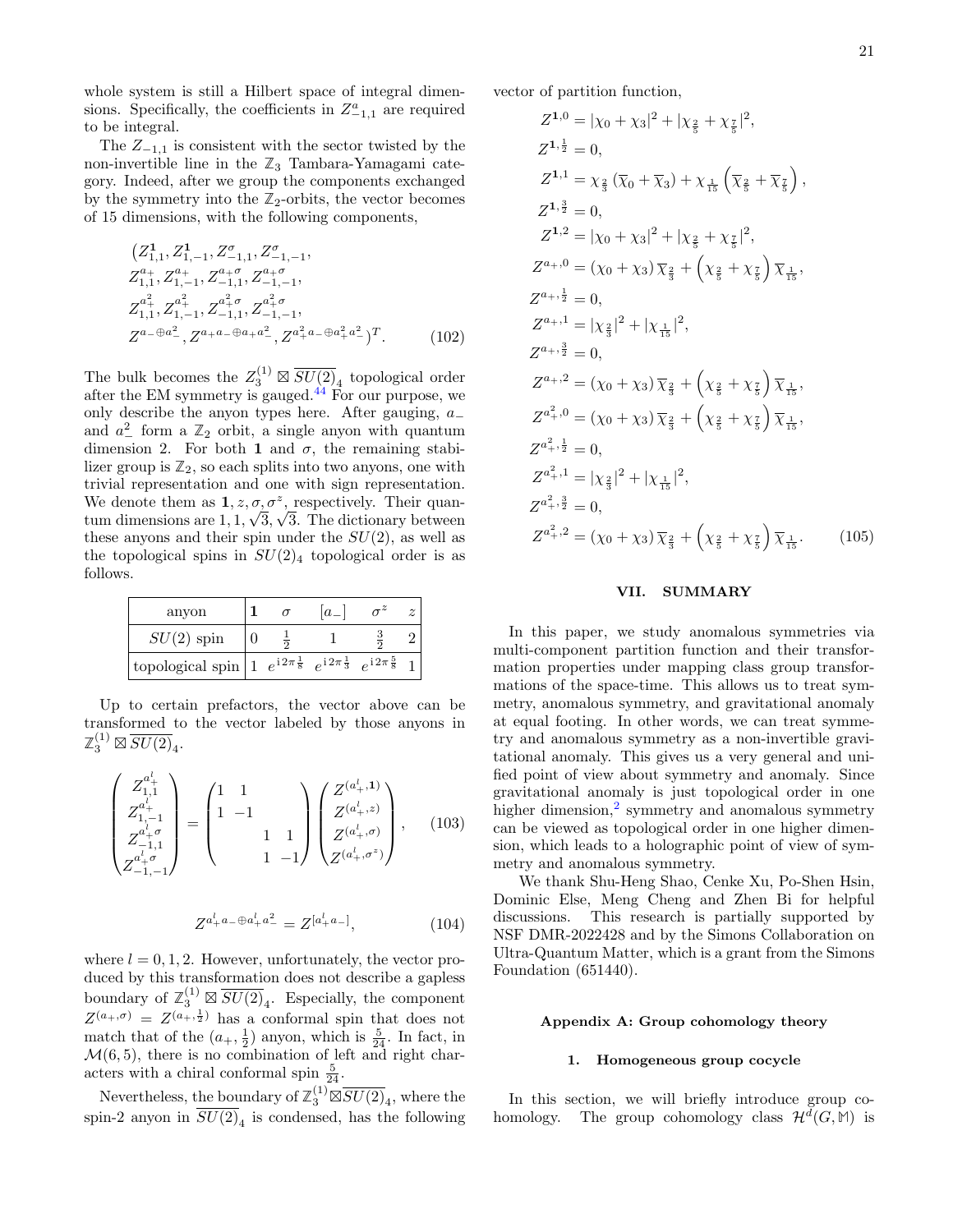whole system is still a Hilbert space of integral dimensions. Specifically, the coefficients in $Z^{a}_{-1,1}$ are required to be integral.

The $Z_{-1,1}$ is consistent with the sector twisted by the non-invertible line in the $\mathbb{Z}_3$ Tambara-Yamagami category. Indeed, after we group the components exchanged by the symmetry into the $\mathbb{Z}_2$-orbits, the vector becomes of 15 dimensions, with the following components,

$$
\begin{aligned}
&\big(Z^{\mathbf{1}}_{1,1}, Z^{\mathbf{1}}_{1,-1}, Z^{\sigma}_{-1,1}, Z^{\sigma}_{-1,-1},\\
&Z^{a_+}_{1,1}, Z^{a_+}_{1,-1}, Z^{a_+\sigma}_{-1,1}, Z^{a_+\sigma}_{-1,-1},\\
&Z^{a_+^2}_{1,1}, Z^{a_+^2}_{1,-1}, Z^{a_+^2\sigma}_{-1,1}, Z^{a_+^2\sigma}_{-1,-1},\\
&Z^{a_-\oplus a_-^2}, Z^{a_+a_-\oplus a_+a_-^2}, Z^{a_+^2a_-\oplus a_+^2a_-^2}\big)^T.
\end{aligned}
\tag{102}
$$

The bulk becomes the $Z_3^{(1)} \boxtimes \overline{SU(2)}_4$ topological order after the EM symmetry is gauged.[44] For our purpose, we only describe the anyon types here. After gauging, $a_-$ and $a_-^2$ form a $\mathbb{Z}_2$ orbit, a single anyon with quantum dimension 2. For both $\mathbf{1}$ and $\sigma$, the remaining stabilizer group is $\mathbb{Z}_2$, so each splits into two anyons, one with trivial representation and one with sign representation. We denote them as $\mathbf{1}, z, \sigma, \sigma^z$, respectively. Their quantum dimensions are $1, 1, \sqrt{3}, \sqrt{3}$. The dictionary between these anyons and their spin under the $SU(2)$, as well as the topological spins in $SU(2)_4$ topological order is as follows.

| anyon | $\mathbf{1}$ | $\sigma$ | $[a_-]$ | $\sigma^z$ | $z$ |
|---|---|---|---|---|---|
| $SU(2)$ spin | $0$ | $\frac{1}{2}$ | $1$ | $\frac{3}{2}$ | $2$ |
| topological spin | $1$ | $e^{\mathrm{i}2\pi\frac{1}{8}}$ | $e^{\mathrm{i}2\pi\frac{1}{3}}$ | $e^{\mathrm{i}2\pi\frac{5}{8}}$ | $1$ |

Up to certain prefactors, the vector above can be transformed to the vector labeled by those anyons in $\mathbb{Z}_3^{(1)} \boxtimes \overline{SU(2)}_4$.

$$
\begin{pmatrix} Z^{a_+^l}_{1,1} \\ Z^{a_+^l}_{1,-1} \\ Z^{a_+^l\sigma}_{-1,1} \\ Z^{a_+^l\sigma}_{-1,-1} \end{pmatrix}
=
\begin{pmatrix} 1 & 1 & & \\ 1 & -1 & & \\ & & 1 & 1 \\ & & 1 & -1 \end{pmatrix}
\begin{pmatrix} Z^{(a_+^l,\mathbf{1})} \\ Z^{(a_+^l,z)} \\ Z^{(a_+^l,\sigma)} \\ Z^{(a_+^l,\sigma^z)} \end{pmatrix},
\tag{103}
$$

$$
Z^{a_+^l a_- \oplus a_+^l a_-^2} = Z^{[a_+^l a_-]},
\tag{104}
$$

where $l = 0, 1, 2$. However, unfortunately, the vector produced by this transformation does not describe a gapless boundary of $\mathbb{Z}_3^{(1)} \boxtimes \overline{SU(2)}_4$. Especially, the component $Z^{(a_+,\sigma)} = Z^{(a_+,\frac{1}{2})}$ has a conformal spin that does not match that of the $(a_+, \frac{1}{2})$ anyon, which is $\frac{5}{24}$. In fact, in $\mathcal{M}(6,5)$, there is no combination of left and right characters with a chiral conformal spin $\frac{5}{24}$.

Nevertheless, the boundary of $\mathbb{Z}_3^{(1)} \boxtimes \overline{SU(2)}_4$, where the spin-2 anyon in $\overline{SU(2)}_4$ is condensed, has the following vector of partition function,

$$
\begin{aligned}
Z^{\mathbf{1},0} &= |\chi_0 + \chi_3|^2 + |\chi_{\frac{2}{5}} + \chi_{\frac{7}{5}}|^2,\\
Z^{\mathbf{1},\frac{1}{2}} &= 0,\\
Z^{\mathbf{1},1} &= \chi_{\frac{2}{3}}\left(\overline{\chi}_0 + \overline{\chi}_3\right) + \chi_{\frac{1}{15}}\left(\overline{\chi}_{\frac{2}{5}} + \overline{\chi}_{\frac{7}{5}}\right),\\
Z^{\mathbf{1},\frac{3}{2}} &= 0,\\
Z^{\mathbf{1},2} &= |\chi_0 + \chi_3|^2 + |\chi_{\frac{2}{5}} + \chi_{\frac{7}{5}}|^2,\\
Z^{a_+,0} &= \left(\chi_0 + \chi_3\right)\overline{\chi}_{\frac{2}{3}} + \left(\chi_{\frac{2}{5}} + \chi_{\frac{7}{5}}\right)\overline{\chi}_{\frac{1}{15}},\\
Z^{a_+,\frac{1}{2}} &= 0,\\
Z^{a_+,1} &= |\chi_{\frac{2}{3}}|^2 + |\chi_{\frac{1}{15}}|^2,\\
Z^{a_+,\frac{3}{2}} &= 0,\\
Z^{a_+,2} &= \left(\chi_0 + \chi_3\right)\overline{\chi}_{\frac{2}{3}} + \left(\chi_{\frac{2}{5}} + \chi_{\frac{7}{5}}\right)\overline{\chi}_{\frac{1}{15}},\\
Z^{a_+^2,0} &= \left(\chi_0 + \chi_3\right)\overline{\chi}_{\frac{2}{3}} + \left(\chi_{\frac{2}{5}} + \chi_{\frac{7}{5}}\right)\overline{\chi}_{\frac{1}{15}},\\
Z^{a_+^2,\frac{1}{2}} &= 0,\\
Z^{a_+^2,1} &= |\chi_{\frac{2}{3}}|^2 + |\chi_{\frac{1}{15}}|^2,\\
Z^{a_+^2,\frac{3}{2}} &= 0,\\
Z^{a_+^2,2} &= \left(\chi_0 + \chi_3\right)\overline{\chi}_{\frac{2}{3}} + \left(\chi_{\frac{2}{5}} + \chi_{\frac{7}{5}}\right)\overline{\chi}_{\frac{1}{15}}.
\end{aligned}
\tag{105}
$$

## VII. SUMMARY

In this paper, we study anomalous symmetries via multi-component partition function and their transformation properties under mapping class group transformations of the space-time. This allows us to treat symmetry, anomalous symmetry, and gravitational anomaly at equal footing. In other words, we can treat symmetry and anomalous symmetry as a non-invertible gravitational anomaly. This gives us a very general and unified point of view about symmetry and anomaly. Since gravitational anomaly is just topological order in one higher dimension,[2] symmetry and anomalous symmetry can be viewed as topological order in one higher dimension, which leads to a holographic point of view of symmetry and anomalous symmetry.

We thank Shu-Heng Shao, Cenke Xu, Po-Shen Hsin, Dominic Else, Meng Cheng and Zhen Bi for helpful discussions. This research is partially supported by NSF DMR-2022428 and by the Simons Collaboration on Ultra-Quantum Matter, which is a grant from the Simons Foundation (651440).

## Appendix A: Group cohomology theory

### 1. Homogeneous group cocycle

In this section, we will briefly introduce group cohomology. The group cohomology class $\mathcal{H}^d(G, \mathbb{M})$ is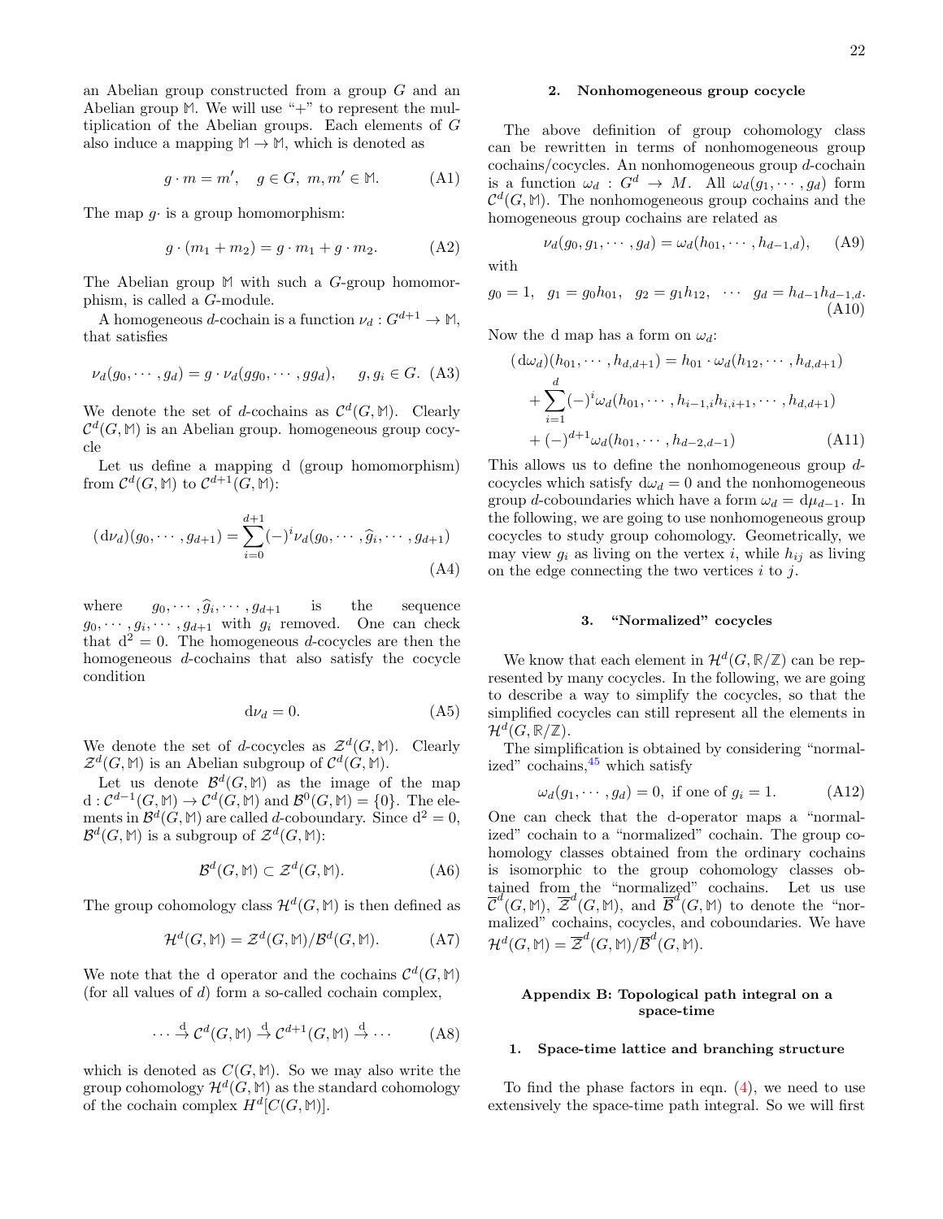an Abelian group constructed from a group $G$ and an Abelian group $\mathbb{M}$. We will use "+" to represent the multiplication of the Abelian groups. Each elements of $G$ also induce a mapping $\mathbb{M} \to \mathbb{M}$, which is denoted as

$$g \cdot m = m', \quad g \in G, \ m, m' \in \mathbb{M}. \tag{A1}$$

The map $g\cdot$ is a group homomorphism:

$$g \cdot (m_1 + m_2) = g \cdot m_1 + g \cdot m_2. \tag{A2}$$

The Abelian group $\mathbb{M}$ with such a $G$-group homomorphism, is called a $G$-module.

A homogeneous $d$-cochain is a function $\nu_d : G^{d+1} \to \mathbb{M}$, that satisfies

$$\nu_d(g_0, \cdots, g_d) = g \cdot \nu_d(gg_0, \cdots, gg_d), \quad g, g_i \in G. \tag{A3}$$

We denote the set of $d$-cochains as $\mathcal{C}^d(G, \mathbb{M})$. Clearly $\mathcal{C}^d(G, \mathbb{M})$ is an Abelian group. homogeneous group cocycle

Let us define a mapping d (group homomorphism) from $\mathcal{C}^d(G, \mathbb{M})$ to $\mathcal{C}^{d+1}(G, \mathbb{M})$:

$$(\mathrm{d}\nu_d)(g_0, \cdots, g_{d+1}) = \sum_{i=0}^{d+1} (-)^i \nu_d(g_0, \cdots, \widehat{g}_i, \cdots, g_{d+1}) \tag{A4}$$

where $g_0, \cdots, \widehat{g}_i, \cdots, g_{d+1}$ is the sequence $g_0, \cdots, g_i, \cdots, g_{d+1}$ with $g_i$ removed. One can check that $\mathrm{d}^2 = 0$. The homogeneous $d$-cocycles are then the homogeneous $d$-cochains that also satisfy the cocycle condition

$$\mathrm{d}\nu_d = 0. \tag{A5}$$

We denote the set of $d$-cocycles as $\mathcal{Z}^d(G, \mathbb{M})$. Clearly $\mathcal{Z}^d(G, \mathbb{M})$ is an Abelian subgroup of $\mathcal{C}^d(G, \mathbb{M})$.

Let us denote $\mathcal{B}^d(G, \mathbb{M})$ as the image of the map $\mathrm{d} : \mathcal{C}^{d-1}(G, \mathbb{M}) \to \mathcal{C}^d(G, \mathbb{M})$ and $\mathcal{B}^0(G, \mathbb{M}) = \{0\}$. The elements in $\mathcal{B}^d(G, \mathbb{M})$ are called $d$-coboundary. Since $\mathrm{d}^2 = 0$, $\mathcal{B}^d(G, \mathbb{M})$ is a subgroup of $\mathcal{Z}^d(G, \mathbb{M})$:

$$\mathcal{B}^d(G, \mathbb{M}) \subset \mathcal{Z}^d(G, \mathbb{M}). \tag{A6}$$

The group cohomology class $\mathcal{H}^d(G, \mathbb{M})$ is then defined as

$$\mathcal{H}^d(G, \mathbb{M}) = \mathcal{Z}^d(G, \mathbb{M}) / \mathcal{B}^d(G, \mathbb{M}). \tag{A7}$$

We note that the d operator and the cochains $\mathcal{C}^d(G, \mathbb{M})$ (for all values of $d$) form a so-called cochain complex,

$$\cdots \xrightarrow{\mathrm{d}} \mathcal{C}^d(G, \mathbb{M}) \xrightarrow{\mathrm{d}} \mathcal{C}^{d+1}(G, \mathbb{M}) \xrightarrow{\mathrm{d}} \cdots \tag{A8}$$

which is denoted as $C(G, \mathbb{M})$. So we may also write the group cohomology $\mathcal{H}^d(G, \mathbb{M})$ as the standard cohomology of the cochain complex $H^d[C(G, \mathbb{M})]$.

### 2. Nonhomogeneous group cocycle

The above definition of group cohomology class can be rewritten in terms of nonhomogeneous group cochains/cocycles. An nonhomogeneous group $d$-cochain is a function $\omega_d : G^d \to M$. All $\omega_d(g_1, \cdots, g_d)$ form $\mathcal{C}^d(G, \mathbb{M})$. The nonhomogeneous group cochains and the homogeneous group cochains are related as

$$\nu_d(g_0, g_1, \cdots, g_d) = \omega_d(h_{01}, \cdots, h_{d-1,d}), \tag{A9}$$

with

$$g_0 = 1, \quad g_1 = g_0 h_{01}, \quad g_2 = g_1 h_{12}, \quad \cdots \quad g_d = h_{d-1} h_{d-1,d}. \tag{A10}$$

Now the d map has a form on $\omega_d$:

$$\begin{aligned}
(\mathrm{d}\omega_d)(h_{01}, \cdots, h_{d,d+1}) &= h_{01} \cdot \omega_d(h_{12}, \cdots, h_{d,d+1}) \\
&+ \sum_{i=1}^{d} (-)^i \omega_d(h_{01}, \cdots, h_{i-1,i} h_{i,i+1}, \cdots, h_{d,d+1}) \\
&+ (-)^{d+1} \omega_d(h_{01}, \cdots, h_{d-2,d-1})
\end{aligned} \tag{A11}$$

This allows us to define the nonhomogeneous group $d$-cocycles which satisfy $\mathrm{d}\omega_d = 0$ and the nonhomogeneous group $d$-coboundaries which have a form $\omega_d = \mathrm{d}\mu_{d-1}$. In the following, we are going to use nonhomogeneous group cocycles to study group cohomology. Geometrically, we may view $g_i$ as living on the vertex $i$, while $h_{ij}$ as living on the edge connecting the two vertices $i$ to $j$.

### 3. "Normalized" cocycles

We know that each element in $\mathcal{H}^d(G, \mathbb{R}/\mathbb{Z})$ can be represented by many cocycles. In the following, we are going to describe a way to simplify the cocycles, so that the simplified cocycles can still represent all the elements in $\mathcal{H}^d(G, \mathbb{R}/\mathbb{Z})$.

The simplification is obtained by considering "normalized" cochains,[45] which satisfy

$$\omega_d(g_1, \cdots, g_d) = 0, \text{ if one of } g_i = 1. \tag{A12}$$

One can check that the d-operator maps a "normalized" cochain to a "normalized" cochain. The group cohomology classes obtained from the ordinary cochains is isomorphic to the group cohomology classes obtained from the "normalized" cochains. Let us use $\overline{\mathcal{C}}^d(G, \mathbb{M})$, $\overline{\mathcal{Z}}^d(G, \mathbb{M})$, and $\overline{\mathcal{B}}^d(G, \mathbb{M})$ to denote the "normalized" cochains, cocycles, and coboundaries. We have $\mathcal{H}^d(G, \mathbb{M}) = \overline{\mathcal{Z}}^d(G, \mathbb{M}) / \overline{\mathcal{B}}^d(G, \mathbb{M})$.

## Appendix B: Topological path integral on a space-time

### 1. Space-time lattice and branching structure

To find the phase factors in eqn. (4), we need to use extensively the space-time path integral. So we will first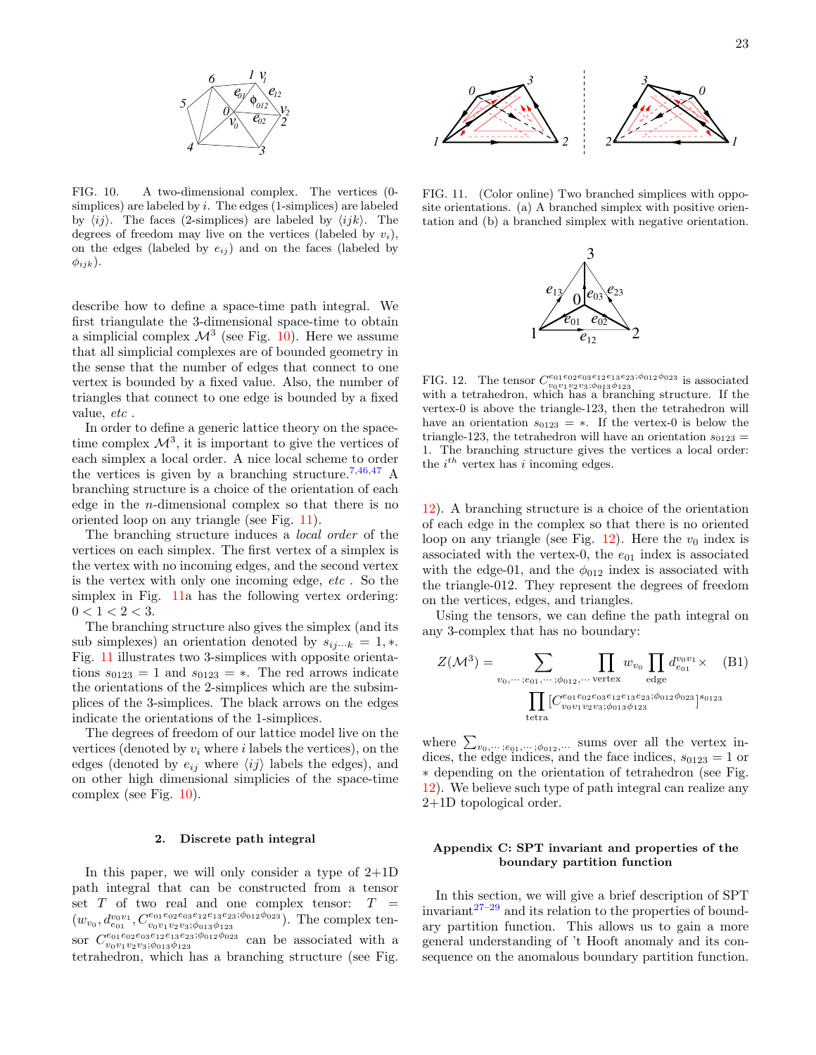FIG. 10. A two-dimensional complex. The vertices (0-simplices) are labeled by $i$. The edges (1-simplices) are labeled by $\langle ij \rangle$. The faces (2-simplices) are labeled by $\langle ijk \rangle$. The degrees of freedom may live on the vertices (labeled by $v_i$), on the edges (labeled by $e_{ij}$) and on the faces (labeled by $\phi_{ijk}$).

describe how to define a space-time path integral. We first triangulate the 3-dimensional space-time to obtain a simplicial complex $\mathcal{M}^3$ (see Fig. 10). Here we assume that all simplicial complexes are of bounded geometry in the sense that the number of edges that connect to one vertex is bounded by a fixed value. Also, the number of triangles that connect to one edge is bounded by a fixed value, *etc* .

In order to define a generic lattice theory on the space-time complex $\mathcal{M}^3$, it is important to give the vertices of each simplex a local order. A nice local scheme to order the vertices is given by a branching structure.[7,46,47] A branching structure is a choice of the orientation of each edge in the $n$-dimensional complex so that there is no oriented loop on any triangle (see Fig. 11).

The branching structure induces a *local order* of the vertices on each simplex. The first vertex of a simplex is the vertex with no incoming edges, and the second vertex is the vertex with only one incoming edge, *etc* . So the simplex in Fig. 11a has the following vertex ordering: $0 < 1 < 2 < 3$.

The branching structure also gives the simplex (and its sub simplexes) an orientation denoted by $s_{ij\cdots k} = 1, *$. Fig. 11 illustrates two 3-simplices with opposite orientations $s_{0123} = 1$ and $s_{0123} = *$. The red arrows indicate the orientations of the 2-simplices which are the subsimplices of the 3-simplices. The black arrows on the edges indicate the orientations of the 1-simplices.

The degrees of freedom of our lattice model live on the vertices (denoted by $v_i$ where $i$ labels the vertices), on the edges (denoted by $e_{ij}$ where $\langle ij \rangle$ labels the edges), and on other high dimensional simplicies of the space-time complex (see Fig. 10).

### 2. Discrete path integral

In this paper, we will only consider a type of 2+1D path integral that can be constructed from a tensor set $T$ of two real and one complex tensor: $T = (w_{v_0}, d_{e_{01}}^{v_0 v_1}, C^{e_{01}e_{02}e_{03}e_{12}e_{13}e_{23};\phi_{012}\phi_{023}}_{v_0 v_1 v_2 v_3;\phi_{013}\phi_{123}})$. The complex tensor $C^{e_{01}e_{02}e_{03}e_{12}e_{13}e_{23};\phi_{012}\phi_{023}}_{v_0 v_1 v_2 v_3;\phi_{013}\phi_{123}}$ can be associated with a tetrahedron, which has a branching structure (see Fig. 12). A branching structure is a choice of the orientation of each edge in the complex so that there is no oriented loop on any triangle (see Fig. 12). Here the $v_0$ index is associated with the vertex-0, the $e_{01}$ index is associated with the edge-01, and the $\phi_{012}$ index is associated with the triangle-012. They represent the degrees of freedom on the vertices, edges, and triangles.

FIG. 11. (Color online) Two branched simplices with opposite orientations. (a) A branched simplex with positive orientation and (b) a branched simplex with negative orientation.

FIG. 12. The tensor $C^{e_{01}e_{02}e_{03}e_{12}e_{13}e_{23};\phi_{012}\phi_{023}}_{v_0 v_1 v_2 v_3;\phi_{013}\phi_{123}}$ is associated with a tetrahedron, which has a branching structure. If the vertex-0 is above the triangle-123, then the tetrahedron will have an orientation $s_{0123} = *$. If the vertex-0 is below the triangle-123, the tetrahedron will have an orientation $s_{0123} = 1$. The branching structure gives the vertices a local order: the $i^{th}$ vertex has $i$ incoming edges.

Using the tensors, we can define the path integral on any 3-complex that has no boundary:

$$Z(\mathcal{M}^3) = \sum_{v_0,\cdots;e_{01},\cdots;\phi_{012},\cdots} \prod_{\text{vertex}} w_{v_0} \prod_{\text{edge}} d_{e_{01}}^{v_0 v_1} \times \prod_{\text{tetra}} [C^{e_{01}e_{02}e_{03}e_{12}e_{13}e_{23};\phi_{012}\phi_{023}}_{v_0 v_1 v_2 v_3;\phi_{013}\phi_{123}}]^{s_{0123}} \tag{B1}$$

where $\sum_{v_0,\cdots;e_{01},\cdots;\phi_{012},\cdots}$ sums over all the vertex indices, the edge indices, and the face indices, $s_{0123} = 1$ or $*$ depending on the orientation of tetrahedron (see Fig. 12). We believe such type of path integral can realize any 2+1D topological order.

## Appendix C: SPT invariant and properties of the boundary partition function

In this section, we will give a brief description of SPT invariant[27–29] and its relation to the properties of boundary partition function. This allows us to gain a more general understanding of 't Hooft anomaly and its consequence on the anomalous boundary partition function.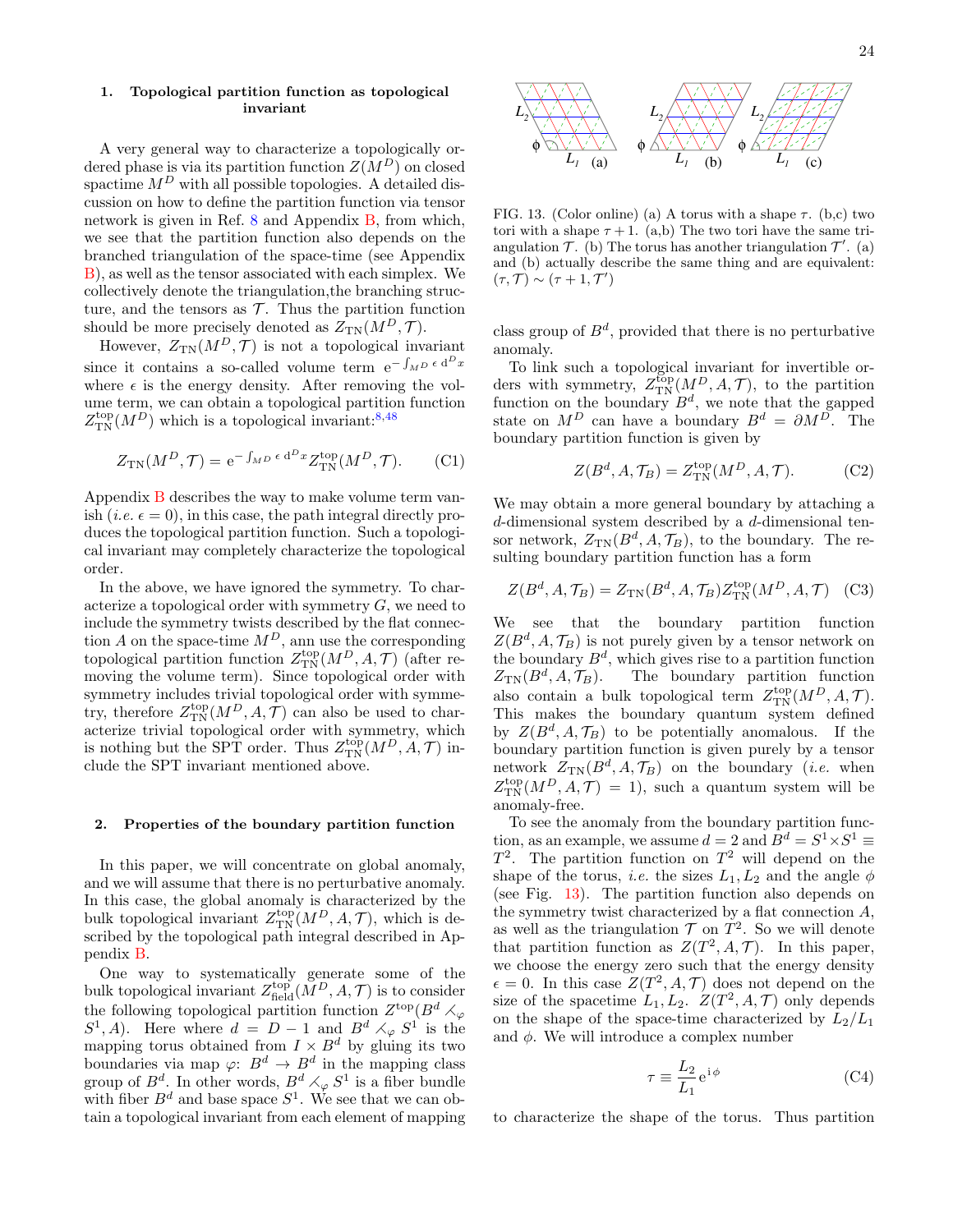### 1. Topological partition function as topological invariant

A very general way to characterize a topologically ordered phase is via its partition function $Z(M^D)$ on closed spacetime $M^D$ with all possible topologies. A detailed discussion on how to define the partition function via tensor network is given in Ref. 8 and Appendix B, from which, we see that the partition function also depends on the branched triangulation of the space-time (see Appendix B), as well as the tensor associated with each simplex. We collectively denote the triangulation,the branching structure, and the tensors as $\mathcal{T}$. Thus the partition function should be more precisely denoted as $Z_{\text{TN}}(M^D, \mathcal{T})$.

However, $Z_{\text{TN}}(M^D, \mathcal{T})$ is not a topological invariant since it contains a so-called volume term $\mathrm{e}^{-\int_{M^D} \epsilon \, \mathrm{d}^D x}$ where $\epsilon$ is the energy density. After removing the volume term, we can obtain a topological partition function $Z^{\text{top}}_{\text{TN}}(M^D)$ which is a topological invariant:[8,48]

$$Z_{\text{TN}}(M^D, \mathcal{T}) = \mathrm{e}^{-\int_{M^D} \epsilon \, \mathrm{d}^D x} Z^{\text{top}}_{\text{TN}}(M^D, \mathcal{T}). \tag{C1}$$

Appendix B describes the way to make volume term vanish (*i.e.* $\epsilon = 0$), in this case, the path integral directly produces the topological partition function. Such a topological invariant may completely characterize the topological order.

In the above, we have ignored the symmetry. To characterize a topological order with symmetry $G$, we need to include the symmetry twists described by the flat connection $A$ on the space-time $M^D$, ann use the corresponding topological partition function $Z^{\text{top}}_{\text{TN}}(M^D, A, \mathcal{T})$ (after removing the volume term). Since topological order with symmetry includes trivial topological order with symmetry, therefore $Z^{\text{top}}_{\text{TN}}(M^D, A, \mathcal{T})$ can also be used to characterize trivial topological order with symmetry, which is nothing but the SPT order. Thus $Z^{\text{top}}_{\text{TN}}(M^D, A, \mathcal{T})$ include the SPT invariant mentioned above.

### 2. Properties of the boundary partition function

In this paper, we will concentrate on global anomaly, and we will assume that there is no perturbative anomaly. In this case, the global anomaly is characterized by the bulk topological invariant $Z^{\text{top}}_{\text{TN}}(M^D, A, \mathcal{T})$, which is described by the topological path integral described in Appendix B.

One way to systematically generate some of the bulk topological invariant $Z^{\text{top}}_{\text{field}}(M^D, A, \mathcal{T})$ is to consider the following topological partition function $Z^{\text{top}}(B^d \leftthreetimes_\varphi S^1, A)$. Here where $d = D - 1$ and $B^d \leftthreetimes_\varphi S^1$ is the mapping torus obtained from $I \times B^d$ by gluing its two boundaries via map $\varphi$: $B^d \to B^d$ in the mapping class group of $B^d$. In other words, $B^d \leftthreetimes_\varphi S^1$ is a fiber bundle with fiber $B^d$ and base space $S^1$. We see that we can obtain a topological invariant from each element of mapping class group of $B^d$, provided that there is no perturbative anomaly.

FIG. 13. (Color online) (a) A torus with a shape $\tau$. (b,c) two tori with a shape $\tau + 1$. (a,b) The two tori have the same triangulation $\mathcal{T}$. (b) The torus has another triangulation $\mathcal{T}'$. (a) and (b) actually describe the same thing and are equivalent: $(\tau, \mathcal{T}) \sim (\tau + 1, \mathcal{T}')$

To link such a topological invariant for invertible orders with symmetry, $Z^{\text{top}}_{\text{TN}}(M^D, A, \mathcal{T})$, to the partition function on the boundary $B^d$, we note that the gapped state on $M^D$ can have a boundary $B^d = \partial M^D$. The boundary partition function is given by

$$Z(B^d, A, \mathcal{T}_B) = Z^{\text{top}}_{\text{TN}}(M^D, A, \mathcal{T}). \tag{C2}$$

We may obtain a more general boundary by attaching a $d$-dimensional system described by a $d$-dimensional tensor network, $Z_{\text{TN}}(B^d, A, \mathcal{T}_B)$, to the boundary. The resulting boundary partition function has a form

$$Z(B^d, A, \mathcal{T}_B) = Z_{\text{TN}}(B^d, A, \mathcal{T}_B) Z^{\text{top}}_{\text{TN}}(M^D, A, \mathcal{T}) \tag{C3}$$

We see that the boundary partition function $Z(B^d, A, \mathcal{T}_B)$ is not purely given by a tensor network on the boundary $B^d$, which gives rise to a partition function $Z_{\text{TN}}(B^d, A, \mathcal{T}_B)$. The boundary partition function also contain a bulk topological term $Z^{\text{top}}_{\text{TN}}(M^D, A, \mathcal{T})$. This makes the boundary quantum system defined by $Z(B^d, A, \mathcal{T}_B)$ to be potentially anomalous. If the boundary partition function is given purely by a tensor network $Z_{\text{TN}}(B^d, A, \mathcal{T}_B)$ on the boundary (*i.e.* when $Z^{\text{top}}_{\text{TN}}(M^D, A, \mathcal{T}) = 1$), such a quantum system will be anomaly-free.

To see the anomaly from the boundary partition function, as an example, we assume $d = 2$ and $B^d = S^1 \times S^1 \equiv T^2$. The partition function on $T^2$ will depend on the shape of the torus, *i.e.* the sizes $L_1, L_2$ and the angle $\phi$ (see Fig. 13). The partition function also depends on the symmetry twist characterized by a flat connection $A$, as well as the triangulation $\mathcal{T}$ on $T^2$. So we will denote that partition function as $Z(T^2, A, \mathcal{T})$. In this paper, we choose the energy zero such that the energy density $\epsilon = 0$. In this case $Z(T^2, A, \mathcal{T})$ does not depend on the size of the spacetime $L_1, L_2$. $Z(T^2, A, \mathcal{T})$ only depends on the shape of the space-time characterized by $L_2/L_1$ and $\phi$. We will introduce a complex number

$$\tau \equiv \frac{L_2}{L_1} \mathrm{e}^{\mathrm{i}\,\phi} \tag{C4}$$

to characterize the shape of the torus. Thus partition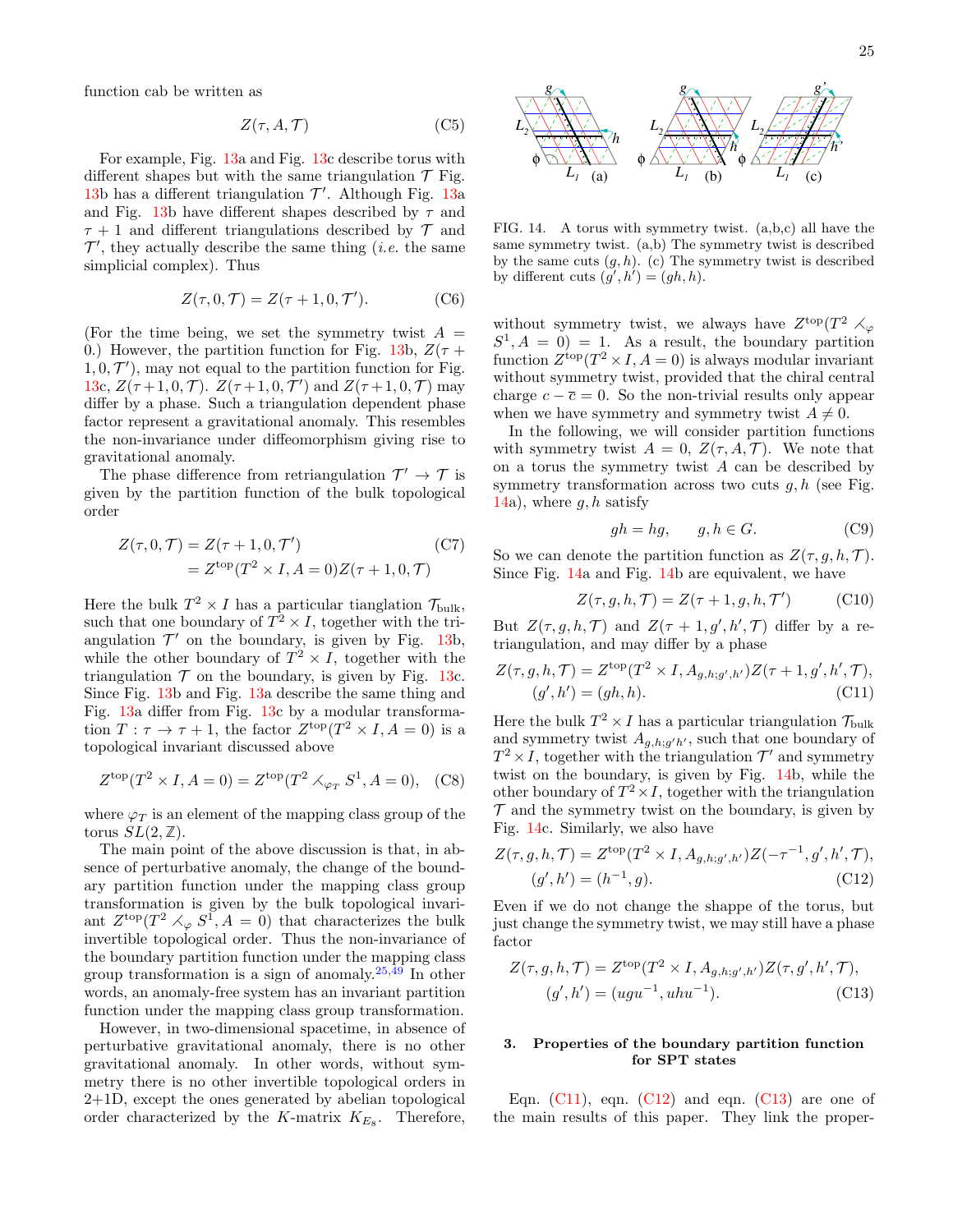function cab be written as

$$Z(\tau, A, \mathcal{T}) \tag{C5}$$

For example, Fig. 13a and Fig. 13c describe torus with different shapes but with the same triangulation $\mathcal{T}$ Fig. 13b has a different triangulation $\mathcal{T}'$. Although Fig. 13a and Fig. 13b have different shapes described by $\tau$ and $\tau+1$ and different triangulations described by $\mathcal{T}$ and $\mathcal{T}'$, they actually describe the same thing (*i.e.* the same simplicial complex). Thus

$$Z(\tau, 0, \mathcal{T}) = Z(\tau+1, 0, \mathcal{T}'). \tag{C6}$$

(For the time being, we set the symmetry twist $A = 0$.) However, the partition function for Fig. 13b, $Z(\tau+1, 0, \mathcal{T}')$, may not equal to the partition function for Fig. 13c, $Z(\tau+1, 0, \mathcal{T})$. $Z(\tau+1, 0, \mathcal{T}')$ and $Z(\tau+1, 0, \mathcal{T})$ may differ by a phase. Such a triangulation dependent phase factor represent a gravitational anomaly. This resembles the non-invariance under diffeomorphism giving rise to gravitational anomaly.

The phase difference from retriangulation $\mathcal{T}' \to \mathcal{T}$ is given by the partition function of the bulk topological order

$$\begin{aligned} Z(\tau, 0, \mathcal{T}) &= Z(\tau+1, 0, \mathcal{T}') \\ &= Z^{\text{top}}(T^2 \times I, A=0) Z(\tau+1, 0, \mathcal{T}) \end{aligned} \tag{C7}$$

Here the bulk $T^2 \times I$ has a particular tianglation $\mathcal{T}_{\text{bulk}}$, such that one boundary of $T^2 \times I$, together with the triangulation $\mathcal{T}'$ on the boundary, is given by Fig. 13b, while the other boundary of $T^2 \times I$, together with the triangulation $\mathcal{T}$ on the boundary, is given by Fig. 13c. Since Fig. 13b and Fig. 13a describe the same thing and Fig. 13a differ from Fig. 13c by a modular transformation $T : \tau \to \tau + 1$, the factor $Z^{\text{top}}(T^2 \times I, A = 0)$ is a topological invariant discussed above

$$Z^{\text{top}}(T^2 \times I, A=0) = Z^{\text{top}}(T^2 \rtimes_{\varphi_T} S^1, A=0), \tag{C8}$$

where $\varphi_T$ is an element of the mapping class group of the torus $SL(2,\mathbb{Z})$.

The main point of the above discussion is that, in absence of perturbative anomaly, the change of the boundary partition function under the mapping class group transformation is given by the bulk topological invariant $Z^{\text{top}}(T^2 \rtimes_\varphi S^1, A = 0)$ that characterizes the bulk invertible topological order. Thus the non-invariance of the boundary partition function under the mapping class group transformation is a sign of anomaly.[25,49] In other words, an anomaly-free system has an invariant partition function under the mapping class group transformation.

However, in two-dimensional spacetime, in absence of perturbative gravitational anomaly, there is no other gravitational anomaly. In other words, without symmetry there is no other invertible topological orders in 2+1D, except the ones generated by abelian topological order characterized by the $K$-matrix $K_{E_8}$. Therefore, without symmetry twist, we always have $Z^{\text{top}}(T^2 \rtimes_\varphi S^1, A = 0) = 1$. As a result, the boundary partition function $Z^{\text{top}}(T^2 \times I, A = 0)$ is always modular invariant without symmetry twist, provided that the chiral central charge $c - \bar{c} = 0$. So the non-trivial results only appear when we have symmetry and symmetry twist $A \neq 0$.

FIG. 14. A torus with symmetry twist. (a,b,c) all have the same symmetry twist. (a,b) The symmetry twist is described by the same cuts $(g, h)$. (c) The symmetry twist is described by different cuts $(g', h') = (gh, h)$.

In the following, we will consider partition functions with symmetry twist $A = 0$, $Z(\tau, A, \mathcal{T})$. We note that on a torus the symmetry twist $A$ can be described by symmetry transformation across two cuts $g, h$ (see Fig. 14a), where $g, h$ satisfy

$$gh = hg, \qquad g, h \in G. \tag{C9}$$

So we can denote the partition function as $Z(\tau, g, h, \mathcal{T})$. Since Fig. 14a and Fig. 14b are equivalent, we have

$$Z(\tau, g, h, \mathcal{T}) = Z(\tau+1, g, h, \mathcal{T}') \tag{C10}$$

But $Z(\tau, g, h, \mathcal{T})$ and $Z(\tau + 1, g', h', \mathcal{T})$ differ by a retriangulation, and may differ by a phase

$$\begin{aligned} Z(\tau, g, h, \mathcal{T}) &= Z^{\text{top}}(T^2 \times I, A_{g,h;g',h'}) Z(\tau+1, g', h', \mathcal{T}), \\ (g', h') &= (gh, h). \end{aligned} \tag{C11}$$

Here the bulk $T^2 \times I$ has a particular triangulation $\mathcal{T}_{\text{bulk}}$ and symmetry twist $A_{g,h;g'h'}$, such that one boundary of $T^2 \times I$, together with the triangulation $\mathcal{T}'$ and symmetry twist on the boundary, is given by Fig. 14b, while the other boundary of $T^2 \times I$, together with the triangulation $\mathcal{T}$ and the symmetry twist on the boundary, is given by Fig. 14c. Similarly, we also have

$$\begin{aligned} Z(\tau, g, h, \mathcal{T}) &= Z^{\text{top}}(T^2 \times I, A_{g,h;g',h'}) Z(-\tau^{-1}, g', h', \mathcal{T}), \\ (g', h') &= (h^{-1}, g). \end{aligned} \tag{C12}$$

Even if we do not change the shappe of the torus, but just change the symmetry twist, we may still have a phase factor

$$\begin{aligned} Z(\tau, g, h, \mathcal{T}) &= Z^{\text{top}}(T^2 \times I, A_{g,h;g',h'}) Z(\tau, g', h', \mathcal{T}), \\ (g', h') &= (ugu^{-1}, uhu^{-1}). \end{aligned} \tag{C13}$$

### 3. Properties of the boundary partition function for SPT states

Eqn. (C11), eqn. (C12) and eqn. (C13) are one of the main results of this paper. They link the proper-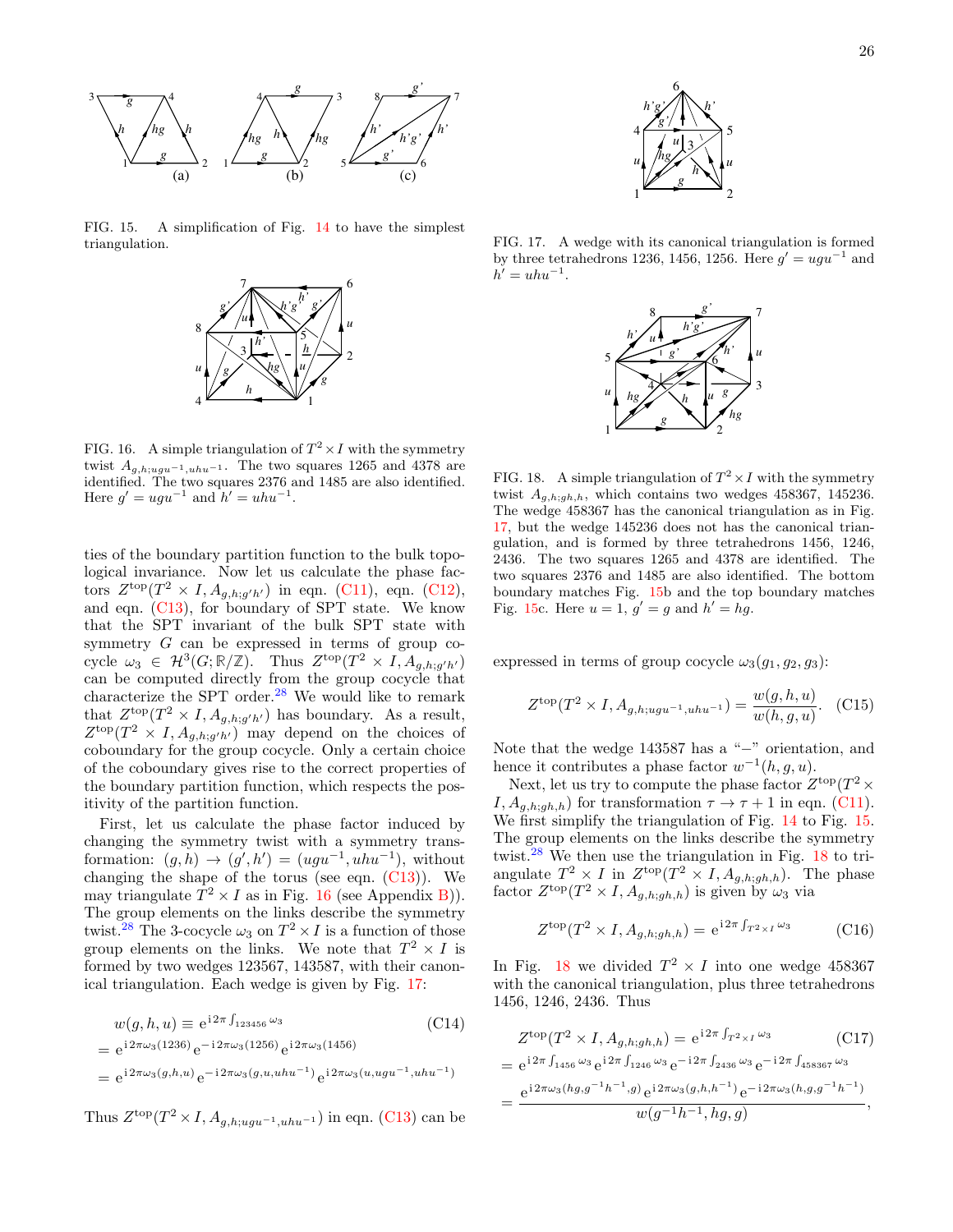FIG. 15. A simplification of Fig. 14 to have the simplest triangulation.

FIG. 16. A simple triangulation of $T^2\times I$ with the symmetry twist $A_{g,h;ugu^{-1},uhu^{-1}}$. The two squares 1265 and 4378 are identified. The two squares 2376 and 1485 are also identified. Here $g'=ugu^{-1}$ and $h'=uhu^{-1}$.

ties of the boundary partition function to the bulk topological invariance. Now let us calculate the phase factors $Z^{\text{top}}(T^2\times I, A_{g,h;g'h'})$ in eqn. (C11), eqn. (C12), and eqn. (C13), for boundary of SPT state. We know that the SPT invariant of the bulk SPT state with symmetry $G$ can be expressed in terms of group cocycle $\omega_3 \in \mathcal{H}^3(G;\mathbb{R}/\mathbb{Z})$. Thus $Z^{\text{top}}(T^2\times I, A_{g,h;g'h'})$ can be computed directly from the group cocycle that characterize the SPT order.[28] We would like to remark that $Z^{\text{top}}(T^2\times I, A_{g,h;g'h'})$ has boundary. As a result, $Z^{\text{top}}(T^2\times I, A_{g,h;g'h'})$ may depend on the choices of coboundary for the group cocycle. Only a certain choice of the coboundary gives rise to the correct properties of the boundary partition function, which respects the positivity of the partition function.

First, let us calculate the phase factor induced by changing the symmetry twist with a symmetry transformation: $(g,h)\to(g',h')=(ugu^{-1},uhu^{-1})$, without changing the shape of the torus (see eqn. (C13)). We may triangulate $T^2\times I$ as in Fig. 16 (see Appendix B)). The group elements on the links describe the symmetry twist.[28] The 3-cocycle $\omega_3$ on $T^2\times I$ is a function of those group elements on the links. We note that $T^2\times I$ is formed by two wedges 123567, 143587, with their canonical triangulation. Each wedge is given by Fig. 17:

$$
\begin{aligned}
&w(g,h,u) \equiv \mathrm{e}^{\mathrm{i}2\pi\int_{123456}\omega_3} \qquad\qquad (C14)\\
&= \mathrm{e}^{\mathrm{i}2\pi\omega_3(1236)}\mathrm{e}^{-\mathrm{i}2\pi\omega_3(1256)}\mathrm{e}^{\mathrm{i}2\pi\omega_3(1456)}\\
&= \mathrm{e}^{\mathrm{i}2\pi\omega_3(g,h,u)}\mathrm{e}^{-\mathrm{i}2\pi\omega_3(g,u,uhu^{-1})}\mathrm{e}^{\mathrm{i}2\pi\omega_3(u,ugu^{-1},uhu^{-1})}
\end{aligned}
$$

Thus $Z^{\text{top}}(T^2\times I, A_{g,h;ugu^{-1},uhu^{-1}})$ in eqn. (C13) can be expressed in terms of group cocycle $\omega_3(g_1,g_2,g_3)$:

$$
Z^{\text{top}}(T^2\times I, A_{g,h;ugu^{-1},uhu^{-1}}) = \frac{w(g,h,u)}{w(h,g,u)}. \qquad (C15)
$$

Note that the wedge 143587 has a "$-$" orientation, and hence it contributes a phase factor $w^{-1}(h,g,u)$.

Next, let us try to compute the phase factor $Z^{\text{top}}(T^2\times I, A_{g,h;gh,h})$ for transformation $\tau\to\tau+1$ in eqn. (C11). We first simplify the triangulation of Fig. 14 to Fig. 15. The group elements on the links describe the symmetry twist.[28] We then use the triangulation in Fig. 18 to triangulate $T^2\times I$ in $Z^{\text{top}}(T^2\times I, A_{g,h;gh,h})$. The phase factor $Z^{\text{top}}(T^2\times I, A_{g,h;gh,h})$ is given by $\omega_3$ via

$$
Z^{\text{top}}(T^2\times I, A_{g,h;gh,h}) = \mathrm{e}^{\mathrm{i}2\pi\int_{T^2\times I}\omega_3} \qquad (C16)
$$

In Fig. 18 we divided $T^2\times I$ into one wedge 458367 with the canonical triangulation, plus three tetrahedrons 1456, 1246, 2436. Thus

$$
\begin{aligned}
&Z^{\text{top}}(T^2\times I, A_{g,h;gh,h}) = \mathrm{e}^{\mathrm{i}2\pi\int_{T^2\times I}\omega_3} \qquad (C17)\\
&= \mathrm{e}^{\mathrm{i}2\pi\int_{1456}\omega_3}\mathrm{e}^{\mathrm{i}2\pi\int_{1246}\omega_3}\mathrm{e}^{-\mathrm{i}2\pi\int_{2436}\omega_3}\mathrm{e}^{-\mathrm{i}2\pi\int_{458367}\omega_3}\\
&= \frac{\mathrm{e}^{\mathrm{i}2\pi\omega_3(hg,g^{-1}h^{-1},g)}\mathrm{e}^{\mathrm{i}2\pi\omega_3(g,h,h^{-1})}\mathrm{e}^{-\mathrm{i}2\pi\omega_3(h,g,g^{-1}h^{-1})}}{w(g^{-1}h^{-1},hg,g)},
\end{aligned}
$$

FIG. 17. A wedge with its canonical triangulation is formed by three tetrahedrons 1236, 1456, 1256. Here $g'=ugu^{-1}$ and $h'=uhu^{-1}$.

FIG. 18. A simple triangulation of $T^2\times I$ with the symmetry twist $A_{g,h;gh,h}$, which contains two wedges 458367, 145236. The wedge 458367 has the canonical triangulation as in Fig. 17, but the wedge 145236 does not has the canonical triangulation, and is formed by three tetrahedrons 1456, 1246, 2436. The two squares 1265 and 4378 are identified. The two squares 2376 and 1485 are also identified. The bottom boundary matches Fig. 15b and the top boundary matches Fig. 15c. Here $u=1$, $g'=g$ and $h'=hg$.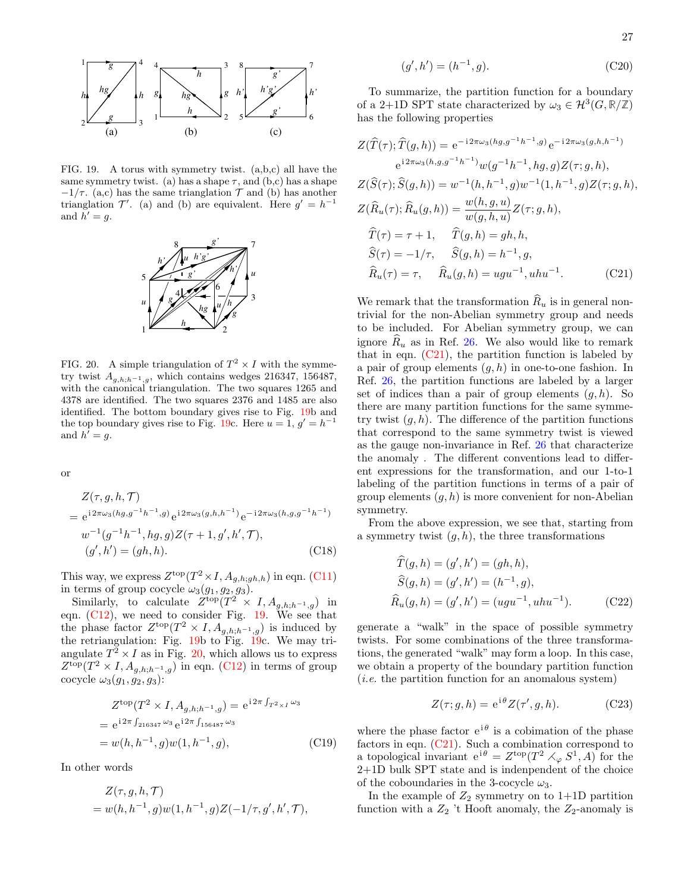FIG. 19. A torus with symmetry twist. (a,b,c) all have the same symmetry twist. (a) has a shape $\tau$, and (b,c) has a shape $-1/\tau$. (a,c) has the same trianglation $\mathcal{T}$ and (b) has another trianglation $\mathcal{T}'$. (a) and (b) are equivalent. Here $g' = h^{-1}$ and $h' = g$.

FIG. 20. A simple triangulation of $T^2 \times I$ with the symmetry twist $A_{g,h;h^{-1},g}$, which contains wedges 216347, 156487, with the canonical triangulation. The two squares 1265 and 4378 are identified. The two squares 2376 and 1485 are also identified. The bottom boundary gives rise to Fig. 19b and the top boundary gives rise to Fig. 19c. Here $u = 1$, $g' = h^{-1}$ and $h' = g$.

or

$$
\begin{aligned}
&Z(\tau, g, h, \mathcal{T}) \\
&= e^{i2\pi\omega_3(hg,g^{-1}h^{-1},g)} e^{i2\pi\omega_3(g,h,h^{-1})} e^{-i2\pi\omega_3(h,g,g^{-1}h^{-1})} \\
&\quad w^{-1}(g^{-1}h^{-1}, hg, g) Z(\tau+1, g', h', \mathcal{T}), \\
&\quad (g', h') = (gh, h).
\end{aligned}
\tag{C18}
$$

This way, we express $Z^{\text{top}}(T^2 \times I, A_{g,h;gh,h})$ in eqn. (C11) in terms of group cocycle $\omega_3(g_1, g_2, g_3)$.

Similarly, to calculate $Z^{\text{top}}(T^2 \times I, A_{g,h;h^{-1},g})$ in eqn. (C12), we need to consider Fig. 19. We see that the phase factor $Z^{\text{top}}(T^2 \times I, A_{g,h;h^{-1},g})$ is induced by the retriangulation: Fig. 19b to Fig. 19c. We may triangulate $T^2 \times I$ as in Fig. 20, which allows us to express $Z^{\text{top}}(T^2 \times I, A_{g,h;h^{-1},g})$ in eqn. (C12) in terms of group cocycle $\omega_3(g_1, g_2, g_3)$:

$$
\begin{aligned}
&Z^{\text{top}}(T^2 \times I, A_{g,h;h^{-1},g}) = e^{i2\pi\int_{T^2\times I}\omega_3} \\
&= e^{i2\pi\int_{216347}\omega_3} e^{i2\pi\int_{156487}\omega_3} \\
&= w(h, h^{-1}, g) w(1, h^{-1}, g),
\end{aligned}
\tag{C19}
$$

In other words

$$
\begin{aligned}
&Z(\tau, g, h, \mathcal{T}) \\
&= w(h, h^{-1}, g) w(1, h^{-1}, g) Z(-1/\tau, g', h', \mathcal{T}),
\end{aligned}
$$

$$
(g', h') = (h^{-1}, g).
\tag{C20}
$$

To summarize, the partition function for a boundary of a 2+1D SPT state characterized by $\omega_3 \in \mathcal{H}^3(G, \mathbb{R}/\mathbb{Z})$ has the following properties

$$
\begin{aligned}
&Z(\widehat{T}(\tau); \widehat{T}(g,h)) = e^{-i2\pi\omega_3(hg,g^{-1}h^{-1},g)} e^{-i2\pi\omega_3(g,h,h^{-1})} \\
&\quad e^{i2\pi\omega_3(h,g,g^{-1}h^{-1})} w(g^{-1}h^{-1}, hg, g) Z(\tau; g, h), \\
&Z(\widehat{S}(\tau); \widehat{S}(g,h)) = w^{-1}(h, h^{-1}, g) w^{-1}(1, h^{-1}, g) Z(\tau; g, h), \\
&Z(\widehat{R}_u(\tau); \widehat{R}_u(g,h)) = \frac{w(h,g,u)}{w(g,h,u)} Z(\tau; g, h), \\
&\quad \widehat{T}(\tau) = \tau + 1, \quad \widehat{T}(g,h) = gh, h, \\
&\quad \widehat{S}(\tau) = -1/\tau, \quad \widehat{S}(g,h) = h^{-1}, g, \\
&\quad \widehat{R}_u(\tau) = \tau, \quad \widehat{R}_u(g,h) = ugu^{-1}, uhu^{-1}.
\end{aligned}
\tag{C21}
$$

We remark that the transformation $\widehat{R}_u$ is in general nontrivial for the non-Abelian symmetry group and needs to be included. For Abelian symmetry group, we can ignore $\widehat{R}_u$ as in Ref. 26. We also would like to remark that in eqn. (C21), the partition function is labeled by a pair of group elements $(g,h)$ in one-to-one fashion. In Ref. 26, the partition functions are labeled by a larger set of indices than a pair of group elements $(g,h)$. So there are many partition functions for the same symmetry twist $(g,h)$. The difference of the partition functions that correspond to the same symmetry twist is viewed as the gauge non-invariance in Ref. 26 that characterize the anomaly . The different conventions lead to different expressions for the transformation, and our 1-to-1 labeling of the partition functions in terms of a pair of group elements $(g,h)$ is more convenient for non-Abelian symmetry.

From the above expression, we see that, starting from a symmetry twist $(g,h)$, the three transformations

$$
\begin{aligned}
\widehat{T}(g,h) &= (g', h') = (gh, h), \\
\widehat{S}(g,h) &= (g', h') = (h^{-1}, g), \\
\widehat{R}_u(g,h) &= (g', h') = (ugu^{-1}, uhu^{-1}).
\end{aligned}
\tag{C22}
$$

generate a "walk" in the space of possible symmetry twists. For some combinations of the three transformations, the generated "walk" may form a loop. In this case, we obtain a property of the boundary partition function (*i.e.* the partition function for an anomalous system)

$$
Z(\tau; g, h) = e^{i\theta} Z(\tau', g, h).
\tag{C23}
$$

where the phase factor $e^{i\theta}$ is a cobimation of the phase factors in eqn. (C21). Such a combination correspond to a topological invariant $e^{i\theta} = Z^{\text{top}}(T^2 \rtimes_\varphi S^1, A)$ for the 2+1D bulk SPT state and is indenpendent of the choice of the coboundaries in the 3-cocycle $\omega_3$.

In the example of $Z_2$ symmetry on to 1+1D partition function with a $Z_2$ 't Hooft anomaly, the $Z_2$-anomaly is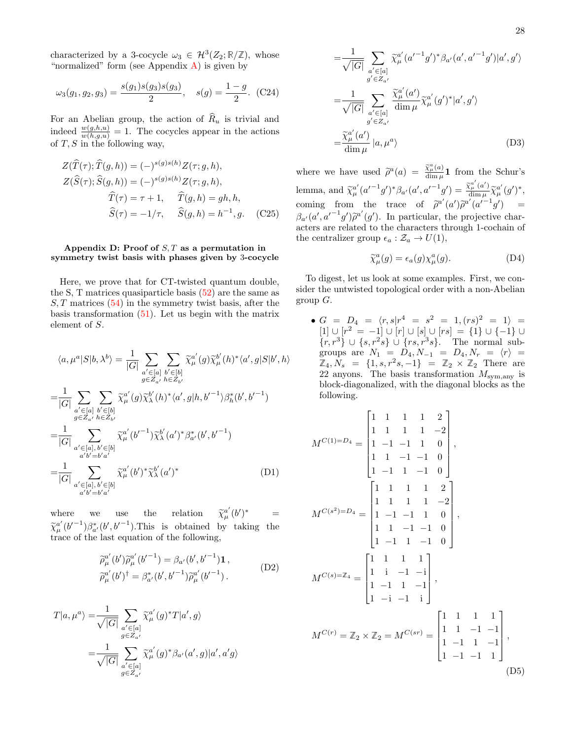characterized by a 3-cocycle $\omega_3 \in \mathcal{H}^3(Z_2;\mathbb{R}/\mathbb{Z})$, whose "normalized" form (see Appendix A) is given by

$$\omega_3(g_1,g_2,g_3) = \frac{s(g_1)s(g_3)s(g_3)}{2}, \quad s(g) = \frac{1-g}{2}. \quad \text{(C24)}$$

For an Abelian group, the action of $\widehat{R}_u$ is trivial and indeed $\frac{w(g,h,u)}{w(h,g,u)} = 1$. The cocycles appear in the actions of $T, S$ in the following way,

$$\begin{aligned}
Z(\widehat{T}(\tau);\widehat{T}(g,h)) &= (-)^{s(g)s(h)}Z(\tau;g,h),\\
Z(\widehat{S}(\tau);\widehat{S}(g,h)) &= (-)^{s(g)s(h)}Z(\tau;g,h),\\
\widehat{T}(\tau) = \tau+1, &\quad \widehat{T}(g,h) = gh,h,\\
\widehat{S}(\tau) = -1/\tau, &\quad \widehat{S}(g,h) = h^{-1},g. \quad \text{(C25)}
\end{aligned}$$

## Appendix D: Proof of $S,T$ as a permutation in symmetry twist basis with phases given by 3-cocycle

Here, we prove that for CT-twisted quantum double, the S, T matrices quasiparticle basis (52) are the same as $S,T$ matrices (54) in the symmetry twist basis, after the basis transformation (51). Let us begin with the matrix element of $S$.

$$\begin{aligned}
\langle a,\mu^a|S|b,\lambda^b\rangle =& \frac{1}{|G|}\sum_{\substack{a'\in[a]\\ g\in Z_{a'}}}\sum_{\substack{b'\in[b]\\ h\in Z_{b'}}} \widetilde{\chi}^{a'}_\mu(g)\widetilde{\chi}^{b'}_\mu(h)^*\langle a',g|S|b',h\rangle\\
=&\frac{1}{|G|}\sum_{\substack{a'\in[a]\\ g\in Z_{a'}}}\sum_{\substack{b'\in[b]\\ h\in Z_{b'}}} \widetilde{\chi}^{a'}_\mu(g)\widetilde{\chi}^{b'}_\lambda(h)^*\langle a',g|h,b'^{-1}\rangle\beta^*_h(b',b'^{-1})\\
=&\frac{1}{|G|}\sum_{\substack{a'\in[a],\,b'\in[b]\\ a'b'=b'a'}} \widetilde{\chi}^{a'}_\mu(b'^{-1})\widetilde{\chi}^{b'}_\lambda(a')^*\beta^*_{a'}(b',b'^{-1})\\
=&\frac{1}{|G|}\sum_{\substack{a'\in[a],\,b'\in[b]\\ a'b'=b'a'}} \widetilde{\chi}^{a'}_\mu(b')^*\widetilde{\chi}^{b'}_\lambda(a')^* \qquad \text{(D1)}
\end{aligned}$$

where we use the relation $\widetilde{\chi}^{a'}_\mu(b')^* = \widetilde{\chi}^{a'}_\mu(b'^{-1})\beta^*_{a'}(b',b'^{-1})$. This is obtained by taking the trace of the last equation of the following,

$$\begin{aligned}
\widetilde{\rho}^{a'}_\mu(b')\widetilde{\rho}^{a'}_\mu(b'^{-1}) &= \beta_{a'}(b',b'^{-1})\mathbf{1}\,,\\
\widetilde{\rho}^{a'}_\mu(b')^\dagger &= \beta^*_{a'}(b',b'^{-1})\widetilde{\rho}^{a'}_\mu(b'^{-1})\,.
\end{aligned} \quad \text{(D2)}$$

$$\begin{aligned}
T|a,\mu^a\rangle =& \frac{1}{\sqrt{|G|}}\sum_{\substack{a'\in[a]\\ g\in Z_{a'}}} \widetilde{\chi}^{a'}_\mu(g)^* T|a',g\rangle\\
=&\frac{1}{\sqrt{|G|}}\sum_{\substack{a'\in[a]\\ g\in Z_{a'}}} \widetilde{\chi}^{a'}_\mu(g)^*\beta_{a'}(a',g)|a',a'g\rangle\\
=&\frac{1}{\sqrt{|G|}}\sum_{\substack{a'\in[a]\\ g'\in Z_{a'}}} \widetilde{\chi}^{a'}_\mu(a'^{-1}g')^*\beta_{a'}(a',a'^{-1}g')|a',g'\rangle\\
=&\frac{1}{\sqrt{|G|}}\sum_{\substack{a'\in[a]\\ g'\in Z_{a'}}} \frac{\widetilde{\chi}^{a'}_\mu(a')}{\dim\mu}\widetilde{\chi}^{a'}_\mu(g')^*|a',g'\rangle\\
=&\frac{\widetilde{\chi}^{a'}_\mu(a')}{\dim\mu}\,|a,\mu^a\rangle \qquad \text{(D3)}
\end{aligned}$$

where we have used $\widetilde{\rho}^a(a) = \frac{\widetilde{\chi}^a_\mu(a)}{\dim\mu}\mathbf{1}$ from the Schur's lemma, and $\widetilde{\chi}^{a'}_\mu(a'^{-1}g')^*\beta_{a'}(a',a'^{-1}g') = \frac{\widetilde{\chi}^{a'}_\mu(a')}{\dim\mu}\widetilde{\chi}^{a'}_\mu(g')^*$, coming from the trace of $\widetilde{\rho}^{a'}(a')\widetilde{\rho}^{a'}(a'^{-1}g') = \beta_{a'}(a',a'^{-1}g')\widetilde{\rho}^{a'}(g')$. In particular, the projective characters are related to the characters through 1-cochain of the centralizer group $\epsilon_a : \mathcal{Z}_a \to U(1)$,

$$\widetilde{\chi}^a_\mu(g) = \epsilon_a(g)\chi^a_\mu(g). \quad \text{(D4)}$$

To digest, let us look at some examples. First, we consider the untwisted topological order with a non-Abelian group $G$.

- $G = D_4 = \langle r,s|r^4 = s^2 = 1,(rs)^2 = 1\rangle = [1]\cup[r^2=-1]\cup[r]\cup[s]\cup[rs] = \{1\}\cup\{-1\}\cup\{r,r^3\}\cup\{s,r^2s\}\cup\{rs,r^3s\}$. The normal subgroups are $N_1 = D_4, N_{-1} = D_4, N_r = \langle r\rangle = \mathbb{Z}_4, N_s = \{1,s,r^2s,-1\} = \mathbb{Z}_2\times\mathbb{Z}_2$ There are 22 anyons. The basis transformation $M_{\text{sym,any}}$ is block-diagonalized, with the diagonal blocks as the following.

$$\begin{aligned}
M^{C(1)=D_4} &= \begin{bmatrix} 1 & 1 & 1 & 1 & 2\\ 1 & 1 & 1 & 1 & -2\\ 1 & -1 & -1 & 1 & 0\\ 1 & 1 & -1 & -1 & 0\\ 1 & -1 & 1 & -1 & 0\end{bmatrix},\\
M^{C(s^2)=D_4} &= \begin{bmatrix} 1 & 1 & 1 & 1 & 2\\ 1 & 1 & 1 & 1 & -2\\ 1 & -1 & -1 & 1 & 0\\ 1 & 1 & -1 & -1 & 0\\ 1 & -1 & 1 & -1 & 0\end{bmatrix},\\
M^{C(s)=\mathbb{Z}_4} &= \begin{bmatrix} 1 & 1 & 1 & 1\\ 1 & \mathrm{i} & -1 & -\mathrm{i}\\ 1 & -1 & 1 & -1\\ 1 & -\mathrm{i} & -1 & \mathrm{i}\end{bmatrix},\\
M^{C(r)} = \mathbb{Z}_2\times\mathbb{Z}_2 = M^{C(sr)} &= \begin{bmatrix} 1 & 1 & 1 & 1\\ 1 & 1 & -1 & -1\\ 1 & -1 & 1 & -1\\ 1 & -1 & -1 & 1\end{bmatrix},
\end{aligned} \quad \text{(D5)}$$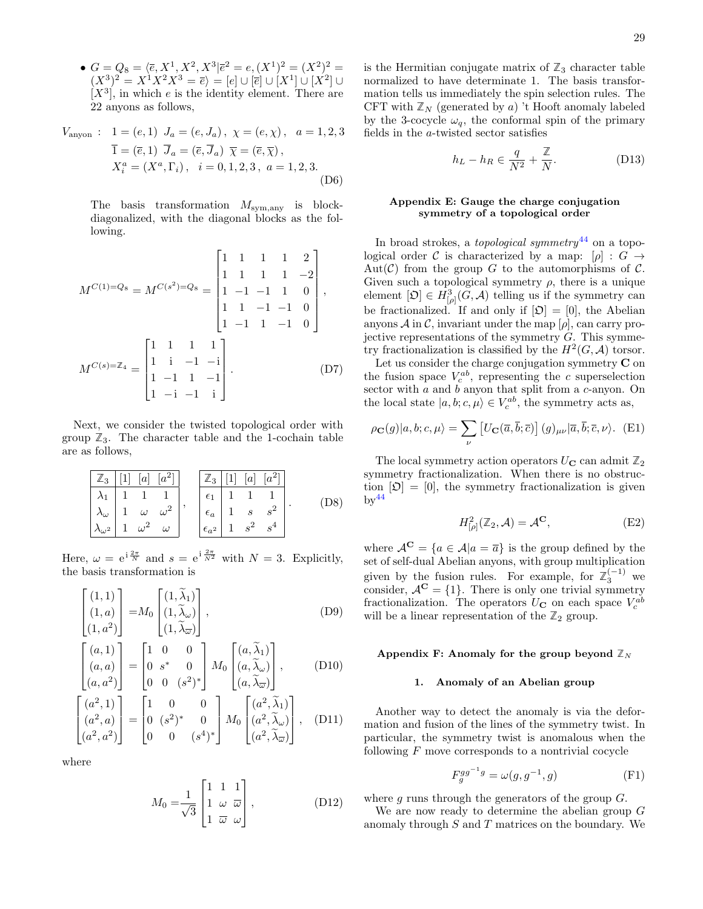- $G = Q_8 = \langle \bar{e}, X^1, X^2, X^3 | \bar{e}^2 = e, (X^1)^2 = (X^2)^2 = (X^3)^2 = X^1X^2X^3 = \bar{e}\rangle = [e] \cup [\bar{e}] \cup [X^1] \cup [X^2] \cup [X^3]$, in which $e$ is the identity element. There are 22 anyons as follows,

$$
\begin{aligned}
V_{\text{anyon}}: \quad & 1 = (e, 1) \;\; J_a = (e, J_a)\,, \;\; \chi = (e, \chi)\,, \quad a = 1, 2, 3 \\
& \overline{1} = (\bar{e}, 1) \;\; \overline{J}_a = (\bar{e}, \overline{J}_a) \;\; \overline{\chi} = (\bar{e}, \overline{\chi})\,, \\
& X_i^a = (X^a, \Gamma_i)\,, \quad i = 0, 1, 2, 3\,, \;\; a = 1, 2, 3.
\end{aligned}
\tag{D6}
$$

The basis transformation $M_{\text{sym,any}}$ is block-diagonalized, with the diagonal blocks as the following.

$$
M^{C(1)=Q_8} = M^{C(s^2)=Q_8} = \begin{bmatrix} 1 & 1 & 1 & 1 & 2 \\ 1 & 1 & 1 & 1 & -2 \\ 1 & -1 & -1 & 1 & 0 \\ 1 & 1 & -1 & -1 & 0 \\ 1 & -1 & 1 & -1 & 0 \end{bmatrix},
$$

$$
M^{C(s)=\mathbb{Z}_4} = \begin{bmatrix} 1 & 1 & 1 & 1 \\ 1 & \mathrm{i} & -1 & -\mathrm{i} \\ 1 & -1 & 1 & -1 \\ 1 & -\mathrm{i} & -1 & \mathrm{i} \end{bmatrix}.
\tag{D7}
$$

Next, we consider the twisted topological order with group $\mathbb{Z}_3$. The character table and the 1-cochain table are as follows,

| $\mathbb{Z}_3$ | $[1]$ | $[a]$ | $[a^2]$ |
|---|---|---|---|
| $\lambda_1$ | 1 | 1 | 1 |
| $\lambda_\omega$ | 1 | $\omega$ | $\omega^2$ |
| $\lambda_{\omega^2}$ | 1 | $\omega^2$ | $\omega$ |

| $\mathbb{Z}_3$ | $[1]$ | $[a]$ | $[a^2]$ |
|---|---|---|---|
| $\epsilon_1$ | 1 | 1 | 1 |
| $\epsilon_a$ | 1 | $s$ | $s^2$ |
| $\epsilon_{a^2}$ | 1 | $s^2$ | $s^4$ |

(D8)

Here, $\omega = \mathrm{e}^{\mathrm{i}\frac{2\pi}{N}}$ and $s = \mathrm{e}^{\mathrm{i}\frac{2\pi}{N^2}}$ with $N = 3$. Explicitly, the basis transformation is

$$
\begin{bmatrix} (1,1) \\ (1,a) \\ (1,a^2) \end{bmatrix} = M_0 \begin{bmatrix} (1,\widetilde{\lambda}_1) \\ (1,\widetilde{\lambda}_\omega) \\ (1,\widetilde{\lambda}_{\varpi}) \end{bmatrix},
\tag{D9}
$$

$$
\begin{bmatrix} (a,1) \\ (a,a) \\ (a,a^2) \end{bmatrix} = \begin{bmatrix} 1 & 0 & 0 \\ 0 & s^* & 0 \\ 0 & 0 & (s^2)^* \end{bmatrix} M_0 \begin{bmatrix} (a,\widetilde{\lambda}_1) \\ (a,\widetilde{\lambda}_\omega) \\ (a,\widetilde{\lambda}_{\varpi}) \end{bmatrix},
\tag{D10}
$$

$$
\begin{bmatrix} (a^2,1) \\ (a^2,a) \\ (a^2,a^2) \end{bmatrix} = \begin{bmatrix} 1 & 0 & 0 \\ 0 & (s^2)^* & 0 \\ 0 & 0 & (s^4)^* \end{bmatrix} M_0 \begin{bmatrix} (a^2,\widetilde{\lambda}_1) \\ (a^2,\widetilde{\lambda}_\omega) \\ (a^2,\widetilde{\lambda}_{\varpi}) \end{bmatrix},
\tag{D11}
$$

where

$$
M_0 = \frac{1}{\sqrt{3}} \begin{bmatrix} 1 & 1 & 1 \\ 1 & \omega & \varpi \\ 1 & \varpi & \omega \end{bmatrix},
\tag{D12}
$$

is the Hermitian conjugate matrix of $\mathbb{Z}_3$ character table normalized to have determinate 1. The basis transformation tells us immediately the spin selection rules. The CFT with $\mathbb{Z}_N$ (generated by $a$) 't Hooft anomaly labeled by the 3-cocycle $\omega_q$, the conformal spin of the primary fields in the $a$-twisted sector satisfies

$$
h_L - h_R \in \frac{q}{N^2} + \frac{\mathbb{Z}}{N}.
\tag{D13}
$$

## Appendix E: Gauge the charge conjugation symmetry of a topological order

In broad strokes, a *topological symmetry*[44] on a topological order $\mathcal{C}$ is characterized by a map: $[\rho] : G \to \mathrm{Aut}(\mathcal{C})$ from the group $G$ to the automorphisms of $\mathcal{C}$. Given such a topological symmetry $\rho$, there is a unique element $[\mathfrak{O}] \in H^3_{[\rho]}(G, \mathcal{A})$ telling us if the symmetry can be fractionalized. If and only if $[\mathfrak{O}] = [0]$, the Abelian anyons $\mathcal{A}$ in $\mathcal{C}$, invariant under the map $[\rho]$, can carry projective representations of the symmetry $G$. This symmetry fractionalization is classified by the $H^2(G, \mathcal{A})$ torsor.

Let us consider the charge conjugation symmetry $\mathbf{C}$ on the fusion space $V^{ab}_c$, representing the $c$ superselection sector with $a$ and $b$ anyon that split from a $c$-anyon. On the local state $|a, b; c, \mu\rangle \in V^{ab}_c$, the symmetry acts as,

$$
\rho_{\mathbf{C}}(g)|a, b; c, \mu\rangle = \sum_\nu \left[U_{\mathbf{C}}(\overline{a}, \overline{b}; \overline{c})\right](g)_{\mu\nu} |\overline{a}, \overline{b}; \overline{c}, \nu\rangle.
\tag{E1}
$$

The local symmetry action operators $U_{\mathbf{C}}$ can admit $\mathbb{Z}_2$ symmetry fractionalization. When there is no obstruction $[\mathfrak{O}] = [0]$, the symmetry fractionalization is given by[44]

$$
H^2_{[\rho]}(\mathbb{Z}_2, \mathcal{A}) = \mathcal{A}^{\mathbf{C}},
\tag{E2}
$$

where $\mathcal{A}^{\mathbf{C}} = \{a \in \mathcal{A} | a = \overline{a}\}$ is the group defined by the set of self-dual Abelian anyons, with group multiplication given by the fusion rules. For example, for $\mathbb{Z}_3^{(-1)}$ we consider, $\mathcal{A}^{\mathbf{C}} = \{1\}$. There is only one trivial symmetry fractionalization. The operators $U_{\mathbf{C}}$ on each space $V^{ab}_c$ will be a linear representation of the $\mathbb{Z}_2$ group.

## Appendix F: Anomaly for the group beyond $\mathbb{Z}_N$

### 1. Anomaly of an Abelian group

Another way to detect the anomaly is via the deformation and fusion of the lines of the symmetry twist. In particular, the symmetry twist is anomalous when the following $F$ move corresponds to a nontrivial cocycle

$$
F^{gg^{-1}g}_g = \omega(g, g^{-1}, g)
\tag{F1}
$$

where $g$ runs through the generators of the group $G$.

We are now ready to determine the abelian group $G$ anomaly through $S$ and $T$ matrices on the boundary. We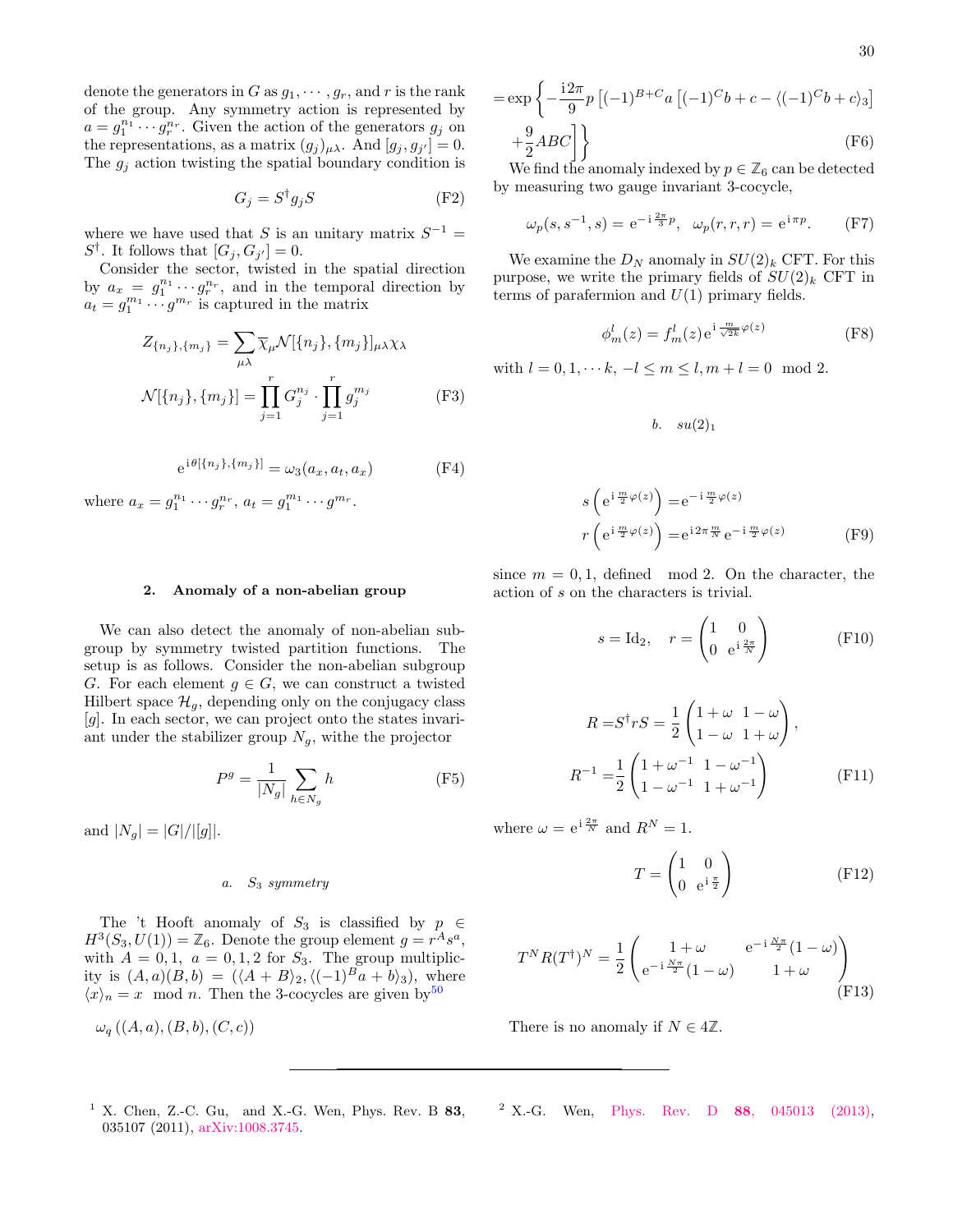denote the generators in $G$ as $g_1, \cdots, g_r$, and $r$ is the rank of the group. Any symmetry action is represented by $a = g_1^{n_1} \cdots g_r^{n_r}$. Given the action of the generators $g_j$ on the representations, as a matrix $(g_j)_{\mu\lambda}$. And $[g_j, g_{j'}] = 0$. The $g_j$ action twisting the spatial boundary condition is

$$G_j = S^\dagger g_j S \tag{F2}$$

where we have used that $S$ is an unitary matrix $S^{-1} = S^\dagger$. It follows that $[G_j, G_{j'}] = 0$.

Consider the sector, twisted in the spatial direction by $a_x = g_1^{n_1} \cdots g_r^{n_r}$, and in the temporal direction by $a_t = g_1^{m_1} \cdots g^{m_r}$ is captured in the matrix

$$Z_{\{n_j\},\{m_j\}} = \sum_{\mu\lambda} \overline{\chi}_\mu \mathcal{N}[\{n_j\},\{m_j\}]_{\mu\lambda} \chi_\lambda$$

$$\mathcal{N}[\{n_j\},\{m_j\}] = \prod_{j=1}^{r} G_j^{n_j} \cdot \prod_{j=1}^{r} g_j^{m_j} \tag{F3}$$

$$e^{i\theta[\{n_j\},\{m_j\}]} = \omega_3(a_x, a_t, a_x) \tag{F4}$$

where $a_x = g_1^{n_1} \cdots g_r^{n_r}$, $a_t = g_1^{m_1} \cdots g^{m_r}$.

### 2. Anomaly of a non-abelian group

We can also detect the anomaly of non-abelian subgroup by symmetry twisted partition functions. The setup is as follows. Consider the non-abelian subgroup $G$. For each element $g \in G$, we can construct a twisted Hilbert space $\mathcal{H}_g$, depending only on the conjugacy class $[g]$. In each sector, we can project onto the states invariant under the stabilizer group $N_g$, withe the projector

$$P^g = \frac{1}{|N_g|} \sum_{h \in N_g} h \tag{F5}$$

and $|N_g| = |G|/|[g]|$.

#### a. $S_3$ symmetry

The 't Hooft anomaly of $S_3$ is classified by $p \in H^3(S_3, U(1)) = \mathbb{Z}_6$. Denote the group element $g = r^A s^a$, with $A = 0, 1$, $a = 0, 1, 2$ for $S_3$. The group multiplicity is $(A, a)(B, b) = (\langle A + B\rangle_2, \langle (-1)^B a + b\rangle_3)$, where $\langle x \rangle_n = x \mod n$. Then the 3-cocycles are given by[50]

$$\omega_q\left((A,a),(B,b),(C,c)\right)$$
$$= \exp\left\{-\frac{i 2\pi}{9} p \left[(-1)^{B+C} a \left[(-1)^C b + c - \langle (-1)^C b + c\rangle_3\right] + \frac{9}{2} ABC\right]\right\} \tag{F6}$$

We find the anomaly indexed by $p \in \mathbb{Z}_6$ can be detected by measuring two gauge invariant 3-cocycle,

$$\omega_p(s, s^{-1}, s) = e^{-i\frac{2\pi}{3}p}, \quad \omega_p(r, r, r) = e^{i\pi p}. \tag{F7}$$

We examine the $D_N$ anomaly in $SU(2)_k$ CFT. For this purpose, we write the primary fields of $SU(2)_k$ CFT in terms of parafermion and $U(1)$ primary fields.

$$\phi_m^l(z) = f_m^l(z) e^{i\frac{m}{\sqrt{2k}}\varphi(z)} \tag{F8}$$

with $l = 0, 1, \cdots k$, $-l \le m \le l, m + l = 0 \mod 2$.

#### b. $su(2)_1$

$$s\left(e^{i\frac{m}{2}\varphi(z)}\right) = e^{-i\frac{m}{2}\varphi(z)}$$
$$r\left(e^{i\frac{m}{2}\varphi(z)}\right) = e^{i 2\pi\frac{m}{N}} e^{-i\frac{m}{2}\varphi(z)} \tag{F9}$$

since $m = 0, 1$, defined mod 2. On the character, the action of $s$ on the characters is trivial.

$$s = \mathrm{Id}_2, \quad r = \begin{pmatrix} 1 & 0 \\ 0 & e^{i\frac{2\pi}{N}} \end{pmatrix} \tag{F10}$$

$$R = S^\dagger r S = \frac{1}{2}\begin{pmatrix} 1+\omega & 1-\omega \\ 1-\omega & 1+\omega \end{pmatrix},$$
$$R^{-1} = \frac{1}{2}\begin{pmatrix} 1+\omega^{-1} & 1-\omega^{-1} \\ 1-\omega^{-1} & 1+\omega^{-1} \end{pmatrix} \tag{F11}$$

where $\omega = e^{i\frac{2\pi}{N}}$ and $R^N = 1$.

$$T = \begin{pmatrix} 1 & 0 \\ 0 & e^{i\frac{\pi}{2}} \end{pmatrix} \tag{F12}$$

$$T^N R (T^\dagger)^N = \frac{1}{2}\begin{pmatrix} 1+\omega & e^{-i\frac{N\pi}{2}}(1-\omega) \\ e^{-i\frac{N\pi}{2}}(1-\omega) & 1+\omega \end{pmatrix} \tag{F13}$$

There is no anomaly if $N \in 4\mathbb{Z}$.

---

[1] X. Chen, Z.-C. Gu, and X.-G. Wen, Phys. Rev. B **83**, 035107 (2011), arXiv:1008.3745.

[2] X.-G. Wen, Phys. Rev. D **88**, 045013 (2013),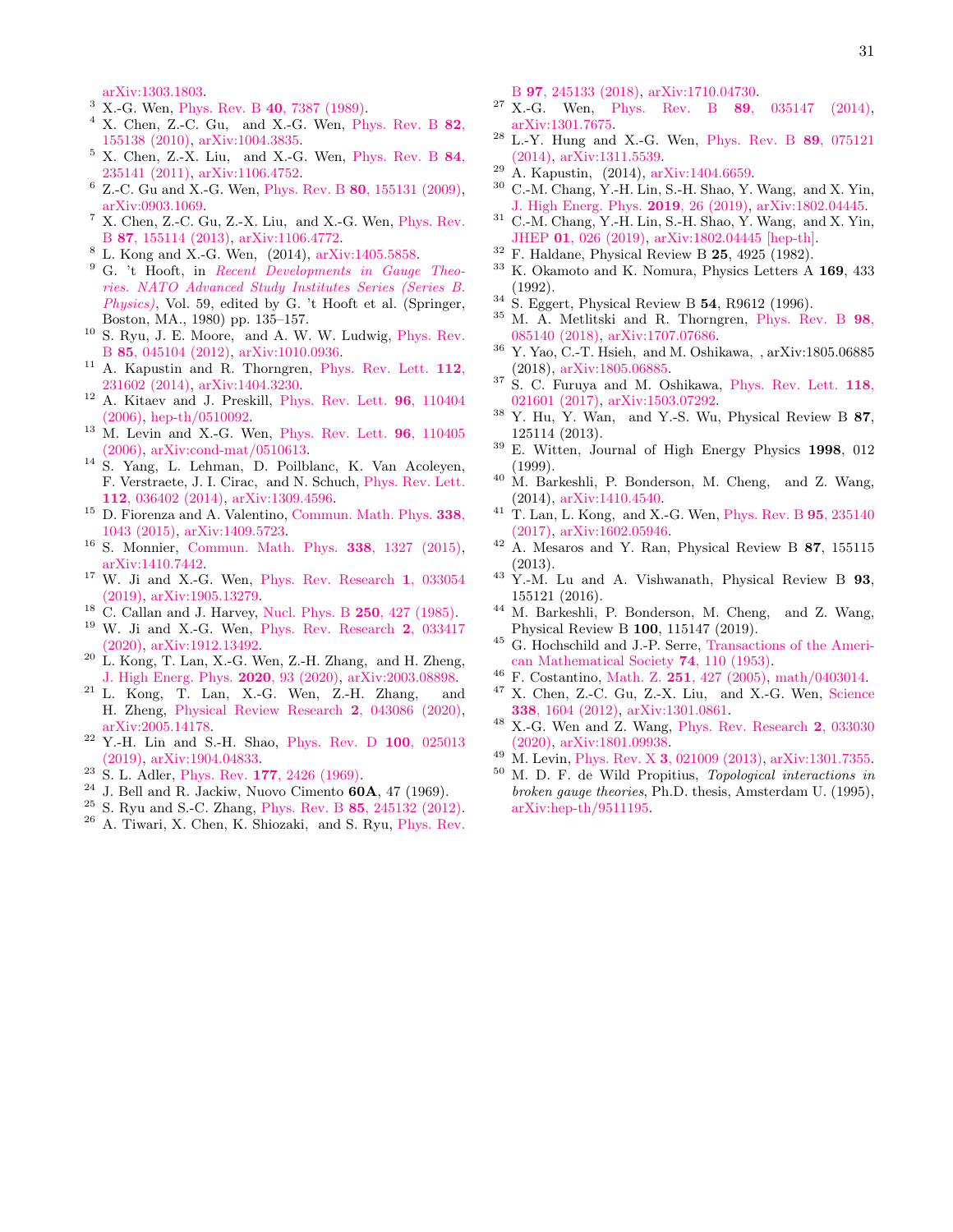arXiv:1303.1803.

[3] X.-G. Wen, Phys. Rev. B **40**, 7387 (1989).

[4] X. Chen, Z.-C. Gu, and X.-G. Wen, Phys. Rev. B **82**, 155138 (2010), arXiv:1004.3835.

[5] X. Chen, Z.-X. Liu, and X.-G. Wen, Phys. Rev. B **84**, 235141 (2011), arXiv:1106.4752.

[6] Z.-C. Gu and X.-G. Wen, Phys. Rev. B **80**, 155131 (2009), arXiv:0903.1069.

[7] X. Chen, Z.-C. Gu, Z.-X. Liu, and X.-G. Wen, Phys. Rev. B **87**, 155114 (2013), arXiv:1106.4772.

[8] L. Kong and X.-G. Wen, (2014), arXiv:1405.5858.

[9] G. 't Hooft, in *Recent Developments in Gauge Theories. NATO Advanced Study Institutes Series (Series B. Physics)*, Vol. 59, edited by G. 't Hooft et al. (Springer, Boston, MA., 1980) pp. 135–157.

[10] S. Ryu, J. E. Moore, and A. W. W. Ludwig, Phys. Rev. B **85**, 045104 (2012), arXiv:1010.0936.

[11] A. Kapustin and R. Thorngren, Phys. Rev. Lett. **112**, 231602 (2014), arXiv:1404.3230.

[12] A. Kitaev and J. Preskill, Phys. Rev. Lett. **96**, 110404 (2006), hep-th/0510092.

[13] M. Levin and X.-G. Wen, Phys. Rev. Lett. **96**, 110405 (2006), arXiv:cond-mat/0510613.

[14] S. Yang, L. Lehman, D. Poilblanc, K. Van Acoleyen, F. Verstraete, J. I. Cirac, and N. Schuch, Phys. Rev. Lett. **112**, 036402 (2014), arXiv:1309.4596.

[15] D. Fiorenza and A. Valentino, Commun. Math. Phys. **338**, 1043 (2015), arXiv:1409.5723.

[16] S. Monnier, Commun. Math. Phys. **338**, 1327 (2015), arXiv:1410.7442.

[17] W. Ji and X.-G. Wen, Phys. Rev. Research **1**, 033054 (2019), arXiv:1905.13279.

[18] C. Callan and J. Harvey, Nucl. Phys. B **250**, 427 (1985).

[19] W. Ji and X.-G. Wen, Phys. Rev. Research **2**, 033417 (2020), arXiv:1912.13492.

[20] L. Kong, T. Lan, X.-G. Wen, Z.-H. Zhang, and H. Zheng, J. High Energ. Phys. **2020**, 93 (2020), arXiv:2003.08898.

[21] L. Kong, T. Lan, X.-G. Wen, Z.-H. Zhang, and H. Zheng, Physical Review Research **2**, 043086 (2020), arXiv:2005.14178.

[22] Y.-H. Lin and S.-H. Shao, Phys. Rev. D **100**, 025013 (2019), arXiv:1904.04833.

[23] S. L. Adler, Phys. Rev. **177**, 2426 (1969).

[24] J. Bell and R. Jackiw, Nuovo Cimento **60A**, 47 (1969).

[25] S. Ryu and S.-C. Zhang, Phys. Rev. B **85**, 245132 (2012).

[26] A. Tiwari, X. Chen, K. Shiozaki, and S. Ryu, Phys. Rev. B **97**, 245133 (2018), arXiv:1710.04730.

[27] X.-G. Wen, Phys. Rev. B **89**, 035147 (2014), arXiv:1301.7675.

[28] L.-Y. Hung and X.-G. Wen, Phys. Rev. B **89**, 075121 (2014), arXiv:1311.5539.

[29] A. Kapustin, (2014), arXiv:1404.6659.

[30] C.-M. Chang, Y.-H. Lin, S.-H. Shao, Y. Wang, and X. Yin, J. High Energ. Phys. **2019**, 26 (2019), arXiv:1802.04445.

[31] C.-M. Chang, Y.-H. Lin, S.-H. Shao, Y. Wang, and X. Yin, JHEP **01**, 026 (2019), arXiv:1802.04445 [hep-th].

[32] F. Haldane, Physical Review B **25**, 4925 (1982).

[33] K. Okamoto and K. Nomura, Physics Letters A **169**, 433 (1992).

[34] S. Eggert, Physical Review B **54**, R9612 (1996).

[35] M. A. Metlitski and R. Thorngren, Phys. Rev. B **98**, 085140 (2018), arXiv:1707.07686.

[36] Y. Yao, C.-T. Hsieh, and M. Oshikawa, , arXiv:1805.06885 (2018), arXiv:1805.06885.

[37] S. C. Furuya and M. Oshikawa, Phys. Rev. Lett. **118**, 021601 (2017), arXiv:1503.07292.

[38] Y. Hu, Y. Wan, and Y.-S. Wu, Physical Review B **87**, 125114 (2013).

[39] E. Witten, Journal of High Energy Physics **1998**, 012 (1999).

[40] M. Barkeshli, P. Bonderson, M. Cheng, and Z. Wang, (2014), arXiv:1410.4540.

[41] T. Lan, L. Kong, and X.-G. Wen, Phys. Rev. B **95**, 235140 (2017), arXiv:1602.05946.

[42] A. Mesaros and Y. Ran, Physical Review B **87**, 155115 (2013).

[43] Y.-M. Lu and A. Vishwanath, Physical Review B **93**, 155121 (2016).

[44] M. Barkeshli, P. Bonderson, M. Cheng, and Z. Wang, Physical Review B **100**, 115147 (2019).

[45] G. Hochschild and J.-P. Serre, Transactions of the American Mathematical Society **74**, 110 (1953).

[46] F. Costantino, Math. Z. **251**, 427 (2005), math/0403014.

[47] X. Chen, Z.-C. Gu, Z.-X. Liu, and X.-G. Wen, Science **338**, 1604 (2012), arXiv:1301.0861.

[48] X.-G. Wen and Z. Wang, Phys. Rev. Research **2**, 033030 (2020), arXiv:1801.09938.

[49] M. Levin, Phys. Rev. X **3**, 021009 (2013), arXiv:1301.7355.

[50] M. D. F. de Wild Propitius, *Topological interactions in broken gauge theories*, Ph.D. thesis, Amsterdam U. (1995), arXiv:hep-th/9511195.